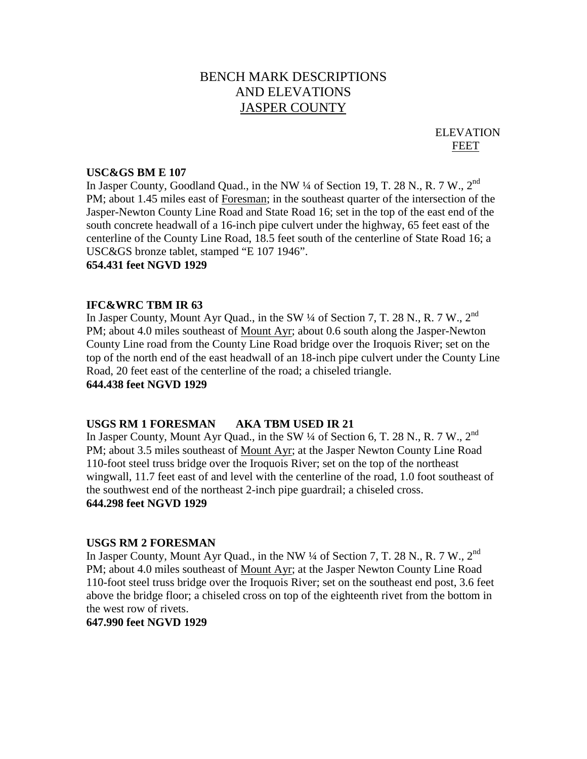# BENCH MARK DESCRIPTIONS AND ELEVATIONS JASPER COUNTY

ELEVATION FEET

**USC&GS BM E 107**

In Jasper County, Goodland Quad., in the NW ¼ of Section 19, T. 28 N., R. 7 W., 2nd PM; about 1.45 miles east of Foresman; in the southeast quarter of the intersection of the Jasper-Newton County Line Road and State Road 16; set in the top of the east end of the south concrete headwall of a 16-inch pipe culvert under the highway, 65 feet east of the centerline of the County Line Road, 18.5 feet south of the centerline of State Road 16; a USC&GS bronze tablet, stamped "E 107 1946".

**654.431 feet NGVD 1929**

**IFC&WRC TBM IR 63**

In Jasper County, Mount Ayr Quad., in the SW ¼ of Section 7, T. 28 N., R. 7 W., 2nd PM; about 4.0 miles southeast of Mount Ayr; about 0.6 south along the Jasper-Newton County Line road from the County Line Road bridge over the Iroquois River; set on the top of the north end of the east headwall of an 18-inch pipe culvert under the County Line Road, 20 feet east of the centerline of the road; a chiseled triangle.

**644.438 feet NGVD 1929**

**USGS RM 1 FORESMAN AKA TBM USED IR 21**

In Jasper County, Mount Ayr Quad., in the SW ¼ of Section 6, T. 28 N., R. 7 W., 2nd PM; about 3.5 miles southeast of Mount Ayr; at the Jasper Newton County Line Road 110-foot steel truss bridge over the Iroquois River; set on the top of the northeast wingwall, 11.7 feet east of and level with the centerline of the road, 1.0 foot southeast of the southwest end of the northeast 2-inch pipe guardrail; a chiseled cross.

**644.298 feet NGVD 1929**

**USGS RM 2 FORESMAN**

In Jasper County, Mount Ayr Quad., in the NW ¼ of Section 7, T. 28 N., R. 7 W., 2nd PM; about 4.0 miles southeast of Mount Ayr; at the Jasper Newton County Line Road 110-foot steel truss bridge over the Iroquois River; set on the southeast end post, 3.6 feet above the bridge floor; a chiseled cross on top of the eighteenth rivet from the bottom in the west row of rivets.

**647.990 feet NGVD 1929**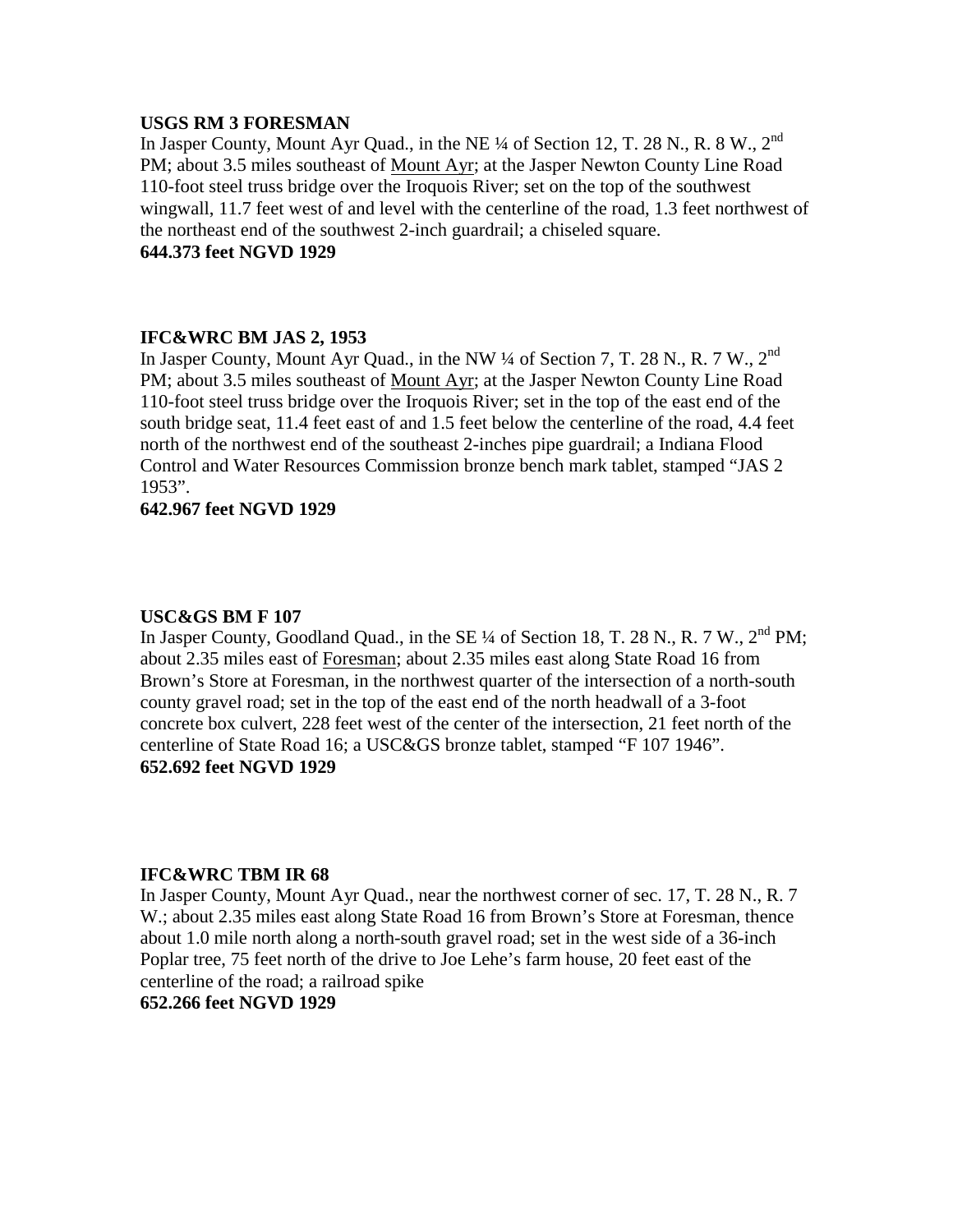**USGS RM 3 FORESMAN**
In Jasper County, Mount Ayr Quad., in the NE ¼ of Section 12, T. 28 N., R. 8 W., 2nd PM; about 3.5 miles southeast of Mount Ayr; at the Jasper Newton County Line Road 110-foot steel truss bridge over the Iroquois River; set on the top of the southwest wingwall, 11.7 feet west of and level with the centerline of the road, 1.3 feet northwest of the northeast end of the southwest 2-inch guardrail; a chiseled square.
**644.373 feet NGVD 1929**

**IFC&WRC BM JAS 2, 1953**
In Jasper County, Mount Ayr Quad., in the NW ¼ of Section 7, T. 28 N., R. 7 W., 2nd PM; about 3.5 miles southeast of Mount Ayr; at the Jasper Newton County Line Road 110-foot steel truss bridge over the Iroquois River; set in the top of the east end of the south bridge seat, 11.4 feet east of and 1.5 feet below the centerline of the road, 4.4 feet north of the northwest end of the southeast 2-inches pipe guardrail; a Indiana Flood Control and Water Resources Commission bronze bench mark tablet, stamped "JAS 2 1953".
**642.967 feet NGVD 1929**

**USC&GS BM F 107**
In Jasper County, Goodland Quad., in the SE ¼ of Section 18, T. 28 N., R. 7 W., 2nd PM; about 2.35 miles east of Foresman; about 2.35 miles east along State Road 16 from Brown's Store at Foresman, in the northwest quarter of the intersection of a north-south county gravel road; set in the top of the east end of the north headwall of a 3-foot concrete box culvert, 228 feet west of the center of the intersection, 21 feet north of the centerline of State Road 16; a USC&GS bronze tablet, stamped "F 107 1946".
**652.692 feet NGVD 1929**

**IFC&WRC TBM IR 68**
In Jasper County, Mount Ayr Quad., near the northwest corner of sec. 17, T. 28 N., R. 7 W.; about 2.35 miles east along State Road 16 from Brown's Store at Foresman, thence about 1.0 mile north along a north-south gravel road; set in the west side of a 36-inch Poplar tree, 75 feet north of the drive to Joe Lehe's farm house, 20 feet east of the centerline of the road; a railroad spike
**652.266 feet NGVD 1929**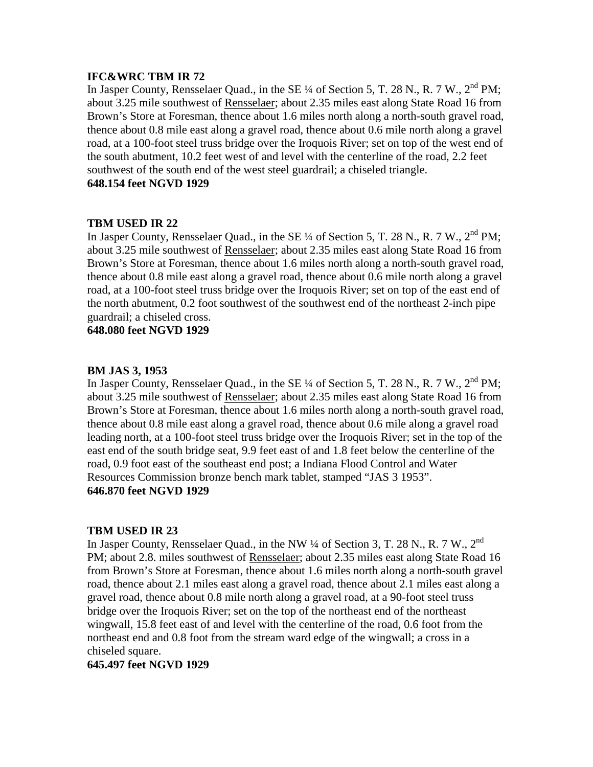**IFC&WRC TBM IR 72**

In Jasper County, Rensselaer Quad., in the SE ¼ of Section 5, T. 28 N., R. 7 W., 2nd PM; about 3.25 mile southwest of Rensselaer; about 2.35 miles east along State Road 16 from Brown's Store at Foresman, thence about 1.6 miles north along a north-south gravel road, thence about 0.8 mile east along a gravel road, thence about 0.6 mile north along a gravel road, at a 100-foot steel truss bridge over the Iroquois River; set on top of the west end of the south abutment, 10.2 feet west of and level with the centerline of the road, 2.2 feet southwest of the south end of the west steel guardrail; a chiseled triangle.

**648.154 feet NGVD 1929**

**TBM USED IR 22**

In Jasper County, Rensselaer Quad., in the SE ¼ of Section 5, T. 28 N., R. 7 W., 2nd PM; about 3.25 mile southwest of Rensselaer; about 2.35 miles east along State Road 16 from Brown's Store at Foresman, thence about 1.6 miles north along a north-south gravel road, thence about 0.8 mile east along a gravel road, thence about 0.6 mile north along a gravel road, at a 100-foot steel truss bridge over the Iroquois River; set on top of the east end of the north abutment, 0.2 foot southwest of the southwest end of the northeast 2-inch pipe guardrail; a chiseled cross.

**648.080 feet NGVD 1929**

**BM JAS 3, 1953**

In Jasper County, Rensselaer Quad., in the SE ¼ of Section 5, T. 28 N., R. 7 W., 2nd PM; about 3.25 mile southwest of Rensselaer; about 2.35 miles east along State Road 16 from Brown's Store at Foresman, thence about 1.6 miles north along a north-south gravel road, thence about 0.8 mile east along a gravel road, thence about 0.6 mile along a gravel road leading north, at a 100-foot steel truss bridge over the Iroquois River; set in the top of the east end of the south bridge seat, 9.9 feet east of and 1.8 feet below the centerline of the road, 0.9 foot east of the southeast end post; a Indiana Flood Control and Water Resources Commission bronze bench mark tablet, stamped "JAS 3 1953".

**646.870 feet NGVD 1929**

**TBM USED IR 23**

In Jasper County, Rensselaer Quad., in the NW ¼ of Section 3, T. 28 N., R. 7 W., 2nd PM; about 2.8. miles southwest of Rensselaer; about 2.35 miles east along State Road 16 from Brown's Store at Foresman, thence about 1.6 miles north along a north-south gravel road, thence about 2.1 miles east along a gravel road, thence about 2.1 miles east along a gravel road, thence about 0.8 mile north along a gravel road, at a 90-foot steel truss bridge over the Iroquois River; set on the top of the northeast end of the northeast wingwall, 15.8 feet east of and level with the centerline of the road, 0.6 foot from the northeast end and 0.8 foot from the stream ward edge of the wingwall; a cross in a chiseled square.

**645.497 feet NGVD 1929**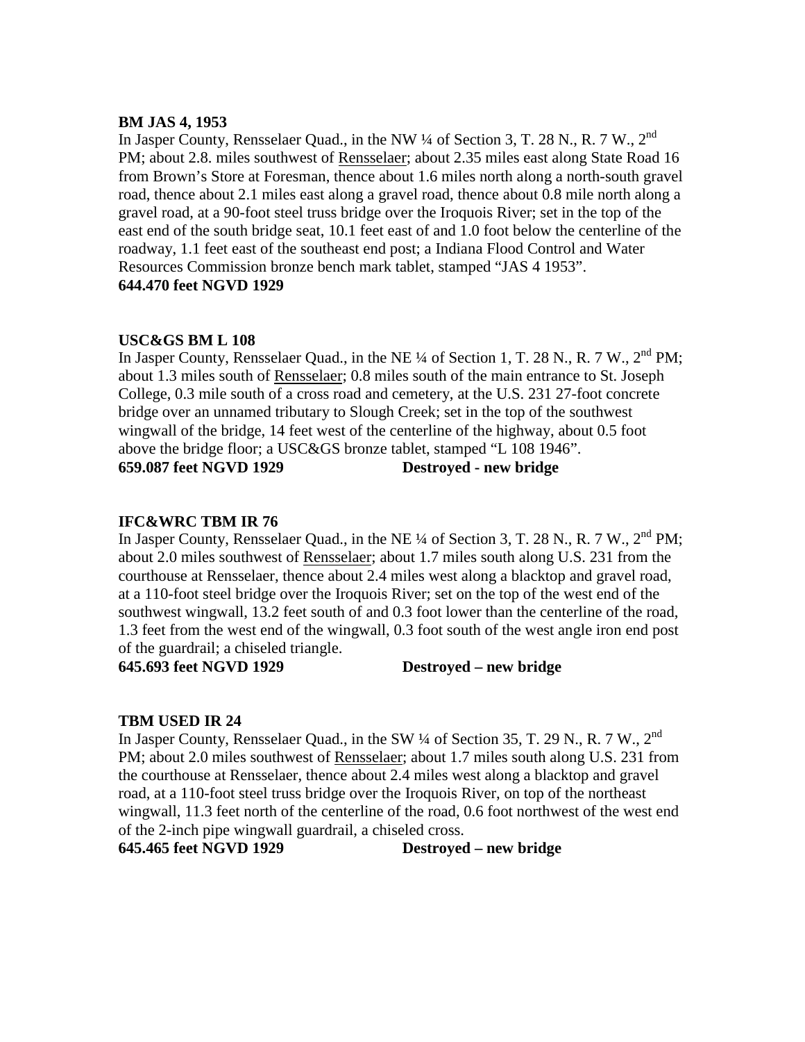**BM JAS 4, 1953**
In Jasper County, Rensselaer Quad., in the NW ¼ of Section 3, T. 28 N., R. 7 W., 2nd PM; about 2.8. miles southwest of Rensselaer; about 2.35 miles east along State Road 16 from Brown's Store at Foresman, thence about 1.6 miles north along a north-south gravel road, thence about 2.1 miles east along a gravel road, thence about 0.8 mile north along a gravel road, at a 90-foot steel truss bridge over the Iroquois River; set in the top of the east end of the south bridge seat, 10.1 feet east of and 1.0 foot below the centerline of the roadway, 1.1 feet east of the southeast end post; a Indiana Flood Control and Water Resources Commission bronze bench mark tablet, stamped "JAS 4 1953".
**644.470 feet NGVD 1929**

**USC&GS BM L 108**
In Jasper County, Rensselaer Quad., in the NE ¼ of Section 1, T. 28 N., R. 7 W., 2nd PM; about 1.3 miles south of Rensselaer; 0.8 miles south of the main entrance to St. Joseph College, 0.3 mile south of a cross road and cemetery, at the U.S. 231 27-foot concrete bridge over an unnamed tributary to Slough Creek; set in the top of the southwest wingwall of the bridge, 14 feet west of the centerline of the highway, about 0.5 foot above the bridge floor; a USC&GS bronze tablet, stamped "L 108 1946".
**659.087 feet NGVD 1929** **Destroyed - new bridge**

**IFC&WRC TBM IR 76**
In Jasper County, Rensselaer Quad., in the NE ¼ of Section 3, T. 28 N., R. 7 W., 2nd PM; about 2.0 miles southwest of Rensselaer; about 1.7 miles south along U.S. 231 from the courthouse at Rensselaer, thence about 2.4 miles west along a blacktop and gravel road, at a 110-foot steel bridge over the Iroquois River; set on the top of the west end of the southwest wingwall, 13.2 feet south of and 0.3 foot lower than the centerline of the road, 1.3 feet from the west end of the wingwall, 0.3 foot south of the west angle iron end post of the guardrail; a chiseled triangle.
**645.693 feet NGVD 1929** **Destroyed – new bridge**

**TBM USED IR 24**
In Jasper County, Rensselaer Quad., in the SW ¼ of Section 35, T. 29 N., R. 7 W., 2nd PM; about 2.0 miles southwest of Rensselaer; about 1.7 miles south along U.S. 231 from the courthouse at Rensselaer, thence about 2.4 miles west along a blacktop and gravel road, at a 110-foot steel truss bridge over the Iroquois River, on top of the northeast wingwall, 11.3 feet north of the centerline of the road, 0.6 foot northwest of the west end of the 2-inch pipe wingwall guardrail, a chiseled cross.
**645.465 feet NGVD 1929** **Destroyed – new bridge**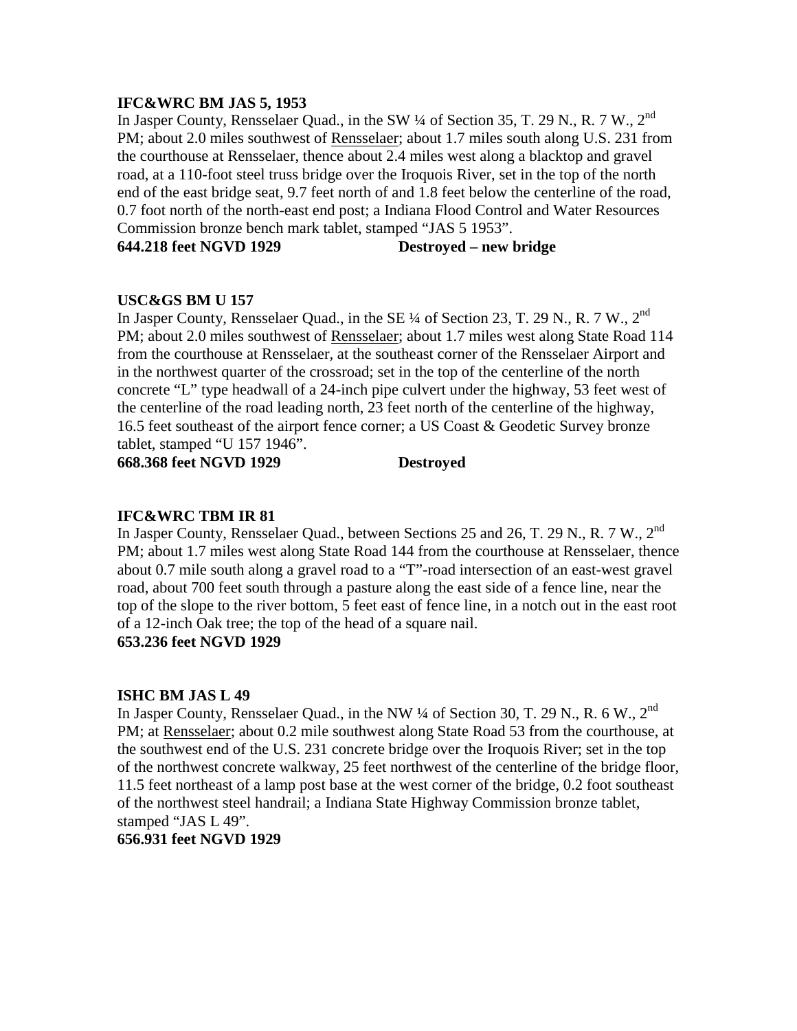**IFC&WRC BM JAS 5, 1953**

In Jasper County, Rensselaer Quad., in the SW ¼ of Section 35, T. 29 N., R. 7 W., 2nd PM; about 2.0 miles southwest of Rensselaer; about 1.7 miles south along U.S. 231 from the courthouse at Rensselaer, thence about 2.4 miles west along a blacktop and gravel road, at a 110-foot steel truss bridge over the Iroquois River, set in the top of the north end of the east bridge seat, 9.7 feet north of and 1.8 feet below the centerline of the road, 0.7 foot north of the north-east end post; a Indiana Flood Control and Water Resources Commission bronze bench mark tablet, stamped "JAS 5 1953".

**644.218 feet NGVD 1929 Destroyed – new bridge**

**USC&GS BM U 157**

In Jasper County, Rensselaer Quad., in the SE ¼ of Section 23, T. 29 N., R. 7 W., 2nd PM; about 2.0 miles southwest of Rensselaer; about 1.7 miles west along State Road 114 from the courthouse at Rensselaer, at the southeast corner of the Rensselaer Airport and in the northwest quarter of the crossroad; set in the top of the centerline of the north concrete "L" type headwall of a 24-inch pipe culvert under the highway, 53 feet west of the centerline of the road leading north, 23 feet north of the centerline of the highway, 16.5 feet southeast of the airport fence corner; a US Coast & Geodetic Survey bronze tablet, stamped "U 157 1946".

**668.368 feet NGVD 1929 Destroyed**

**IFC&WRC TBM IR 81**

In Jasper County, Rensselaer Quad., between Sections 25 and 26, T. 29 N., R. 7 W., 2nd PM; about 1.7 miles west along State Road 144 from the courthouse at Rensselaer, thence about 0.7 mile south along a gravel road to a "T"-road intersection of an east-west gravel road, about 700 feet south through a pasture along the east side of a fence line, near the top of the slope to the river bottom, 5 feet east of fence line, in a notch out in the east root of a 12-inch Oak tree; the top of the head of a square nail.

**653.236 feet NGVD 1929**

**ISHC BM JAS L 49**

In Jasper County, Rensselaer Quad., in the NW ¼ of Section 30, T. 29 N., R. 6 W., 2nd PM; at Rensselaer; about 0.2 mile southwest along State Road 53 from the courthouse, at the southwest end of the U.S. 231 concrete bridge over the Iroquois River; set in the top of the northwest concrete walkway, 25 feet northwest of the centerline of the bridge floor, 11.5 feet northeast of a lamp post base at the west corner of the bridge, 0.2 foot southeast of the northwest steel handrail; a Indiana State Highway Commission bronze tablet, stamped "JAS L 49".

**656.931 feet NGVD 1929**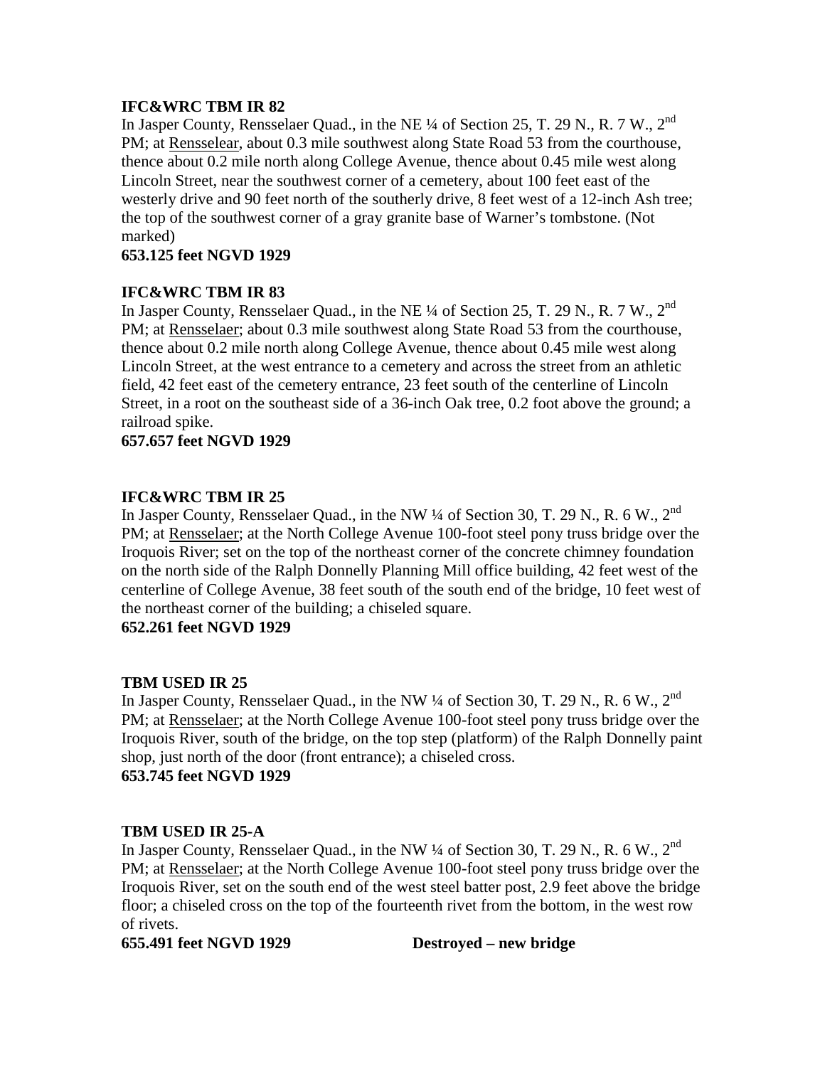**IFC&WRC TBM IR 82**
In Jasper County, Rensselaer Quad., in the NE ¼ of Section 25, T. 29 N., R. 7 W., 2nd PM; at Renselear, about 0.3 mile southwest along State Road 53 from the courthouse, thence about 0.2 mile north along College Avenue, thence about 0.45 mile west along Lincoln Street, near the southwest corner of a cemetery, about 100 feet east of the westerly drive and 90 feet north of the southerly drive, 8 feet west of a 12-inch Ash tree; the top of the southwest corner of a gray granite base of Warner's tombstone. (Not marked)
**653.125 feet NGVD 1929**

**IFC&WRC TBM IR 83**
In Jasper County, Rensselaer Quad., in the NE ¼ of Section 25, T. 29 N., R. 7 W., 2nd PM; at Rensselaer; about 0.3 mile southwest along State Road 53 from the courthouse, thence about 0.2 mile north along College Avenue, thence about 0.45 mile west along Lincoln Street, at the west entrance to a cemetery and across the street from an athletic field, 42 feet east of the cemetery entrance, 23 feet south of the centerline of Lincoln Street, in a root on the southeast side of a 36-inch Oak tree, 0.2 foot above the ground; a railroad spike.
**657.657 feet NGVD 1929**

**IFC&WRC TBM IR 25**
In Jasper County, Rensselaer Quad., in the NW ¼ of Section 30, T. 29 N., R. 6 W., 2nd PM; at Rensselaer; at the North College Avenue 100-foot steel pony truss bridge over the Iroquois River; set on the top of the northeast corner of the concrete chimney foundation on the north side of the Ralph Donnelly Planning Mill office building, 42 feet west of the centerline of College Avenue, 38 feet south of the south end of the bridge, 10 feet west of the northeast corner of the building; a chiseled square.
**652.261 feet NGVD 1929**

**TBM USED IR 25**
In Jasper County, Rensselaer Quad., in the NW ¼ of Section 30, T. 29 N., R. 6 W., 2nd PM; at Rensselaer; at the North College Avenue 100-foot steel pony truss bridge over the Iroquois River, south of the bridge, on the top step (platform) of the Ralph Donnelly paint shop, just north of the door (front entrance); a chiseled cross.
**653.745 feet NGVD 1929**

**TBM USED IR 25-A**
In Jasper County, Rensselaer Quad., in the NW ¼ of Section 30, T. 29 N., R. 6 W., 2nd PM; at Rensselaer; at the North College Avenue 100-foot steel pony truss bridge over the Iroquois River, set on the south end of the west steel batter post, 2.9 feet above the bridge floor; a chiseled cross on the top of the fourteenth rivet from the bottom, in the west row of rivets.
**655.491 feet NGVD 1929** **Destroyed – new bridge**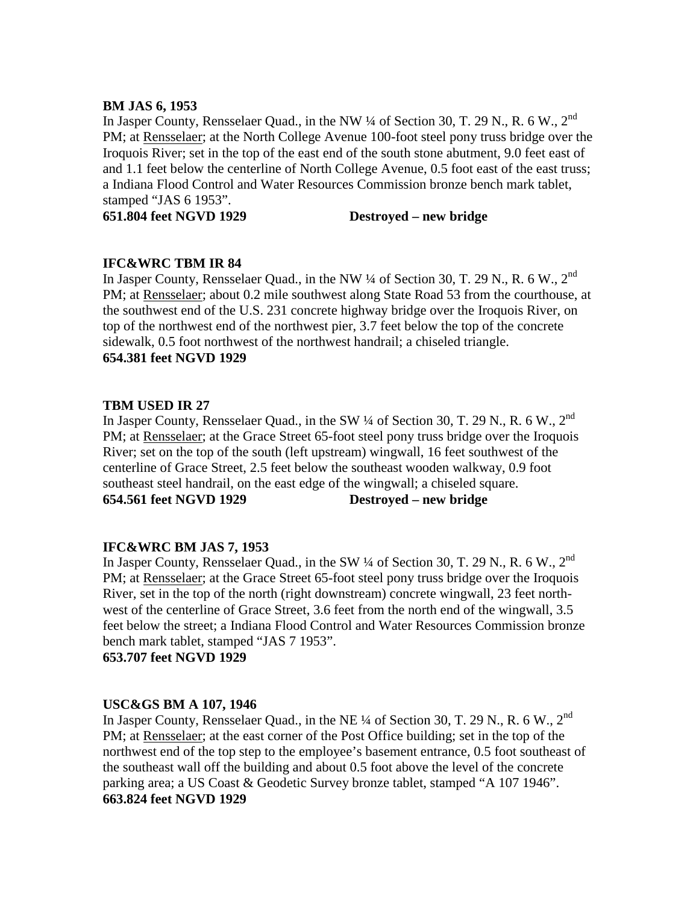**BM JAS 6, 1953**
In Jasper County, Rensselaer Quad., in the NW ¼ of Section 30, T. 29 N., R. 6 W., 2nd PM; at Rensselaer; at the North College Avenue 100-foot steel pony truss bridge over the Iroquois River; set in the top of the east end of the south stone abutment, 9.0 feet east of and 1.1 feet below the centerline of North College Avenue, 0.5 foot east of the east truss; a Indiana Flood Control and Water Resources Commission bronze bench mark tablet, stamped "JAS 6 1953".
**651.804 feet NGVD 1929 Destroyed – new bridge**

**IFC&WRC TBM IR 84**
In Jasper County, Rensselaer Quad., in the NW ¼ of Section 30, T. 29 N., R. 6 W., 2nd PM; at Rensselaer; about 0.2 mile southwest along State Road 53 from the courthouse, at the southwest end of the U.S. 231 concrete highway bridge over the Iroquois River, on top of the northwest end of the northwest pier, 3.7 feet below the top of the concrete sidewalk, 0.5 foot northwest of the northwest handrail; a chiseled triangle.
**654.381 feet NGVD 1929**

**TBM USED IR 27**
In Jasper County, Rensselaer Quad., in the SW ¼ of Section 30, T. 29 N., R. 6 W., 2nd PM; at Rensselaer; at the Grace Street 65-foot steel pony truss bridge over the Iroquois River; set on the top of the south (left upstream) wingwall, 16 feet southwest of the centerline of Grace Street, 2.5 feet below the southeast wooden walkway, 0.9 foot southeast steel handrail, on the east edge of the wingwall; a chiseled square.
**654.561 feet NGVD 1929 Destroyed – new bridge**

**IFC&WRC BM JAS 7, 1953**
In Jasper County, Rensselaer Quad., in the SW ¼ of Section 30, T. 29 N., R. 6 W., 2nd PM; at Rensselaer; at the Grace Street 65-foot steel pony truss bridge over the Iroquois River, set in the top of the north (right downstream) concrete wingwall, 23 feet north-west of the centerline of Grace Street, 3.6 feet from the north end of the wingwall, 3.5 feet below the street; a Indiana Flood Control and Water Resources Commission bronze bench mark tablet, stamped "JAS 7 1953".
**653.707 feet NGVD 1929**

**USC&GS BM A 107, 1946**
In Jasper County, Rensselaer Quad., in the NE ¼ of Section 30, T. 29 N., R. 6 W., 2nd PM; at Rensselaer; at the east corner of the Post Office building; set in the top of the northwest end of the top step to the employee's basement entrance, 0.5 foot southeast of the southeast wall off the building and about 0.5 foot above the level of the concrete parking area; a US Coast & Geodetic Survey bronze tablet, stamped "A 107 1946".
**663.824 feet NGVD 1929**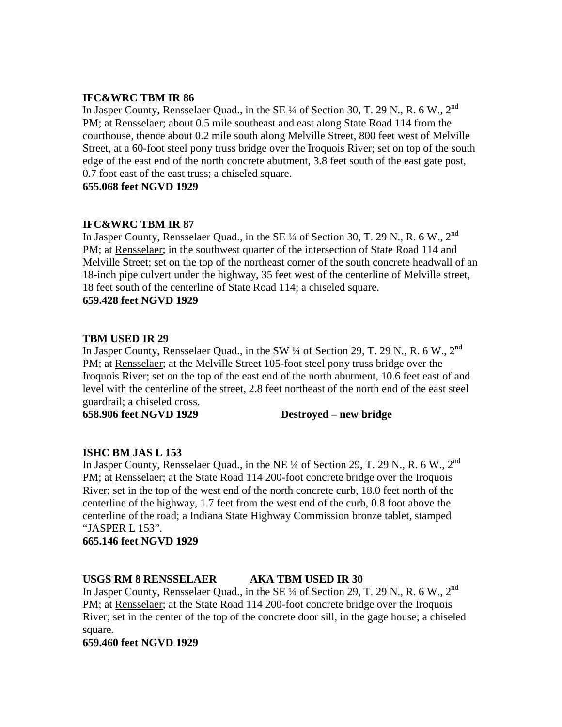**IFC&WRC TBM IR 86**

In Jasper County, Rensselaer Quad., in the SE ¼ of Section 30, T. 29 N., R. 6 W., 2nd PM; at Rensselaer; about 0.5 mile southeast and east along State Road 114 from the courthouse, thence about 0.2 mile south along Melville Street, 800 feet west of Melville Street, at a 60-foot steel pony truss bridge over the Iroquois River; set on top of the south edge of the east end of the north concrete abutment, 3.8 feet south of the east gate post, 0.7 foot east of the east truss; a chiseled square.

**655.068 feet NGVD 1929**

**IFC&WRC TBM IR 87**

In Jasper County, Rensselaer Quad., in the SE ¼ of Section 30, T. 29 N., R. 6 W., 2nd PM; at Rensselaer; in the southwest quarter of the intersection of State Road 114 and Melville Street; set on the top of the northeast corner of the south concrete headwall of an 18-inch pipe culvert under the highway, 35 feet west of the centerline of Melville street, 18 feet south of the centerline of State Road 114; a chiseled square.

**659.428 feet NGVD 1929**

**TBM USED IR 29**

In Jasper County, Rensselaer Quad., in the SW ¼ of Section 29, T. 29 N., R. 6 W., 2nd PM; at Rensselaer; at the Melville Street 105-foot steel pony truss bridge over the Iroquois River; set on the top of the east end of the north abutment, 10.6 feet east of and level with the centerline of the street, 2.8 feet northeast of the north end of the east steel guardrail; a chiseled cross.

**658.906 feet NGVD 1929** **Destroyed – new bridge**

**ISHC BM JAS L 153**

In Jasper County, Rensselaer Quad., in the NE ¼ of Section 29, T. 29 N., R. 6 W., 2nd PM; at Rensselaer; at the State Road 114 200-foot concrete bridge over the Iroquois River; set in the top of the west end of the north concrete curb, 18.0 feet north of the centerline of the highway, 1.7 feet from the west end of the curb, 0.8 foot above the centerline of the road; a Indiana State Highway Commission bronze tablet, stamped "JASPER L 153".

**665.146 feet NGVD 1929**

**USGS RM 8 RENSSELAER AKA TBM USED IR 30**

In Jasper County, Rensselaer Quad., in the SE ¼ of Section 29, T. 29 N., R. 6 W., 2nd PM; at Rensselaer; at the State Road 114 200-foot concrete bridge over the Iroquois River; set in the center of the top of the concrete door sill, in the gage house; a chiseled square.

**659.460 feet NGVD 1929**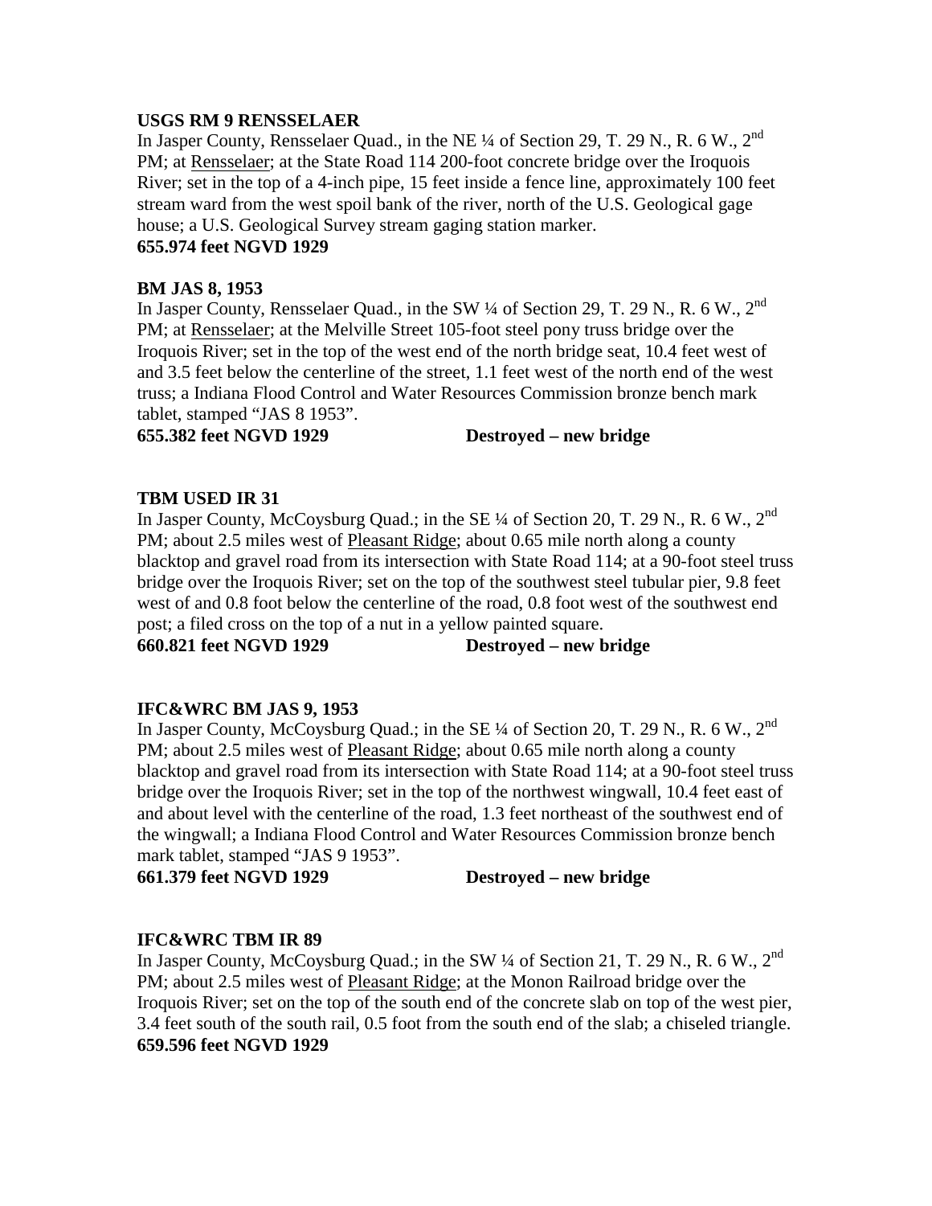**USGS RM 9 RENSSELAER**
In Jasper County, Rensselaer Quad., in the NE ¼ of Section 29, T. 29 N., R. 6 W., 2nd PM; at Rensselaer; at the State Road 114 200-foot concrete bridge over the Iroquois River; set in the top of a 4-inch pipe, 15 feet inside a fence line, approximately 100 feet stream ward from the west spoil bank of the river, north of the U.S. Geological gage house; a U.S. Geological Survey stream gaging station marker.
**655.974 feet NGVD 1929**

**BM JAS 8, 1953**
In Jasper County, Rensselaer Quad., in the SW ¼ of Section 29, T. 29 N., R. 6 W., 2nd PM; at Rensselaer; at the Melville Street 105-foot steel pony truss bridge over the Iroquois River; set in the top of the west end of the north bridge seat, 10.4 feet west of and 3.5 feet below the centerline of the street, 1.1 feet west of the north end of the west truss; a Indiana Flood Control and Water Resources Commission bronze bench mark tablet, stamped "JAS 8 1953".
**655.382 feet NGVD 1929** **Destroyed – new bridge**

**TBM USED IR 31**
In Jasper County, McCoysburg Quad.; in the SE ¼ of Section 20, T. 29 N., R. 6 W., 2nd PM; about 2.5 miles west of Pleasant Ridge; about 0.65 mile north along a county blacktop and gravel road from its intersection with State Road 114; at a 90-foot steel truss bridge over the Iroquois River; set on the top of the southwest steel tubular pier, 9.8 feet west of and 0.8 foot below the centerline of the road, 0.8 foot west of the southwest end post; a filed cross on the top of a nut in a yellow painted square.
**660.821 feet NGVD 1929** **Destroyed – new bridge**

**IFC&WRC BM JAS 9, 1953**
In Jasper County, McCoysburg Quad.; in the SE ¼ of Section 20, T. 29 N., R. 6 W., 2nd PM; about 2.5 miles west of Pleasant Ridge; about 0.65 mile north along a county blacktop and gravel road from its intersection with State Road 114; at a 90-foot steel truss bridge over the Iroquois River; set in the top of the northwest wingwall, 10.4 feet east of and about level with the centerline of the road, 1.3 feet northeast of the southwest end of the wingwall; a Indiana Flood Control and Water Resources Commission bronze bench mark tablet, stamped "JAS 9 1953".
**661.379 feet NGVD 1929** **Destroyed – new bridge**

**IFC&WRC TBM IR 89**
In Jasper County, McCoysburg Quad.; in the SW ¼ of Section 21, T. 29 N., R. 6 W., 2nd PM; about 2.5 miles west of Pleasant Ridge; at the Monon Railroad bridge over the Iroquois River; set on the top of the south end of the concrete slab on top of the west pier, 3.4 feet south of the south rail, 0.5 foot from the south end of the slab; a chiseled triangle.
**659.596 feet NGVD 1929**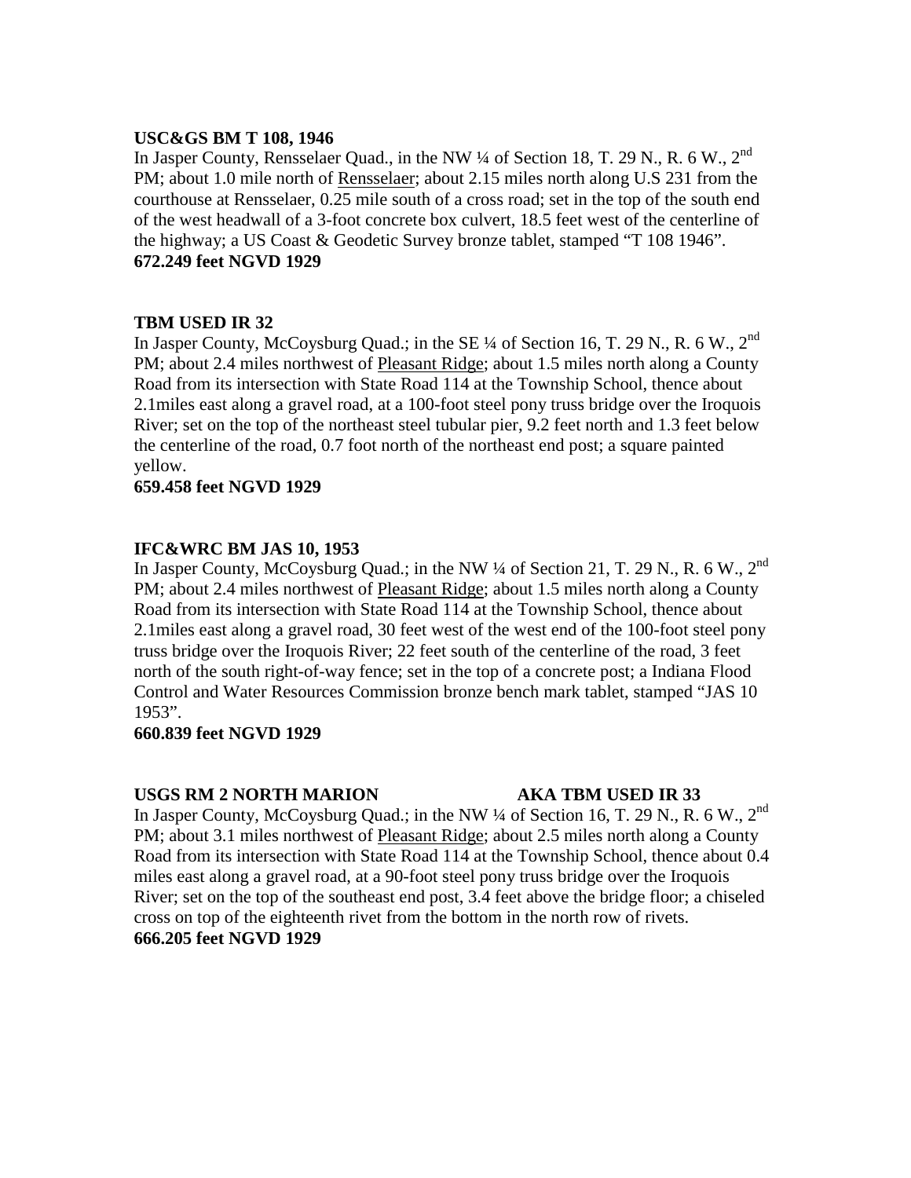**USC&GS BM T 108, 1946**

In Jasper County, Rensselaer Quad., in the NW ¼ of Section 18, T. 29 N., R. 6 W., 2nd PM; about 1.0 mile north of Rensselaer; about 2.15 miles north along U.S 231 from the courthouse at Rensselaer, 0.25 mile south of a cross road; set in the top of the south end of the west headwall of a 3-foot concrete box culvert, 18.5 feet west of the centerline of the highway; a US Coast & Geodetic Survey bronze tablet, stamped "T 108 1946".

**672.249 feet NGVD 1929**

**TBM USED IR 32**

In Jasper County, McCoysburg Quad.; in the SE ¼ of Section 16, T. 29 N., R. 6 W., 2nd PM; about 2.4 miles northwest of Pleasant Ridge; about 1.5 miles north along a County Road from its intersection with State Road 114 at the Township School, thence about 2.1miles east along a gravel road, at a 100-foot steel pony truss bridge over the Iroquois River; set on the top of the northeast steel tubular pier, 9.2 feet north and 1.3 feet below the centerline of the road, 0.7 foot north of the northeast end post; a square painted yellow.

**659.458 feet NGVD 1929**

**IFC&WRC BM JAS 10, 1953**

In Jasper County, McCoysburg Quad.; in the NW ¼ of Section 21, T. 29 N., R. 6 W., 2nd PM; about 2.4 miles northwest of Pleasant Ridge; about 1.5 miles north along a County Road from its intersection with State Road 114 at the Township School, thence about 2.1miles east along a gravel road, 30 feet west of the west end of the 100-foot steel pony truss bridge over the Iroquois River; 22 feet south of the centerline of the road, 3 feet north of the south right-of-way fence; set in the top of a concrete post; a Indiana Flood Control and Water Resources Commission bronze bench mark tablet, stamped "JAS 10 1953".

**660.839 feet NGVD 1929**

**USGS RM 2 NORTH MARION AKA TBM USED IR 33**

In Jasper County, McCoysburg Quad.; in the NW ¼ of Section 16, T. 29 N., R. 6 W., 2nd PM; about 3.1 miles northwest of Pleasant Ridge; about 2.5 miles north along a County Road from its intersection with State Road 114 at the Township School, thence about 0.4 miles east along a gravel road, at a 90-foot steel pony truss bridge over the Iroquois River; set on the top of the southeast end post, 3.4 feet above the bridge floor; a chiseled cross on top of the eighteenth rivet from the bottom in the north row of rivets.

**666.205 feet NGVD 1929**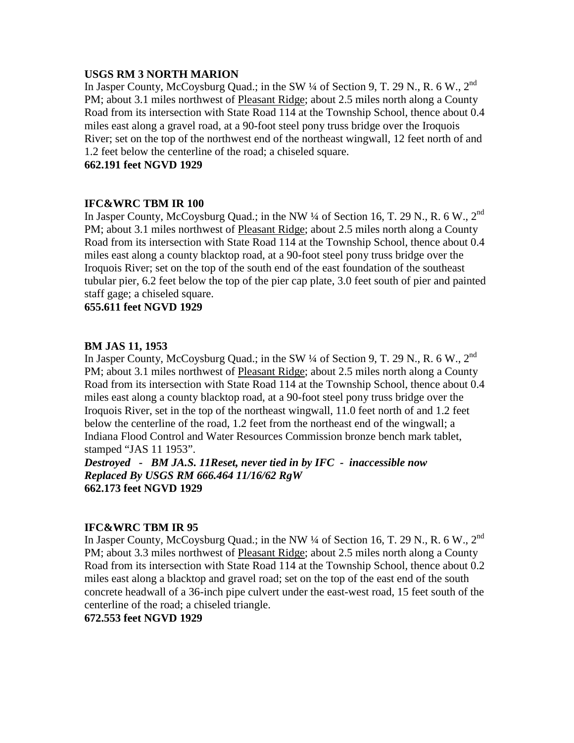**USGS RM 3 NORTH MARION**

In Jasper County, McCoysburg Quad.; in the SW ¼ of Section 9, T. 29 N., R. 6 W., 2nd PM; about 3.1 miles northwest of Pleasant Ridge; about 2.5 miles north along a County Road from its intersection with State Road 114 at the Township School, thence about 0.4 miles east along a gravel road, at a 90-foot steel pony truss bridge over the Iroquois River; set on the top of the northwest end of the northeast wingwall, 12 feet north of and 1.2 feet below the centerline of the road; a chiseled square.

**662.191 feet NGVD 1929**

**IFC&WRC TBM IR 100**

In Jasper County, McCoysburg Quad.; in the NW ¼ of Section 16, T. 29 N., R. 6 W., 2nd PM; about 3.1 miles northwest of Pleasant Ridge; about 2.5 miles north along a County Road from its intersection with State Road 114 at the Township School, thence about 0.4 miles east along a county blacktop road, at a 90-foot steel pony truss bridge over the Iroquois River; set on the top of the south end of the east foundation of the southeast tubular pier, 6.2 feet below the top of the pier cap plate, 3.0 feet south of pier and painted staff gage; a chiseled square.

**655.611 feet NGVD 1929**

**BM JAS 11, 1953**

In Jasper County, McCoysburg Quad.; in the SW ¼ of Section 9, T. 29 N., R. 6 W., 2nd PM; about 3.1 miles northwest of Pleasant Ridge; about 2.5 miles north along a County Road from its intersection with State Road 114 at the Township School, thence about 0.4 miles east along a county blacktop road, at a 90-foot steel pony truss bridge over the Iroquois River, set in the top of the northeast wingwall, 11.0 feet north of and 1.2 feet below the centerline of the road, 1.2 feet from the northeast end of the wingwall; a Indiana Flood Control and Water Resources Commission bronze bench mark tablet, stamped "JAS 11 1953".

***Destroyed - BM JA.S. 11Reset, never tied in by IFC - inaccessible now***
***Replaced By USGS RM 666.464 11/16/62 RgW***

**662.173 feet NGVD 1929**

**IFC&WRC TBM IR 95**

In Jasper County, McCoysburg Quad.; in the NW ¼ of Section 16, T. 29 N., R. 6 W., 2nd PM; about 3.3 miles northwest of Pleasant Ridge; about 2.5 miles north along a County Road from its intersection with State Road 114 at the Township School, thence about 0.2 miles east along a blacktop and gravel road; set on the top of the east end of the south concrete headwall of a 36-inch pipe culvert under the east-west road, 15 feet south of the centerline of the road; a chiseled triangle.

**672.553 feet NGVD 1929**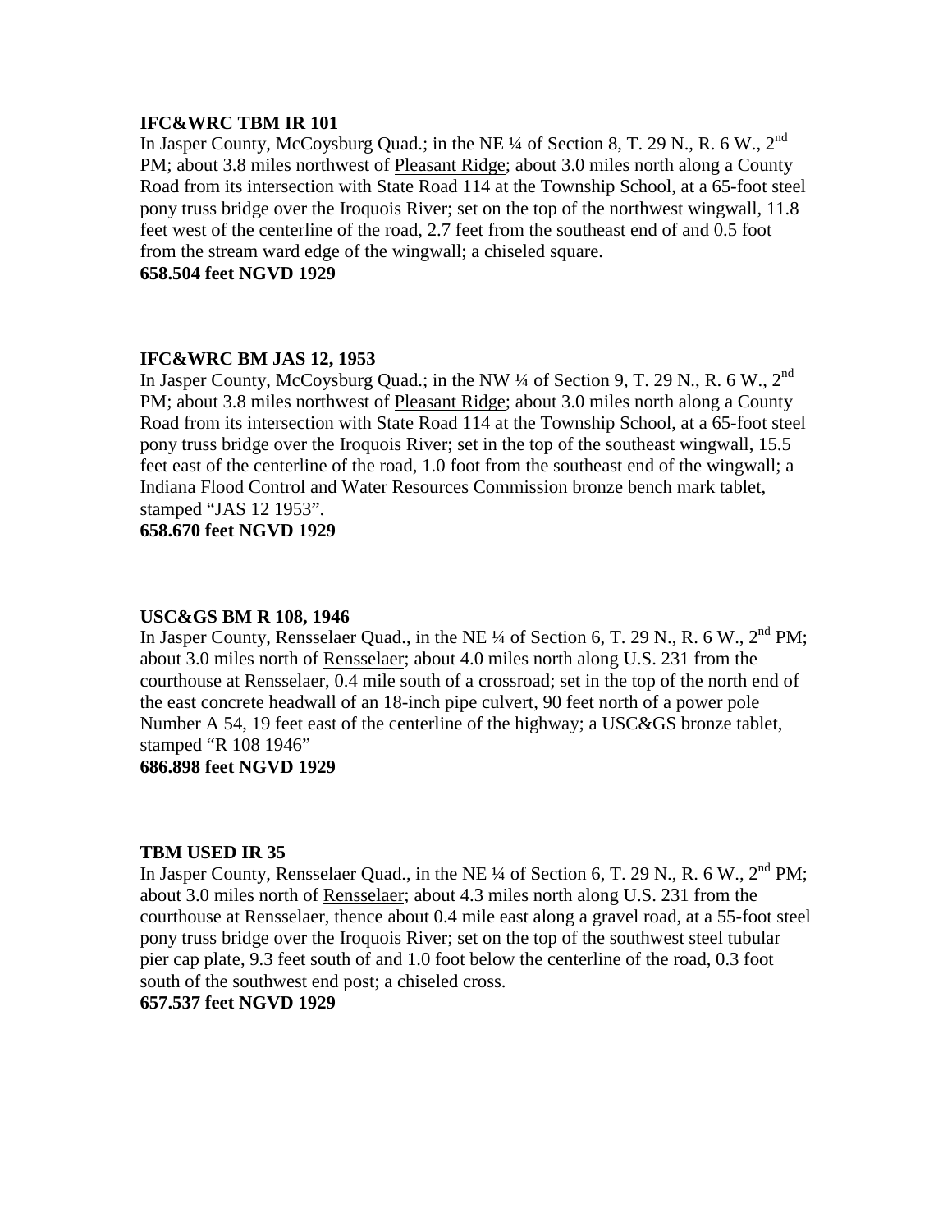**IFC&WRC TBM IR 101**

In Jasper County, McCoysburg Quad.; in the NE ¼ of Section 8, T. 29 N., R. 6 W., 2nd PM; about 3.8 miles northwest of Pleasant Ridge; about 3.0 miles north along a County Road from its intersection with State Road 114 at the Township School, at a 65-foot steel pony truss bridge over the Iroquois River; set on the top of the northwest wingwall, 11.8 feet west of the centerline of the road, 2.7 feet from the southeast end of and 0.5 foot from the stream ward edge of the wingwall; a chiseled square.

**658.504 feet NGVD 1929**

**IFC&WRC BM JAS 12, 1953**

In Jasper County, McCoysburg Quad.; in the NW ¼ of Section 9, T. 29 N., R. 6 W., 2nd PM; about 3.8 miles northwest of Pleasant Ridge; about 3.0 miles north along a County Road from its intersection with State Road 114 at the Township School, at a 65-foot steel pony truss bridge over the Iroquois River; set in the top of the southeast wingwall, 15.5 feet east of the centerline of the road, 1.0 foot from the southeast end of the wingwall; a Indiana Flood Control and Water Resources Commission bronze bench mark tablet, stamped "JAS 12 1953".

**658.670 feet NGVD 1929**

**USC&GS BM R 108, 1946**

In Jasper County, Rensselaer Quad., in the NE ¼ of Section 6, T. 29 N., R. 6 W., 2nd PM; about 3.0 miles north of Rensselaer; about 4.0 miles north along U.S. 231 from the courthouse at Rensselaer, 0.4 mile south of a crossroad; set in the top of the north end of the east concrete headwall of an 18-inch pipe culvert, 90 feet north of a power pole Number A 54, 19 feet east of the centerline of the highway; a USC&GS bronze tablet, stamped "R 108 1946"

**686.898 feet NGVD 1929**

**TBM USED IR 35**

In Jasper County, Rensselaer Quad., in the NE ¼ of Section 6, T. 29 N., R. 6 W., 2nd PM; about 3.0 miles north of Rensselaer; about 4.3 miles north along U.S. 231 from the courthouse at Rensselaer, thence about 0.4 mile east along a gravel road, at a 55-foot steel pony truss bridge over the Iroquois River; set on the top of the southwest steel tubular pier cap plate, 9.3 feet south of and 1.0 foot below the centerline of the road, 0.3 foot south of the southwest end post; a chiseled cross.

**657.537 feet NGVD 1929**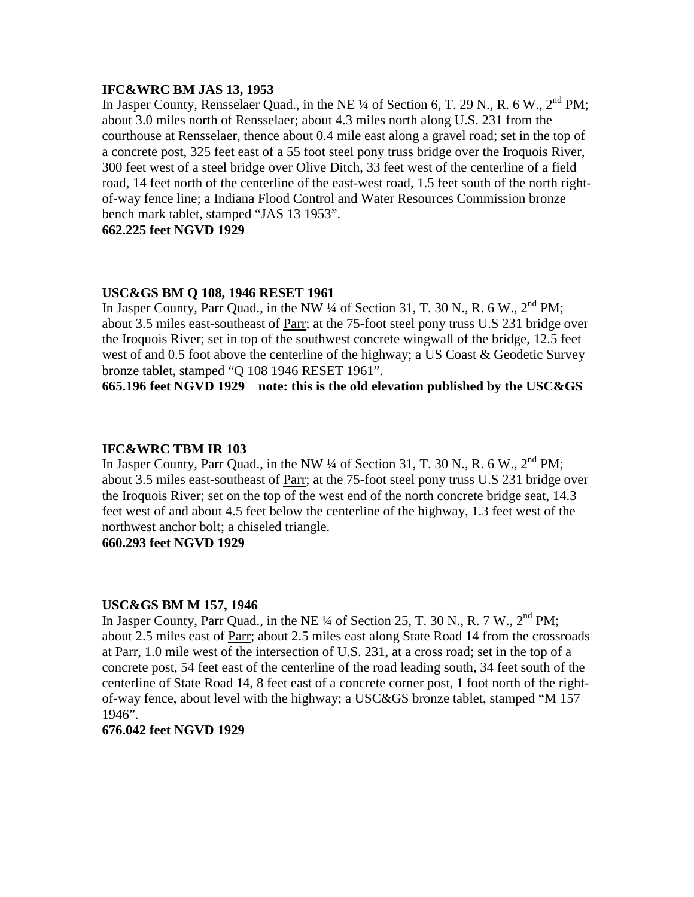**IFC&WRC BM JAS 13, 1953**

In Jasper County, Rensselaer Quad., in the NE ¼ of Section 6, T. 29 N., R. 6 W., 2nd PM; about 3.0 miles north of Rensselaer; about 4.3 miles north along U.S. 231 from the courthouse at Rensselaer, thence about 0.4 mile east along a gravel road; set in the top of a concrete post, 325 feet east of a 55 foot steel pony truss bridge over the Iroquois River, 300 feet west of a steel bridge over Olive Ditch, 33 feet west of the centerline of a field road, 14 feet north of the centerline of the east-west road, 1.5 feet south of the north right-of-way fence line; a Indiana Flood Control and Water Resources Commission bronze bench mark tablet, stamped "JAS 13 1953".

**662.225 feet NGVD 1929**

**USC&GS BM Q 108, 1946 RESET 1961**

In Jasper County, Parr Quad., in the NW ¼ of Section 31, T. 30 N., R. 6 W., 2nd PM; about 3.5 miles east-southeast of Parr; at the 75-foot steel pony truss U.S 231 bridge over the Iroquois River; set in top of the southwest concrete wingwall of the bridge, 12.5 feet west of and 0.5 foot above the centerline of the highway; a US Coast & Geodetic Survey bronze tablet, stamped "Q 108 1946 RESET 1961".

**665.196 feet NGVD 1929 note: this is the old elevation published by the USC&GS**

**IFC&WRC TBM IR 103**

In Jasper County, Parr Quad., in the NW ¼ of Section 31, T. 30 N., R. 6 W., 2nd PM; about 3.5 miles east-southeast of Parr; at the 75-foot steel pony truss U.S 231 bridge over the Iroquois River; set on the top of the west end of the north concrete bridge seat, 14.3 feet west of and about 4.5 feet below the centerline of the highway, 1.3 feet west of the northwest anchor bolt; a chiseled triangle.

**660.293 feet NGVD 1929**

**USC&GS BM M 157, 1946**

In Jasper County, Parr Quad., in the NE ¼ of Section 25, T. 30 N., R. 7 W., 2nd PM; about 2.5 miles east of Parr; about 2.5 miles east along State Road 14 from the crossroads at Parr, 1.0 mile west of the intersection of U.S. 231, at a cross road; set in the top of a concrete post, 54 feet east of the centerline of the road leading south, 34 feet south of the centerline of State Road 14, 8 feet east of a concrete corner post, 1 foot north of the right-of-way fence, about level with the highway; a USC&GS bronze tablet, stamped "M 157 1946".

**676.042 feet NGVD 1929**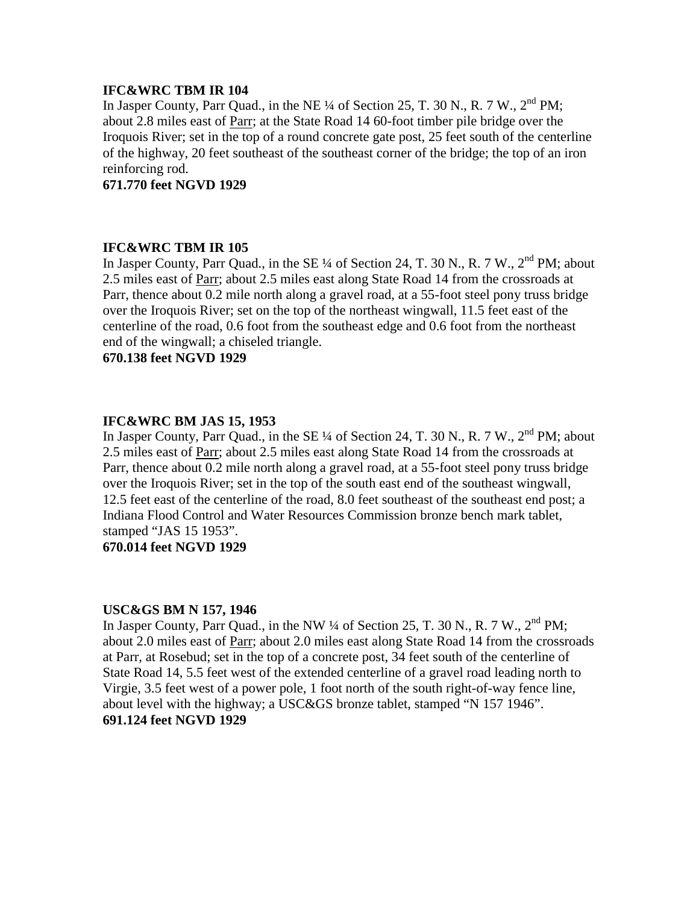**IFC&WRC TBM IR 104**
In Jasper County, Parr Quad., in the NE ¼ of Section 25, T. 30 N., R. 7 W., 2nd PM; about 2.8 miles east of Parr; at the State Road 14 60-foot timber pile bridge over the Iroquois River; set in the top of a round concrete gate post, 25 feet south of the centerline of the highway, 20 feet southeast of the southeast corner of the bridge; the top of an iron reinforcing rod.
**671.770 feet NGVD 1929**

**IFC&WRC TBM IR 105**
In Jasper County, Parr Quad., in the SE ¼ of Section 24, T. 30 N., R. 7 W., 2nd PM; about 2.5 miles east of Parr; about 2.5 miles east along State Road 14 from the crossroads at Parr, thence about 0.2 mile north along a gravel road, at a 55-foot steel pony truss bridge over the Iroquois River; set on the top of the northeast wingwall, 11.5 feet east of the centerline of the road, 0.6 foot from the southeast edge and 0.6 foot from the northeast end of the wingwall; a chiseled triangle.
**670.138 feet NGVD 1929**

**IFC&WRC BM JAS 15, 1953**
In Jasper County, Parr Quad., in the SE ¼ of Section 24, T. 30 N., R. 7 W., 2nd PM; about 2.5 miles east of Parr; about 2.5 miles east along State Road 14 from the crossroads at Parr, thence about 0.2 mile north along a gravel road, at a 55-foot steel pony truss bridge over the Iroquois River; set in the top of the south east end of the southeast wingwall, 12.5 feet east of the centerline of the road, 8.0 feet southeast of the southeast end post; a Indiana Flood Control and Water Resources Commission bronze bench mark tablet, stamped "JAS 15 1953".
**670.014 feet NGVD 1929**

**USC&GS BM N 157, 1946**
In Jasper County, Parr Quad., in the NW ¼ of Section 25, T. 30 N., R. 7 W., 2nd PM; about 2.0 miles east of Parr; about 2.0 miles east along State Road 14 from the crossroads at Parr, at Rosebud; set in the top of a concrete post, 34 feet south of the centerline of State Road 14, 5.5 feet west of the extended centerline of a gravel road leading north to Virgie, 3.5 feet west of a power pole, 1 foot north of the south right-of-way fence line, about level with the highway; a USC&GS bronze tablet, stamped "N 157 1946".
**691.124 feet NGVD 1929**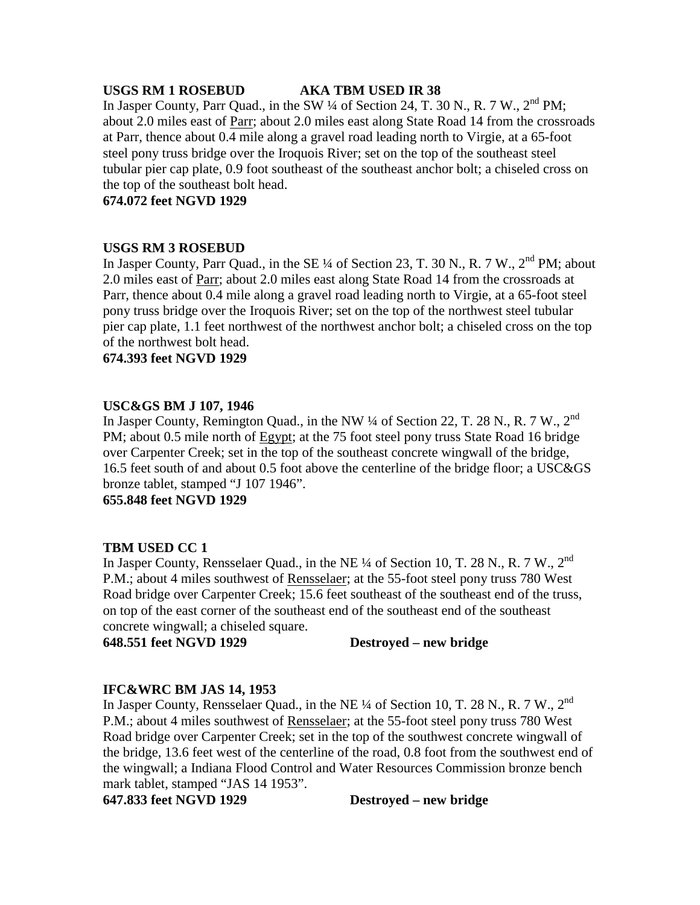**USGS RM 1 ROSEBUD AKA TBM USED IR 38**

In Jasper County, Parr Quad., in the SW ¼ of Section 24, T. 30 N., R. 7 W., 2nd PM; about 2.0 miles east of Parr; about 2.0 miles east along State Road 14 from the crossroads at Parr, thence about 0.4 mile along a gravel road leading north to Virgie, at a 65-foot steel pony truss bridge over the Iroquois River; set on the top of the southeast steel tubular pier cap plate, 0.9 foot southeast of the southeast anchor bolt; a chiseled cross on the top of the southeast bolt head.

**674.072 feet NGVD 1929**

**USGS RM 3 ROSEBUD**

In Jasper County, Parr Quad., in the SE ¼ of Section 23, T. 30 N., R. 7 W., 2nd PM; about 2.0 miles east of Parr; about 2.0 miles east along State Road 14 from the crossroads at Parr, thence about 0.4 mile along a gravel road leading north to Virgie, at a 65-foot steel pony truss bridge over the Iroquois River; set on the top of the northwest steel tubular pier cap plate, 1.1 feet northwest of the northwest anchor bolt; a chiseled cross on the top of the northwest bolt head.

**674.393 feet NGVD 1929**

**USC&GS BM J 107, 1946**

In Jasper County, Remington Quad., in the NW ¼ of Section 22, T. 28 N., R. 7 W., 2nd PM; about 0.5 mile north of Egypt; at the 75 foot steel pony truss State Road 16 bridge over Carpenter Creek; set in the top of the southeast concrete wingwall of the bridge, 16.5 feet south of and about 0.5 foot above the centerline of the bridge floor; a USC&GS bronze tablet, stamped "J 107 1946".

**655.848 feet NGVD 1929**

**TBM USED CC 1**

In Jasper County, Rensselaer Quad., in the NE ¼ of Section 10, T. 28 N., R. 7 W., 2nd P.M.; about 4 miles southwest of Rensselaer; at the 55-foot steel pony truss 780 West Road bridge over Carpenter Creek; 15.6 feet southeast of the southeast end of the truss, on top of the east corner of the southeast end of the southeast end of the southeast concrete wingwall; a chiseled square.

**648.551 feet NGVD 1929 Destroyed – new bridge**

**IFC&WRC BM JAS 14, 1953**

In Jasper County, Rensselaer Quad., in the NE ¼ of Section 10, T. 28 N., R. 7 W., 2nd P.M.; about 4 miles southwest of Rensselaer; at the 55-foot steel pony truss 780 West Road bridge over Carpenter Creek; set in the top of the southwest concrete wingwall of the bridge, 13.6 feet west of the centerline of the road, 0.8 foot from the southwest end of the wingwall; a Indiana Flood Control and Water Resources Commission bronze bench mark tablet, stamped "JAS 14 1953".

**647.833 feet NGVD 1929 Destroyed – new bridge**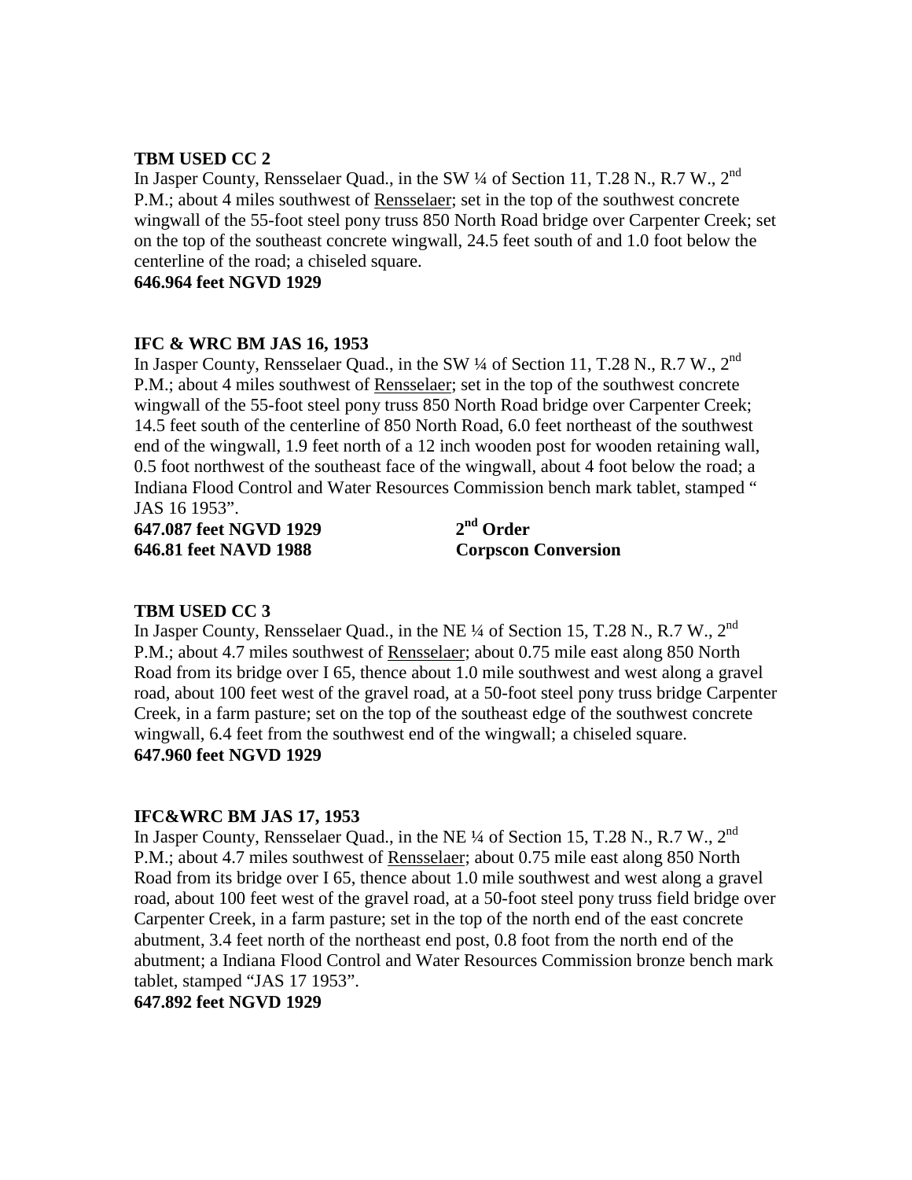**TBM USED CC 2**

In Jasper County, Rensselaer Quad., in the SW ¼ of Section 11, T.28 N., R.7 W., 2nd P.M.; about 4 miles southwest of Rensselaer; set in the top of the southwest concrete wingwall of the 55-foot steel pony truss 850 North Road bridge over Carpenter Creek; set on the top of the southeast concrete wingwall, 24.5 feet south of and 1.0 foot below the centerline of the road; a chiseled square.

**646.964 feet NGVD 1929**

**IFC & WRC BM JAS 16, 1953**

In Jasper County, Rensselaer Quad., in the SW ¼ of Section 11, T.28 N., R.7 W., 2nd P.M.; about 4 miles southwest of Rensselaer; set in the top of the southwest concrete wingwall of the 55-foot steel pony truss 850 North Road bridge over Carpenter Creek; 14.5 feet south of the centerline of 850 North Road, 6.0 feet northeast of the southwest end of the wingwall, 1.9 feet north of a 12 inch wooden post for wooden retaining wall, 0.5 foot northwest of the southeast face of the wingwall, about 4 foot below the road; a Indiana Flood Control and Water Resources Commission bench mark tablet, stamped " JAS 16 1953".

**647.087 feet NGVD 1929** **2nd Order**
**646.81 feet NAVD 1988** **Corpscon Conversion**

**TBM USED CC 3**

In Jasper County, Rensselaer Quad., in the NE ¼ of Section 15, T.28 N., R.7 W., 2nd P.M.; about 4.7 miles southwest of Rensselaer; about 0.75 mile east along 850 North Road from its bridge over I 65, thence about 1.0 mile southwest and west along a gravel road, about 100 feet west of the gravel road, at a 50-foot steel pony truss bridge Carpenter Creek, in a farm pasture; set on the top of the southeast edge of the southwest concrete wingwall, 6.4 feet from the southwest end of the wingwall; a chiseled square.

**647.960 feet NGVD 1929**

**IFC&WRC BM JAS 17, 1953**

In Jasper County, Rensselaer Quad., in the NE ¼ of Section 15, T.28 N., R.7 W., 2nd P.M.; about 4.7 miles southwest of Rensselaer; about 0.75 mile east along 850 North Road from its bridge over I 65, thence about 1.0 mile southwest and west along a gravel road, about 100 feet west of the gravel road, at a 50-foot steel pony truss field bridge over Carpenter Creek, in a farm pasture; set in the top of the north end of the east concrete abutment, 3.4 feet north of the northeast end post, 0.8 foot from the north end of the abutment; a Indiana Flood Control and Water Resources Commission bronze bench mark tablet, stamped "JAS 17 1953".

**647.892 feet NGVD 1929**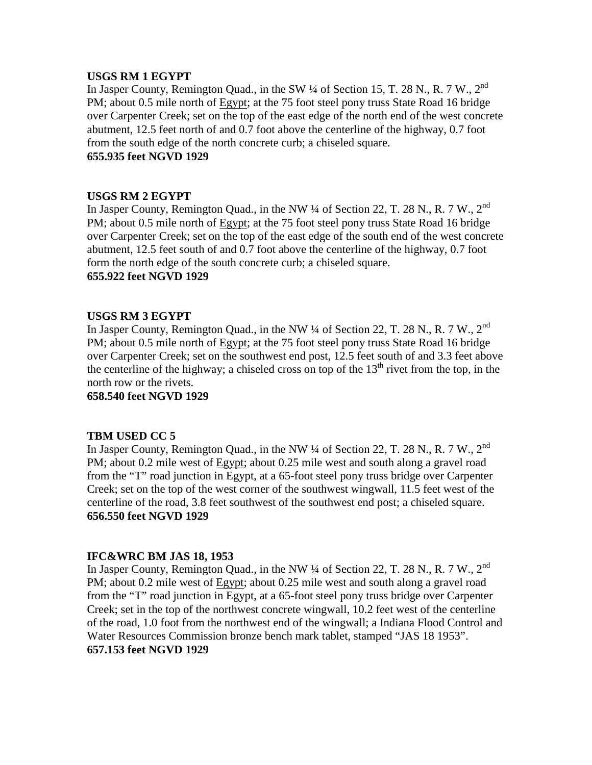**USGS RM 1 EGYPT**

In Jasper County, Remington Quad., in the SW ¼ of Section 15, T. 28 N., R. 7 W., 2nd PM; about 0.5 mile north of Egypt; at the 75 foot steel pony truss State Road 16 bridge over Carpenter Creek; set on the top of the east edge of the north end of the west concrete abutment, 12.5 feet north of and 0.7 foot above the centerline of the highway, 0.7 foot from the south edge of the north concrete curb; a chiseled square.

**655.935 feet NGVD 1929**

**USGS RM 2 EGYPT**

In Jasper County, Remington Quad., in the NW ¼ of Section 22, T. 28 N., R. 7 W., 2nd PM; about 0.5 mile north of Egypt; at the 75 foot steel pony truss State Road 16 bridge over Carpenter Creek; set on the top of the east edge of the south end of the west concrete abutment, 12.5 feet south of and 0.7 foot above the centerline of the highway, 0.7 foot form the north edge of the south concrete curb; a chiseled square.

**655.922 feet NGVD 1929**

**USGS RM 3 EGYPT**

In Jasper County, Remington Quad., in the NW ¼ of Section 22, T. 28 N., R. 7 W., 2nd PM; about 0.5 mile north of Egypt; at the 75 foot steel pony truss State Road 16 bridge over Carpenter Creek; set on the southwest end post, 12.5 feet south of and 3.3 feet above the centerline of the highway; a chiseled cross on top of the 13th rivet from the top, in the north row or the rivets.

**658.540 feet NGVD 1929**

**TBM USED CC 5**

In Jasper County, Remington Quad., in the NW ¼ of Section 22, T. 28 N., R. 7 W., 2nd PM; about 0.2 mile west of Egypt; about 0.25 mile west and south along a gravel road from the "T" road junction in Egypt, at a 65-foot steel pony truss bridge over Carpenter Creek; set on the top of the west corner of the southwest wingwall, 11.5 feet west of the centerline of the road, 3.8 feet southwest of the southwest end post; a chiseled square.

**656.550 feet NGVD 1929**

**IFC&WRC BM JAS 18, 1953**

In Jasper County, Remington Quad., in the NW ¼ of Section 22, T. 28 N., R. 7 W., 2nd PM; about 0.2 mile west of Egypt; about 0.25 mile west and south along a gravel road from the "T" road junction in Egypt, at a 65-foot steel pony truss bridge over Carpenter Creek; set in the top of the northwest concrete wingwall, 10.2 feet west of the centerline of the road, 1.0 foot from the northwest end of the wingwall; a Indiana Flood Control and Water Resources Commission bronze bench mark tablet, stamped "JAS 18 1953".

**657.153 feet NGVD 1929**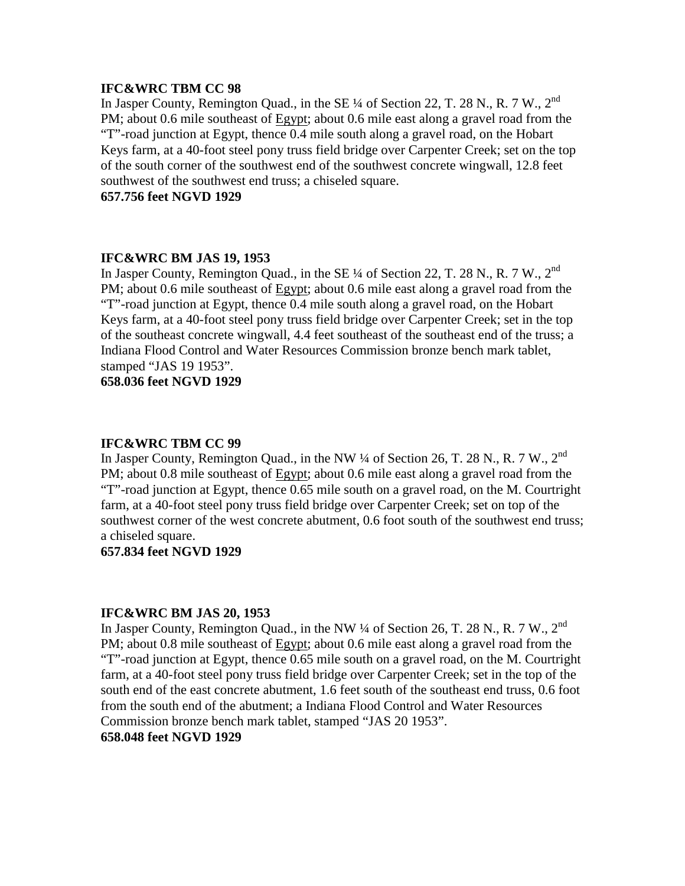**IFC&WRC TBM CC 98**

In Jasper County, Remington Quad., in the SE ¼ of Section 22, T. 28 N., R. 7 W., 2nd PM; about 0.6 mile southeast of Egypt; about 0.6 mile east along a gravel road from the "T"-road junction at Egypt, thence 0.4 mile south along a gravel road, on the Hobart Keys farm, at a 40-foot steel pony truss field bridge over Carpenter Creek; set on the top of the south corner of the southwest end of the southwest concrete wingwall, 12.8 feet southwest of the southwest end truss; a chiseled square.

**657.756 feet NGVD 1929**

**IFC&WRC BM JAS 19, 1953**

In Jasper County, Remington Quad., in the SE ¼ of Section 22, T. 28 N., R. 7 W., 2nd PM; about 0.6 mile southeast of Egypt; about 0.6 mile east along a gravel road from the "T"-road junction at Egypt, thence 0.4 mile south along a gravel road, on the Hobart Keys farm, at a 40-foot steel pony truss field bridge over Carpenter Creek; set in the top of the southeast concrete wingwall, 4.4 feet southeast of the southeast end of the truss; a Indiana Flood Control and Water Resources Commission bronze bench mark tablet, stamped "JAS 19 1953".

**658.036 feet NGVD 1929**

**IFC&WRC TBM CC 99**

In Jasper County, Remington Quad., in the NW ¼ of Section 26, T. 28 N., R. 7 W., 2nd PM; about 0.8 mile southeast of Egypt; about 0.6 mile east along a gravel road from the "T"-road junction at Egypt, thence 0.65 mile south on a gravel road, on the M. Courtright farm, at a 40-foot steel pony truss field bridge over Carpenter Creek; set on top of the southwest corner of the west concrete abutment, 0.6 foot south of the southwest end truss; a chiseled square.

**657.834 feet NGVD 1929**

**IFC&WRC BM JAS 20, 1953**

In Jasper County, Remington Quad., in the NW ¼ of Section 26, T. 28 N., R. 7 W., 2nd PM; about 0.8 mile southeast of Egypt; about 0.6 mile east along a gravel road from the "T"-road junction at Egypt, thence 0.65 mile south on a gravel road, on the M. Courtright farm, at a 40-foot steel pony truss field bridge over Carpenter Creek; set in the top of the south end of the east concrete abutment, 1.6 feet south of the southeast end truss, 0.6 foot from the south end of the abutment; a Indiana Flood Control and Water Resources Commission bronze bench mark tablet, stamped "JAS 20 1953".

**658.048 feet NGVD 1929**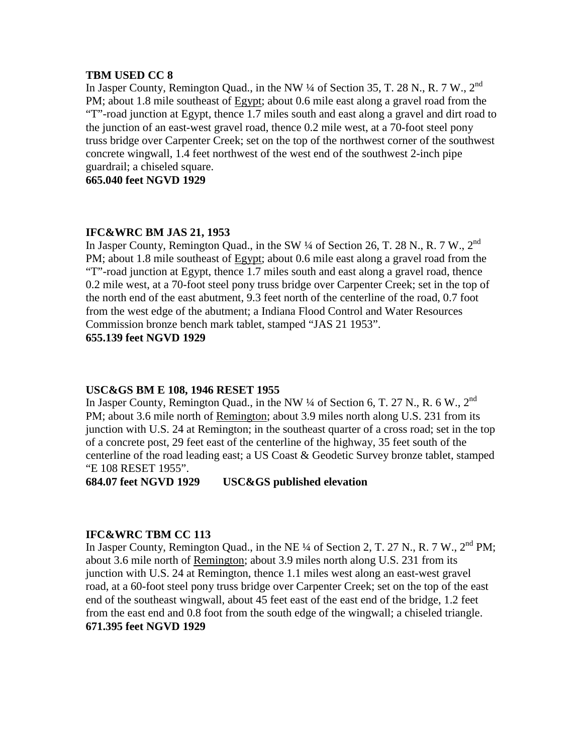**TBM USED CC 8**

In Jasper County, Remington Quad., in the NW ¼ of Section 35, T. 28 N., R. 7 W., 2nd PM; about 1.8 mile southeast of Egypt; about 0.6 mile east along a gravel road from the "T"-road junction at Egypt, thence 1.7 miles south and east along a gravel and dirt road to the junction of an east-west gravel road, thence 0.2 mile west, at a 70-foot steel pony truss bridge over Carpenter Creek; set on the top of the northwest corner of the southwest concrete wingwall, 1.4 feet northwest of the west end of the southwest 2-inch pipe guardrail; a chiseled square.

**665.040 feet NGVD 1929**

**IFC&WRC BM JAS 21, 1953**

In Jasper County, Remington Quad., in the SW ¼ of Section 26, T. 28 N., R. 7 W., 2nd PM; about 1.8 mile southeast of Egypt; about 0.6 mile east along a gravel road from the "T"-road junction at Egypt, thence 1.7 miles south and east along a gravel road, thence 0.2 mile west, at a 70-foot steel pony truss bridge over Carpenter Creek; set in the top of the north end of the east abutment, 9.3 feet north of the centerline of the road, 0.7 foot from the west edge of the abutment; a Indiana Flood Control and Water Resources Commission bronze bench mark tablet, stamped "JAS 21 1953".

**655.139 feet NGVD 1929**

**USC&GS BM E 108, 1946 RESET 1955**

In Jasper County, Remington Quad., in the NW ¼ of Section 6, T. 27 N., R. 6 W., 2nd PM; about 3.6 mile north of Remington; about 3.9 miles north along U.S. 231 from its junction with U.S. 24 at Remington; in the southeast quarter of a cross road; set in the top of a concrete post, 29 feet east of the centerline of the highway, 35 feet south of the centerline of the road leading east; a US Coast & Geodetic Survey bronze tablet, stamped "E 108 RESET 1955".

**684.07 feet NGVD 1929 USC&GS published elevation**

**IFC&WRC TBM CC 113**

In Jasper County, Remington Quad., in the NE ¼ of Section 2, T. 27 N., R. 7 W., 2nd PM; about 3.6 mile north of Remington; about 3.9 miles north along U.S. 231 from its junction with U.S. 24 at Remington, thence 1.1 miles west along an east-west gravel road, at a 60-foot steel pony truss bridge over Carpenter Creek; set on the top of the east end of the southeast wingwall, about 45 feet east of the east end of the bridge, 1.2 feet from the east end and 0.8 foot from the south edge of the wingwall; a chiseled triangle.

**671.395 feet NGVD 1929**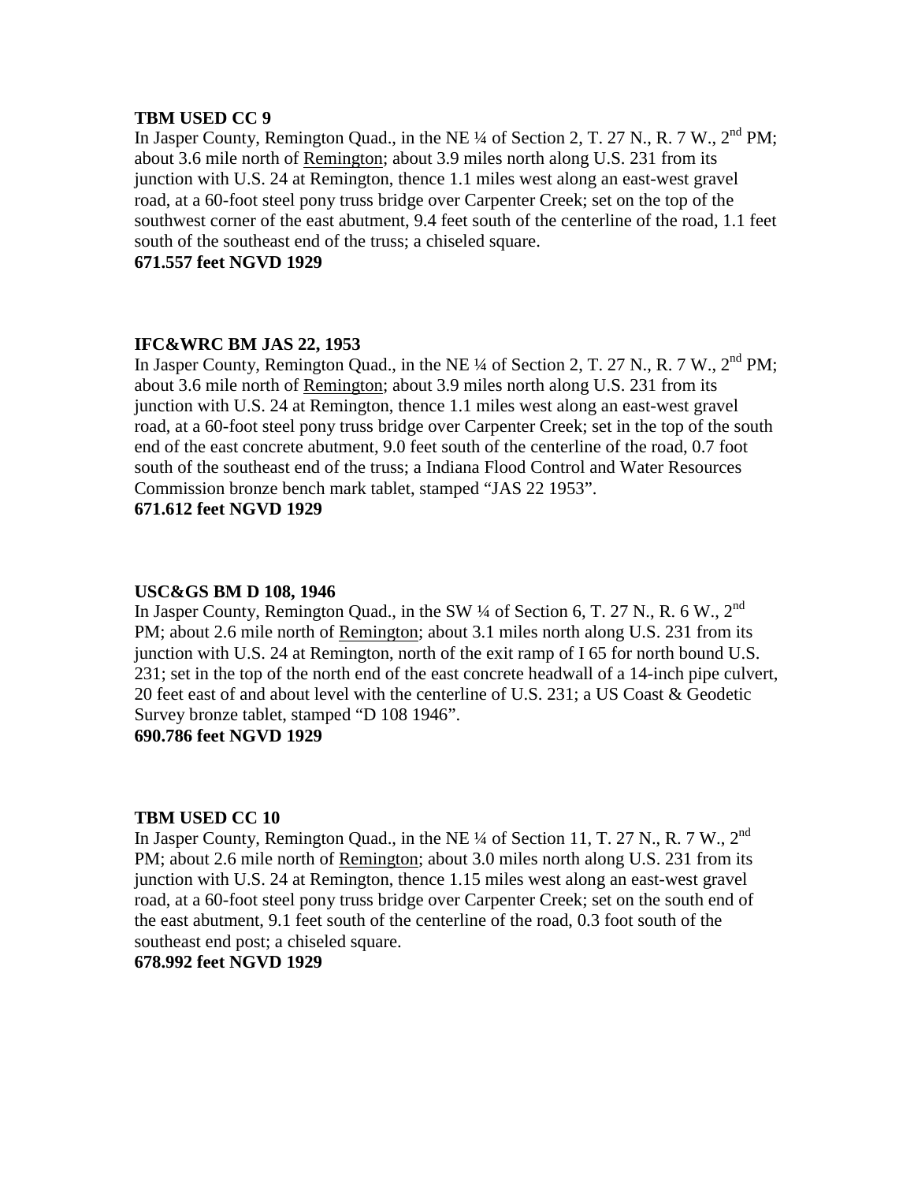**TBM USED CC 9**

In Jasper County, Remington Quad., in the NE ¼ of Section 2, T. 27 N., R. 7 W., 2nd PM; about 3.6 mile north of Remington; about 3.9 miles north along U.S. 231 from its junction with U.S. 24 at Remington, thence 1.1 miles west along an east-west gravel road, at a 60-foot steel pony bridge over Carpenter Creek; set on the top of the southwest corner of the east abutment, 9.4 feet south of the centerline of the road, 1.1 feet south of the southeast end of the truss; a chiseled square.

**671.557 feet NGVD 1929**

**IFC&WRC BM JAS 22, 1953**

In Jasper County, Remington Quad., in the NE ¼ of Section 2, T. 27 N., R. 7 W., 2nd PM; about 3.6 mile north of Remington; about 3.9 miles north along U.S. 231 from its junction with U.S. 24 at Remington, thence 1.1 miles west along an east-west gravel road, at a 60-foot steel pony truss bridge over Carpenter Creek; set in the top of the south end of the east concrete abutment, 9.0 feet south of the centerline of the road, 0.7 foot south of the southeast end of the truss; a Indiana Flood Control and Water Resources Commission bronze bench mark tablet, stamped "JAS 22 1953".

**671.612 feet NGVD 1929**

**USC&GS BM D 108, 1946**

In Jasper County, Remington Quad., in the SW ¼ of Section 6, T. 27 N., R. 6 W., 2nd PM; about 2.6 mile north of Remington; about 3.1 miles north along U.S. 231 from its junction with U.S. 24 at Remington, north of the exit ramp of I 65 for north bound U.S. 231; set in the top of the north end of the east concrete headwall of a 14-inch pipe culvert, 20 feet east of and about level with the centerline of U.S. 231; a US Coast & Geodetic Survey bronze tablet, stamped "D 108 1946".

**690.786 feet NGVD 1929**

**TBM USED CC 10**

In Jasper County, Remington Quad., in the NE ¼ of Section 11, T. 27 N., R. 7 W., 2nd PM; about 2.6 mile north of Remington; about 3.0 miles north along U.S. 231 from its junction with U.S. 24 at Remington, thence 1.15 miles west along an east-west gravel road, at a 60-foot steel pony truss bridge over Carpenter Creek; set on the south end of the east abutment, 9.1 feet south of the centerline of the road, 0.3 foot south of the southeast end post; a chiseled square.

**678.992 feet NGVD 1929**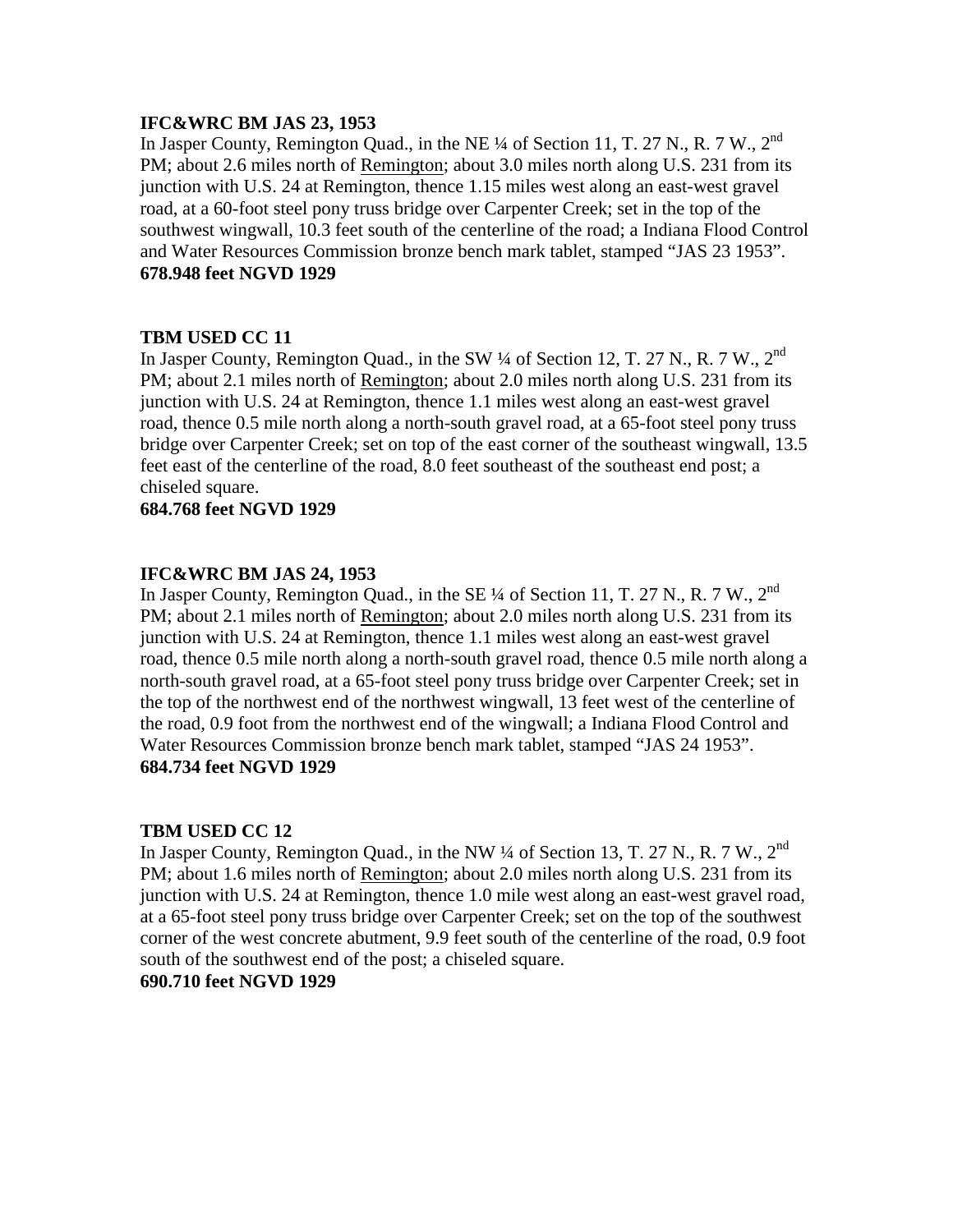**IFC&WRC BM JAS 23, 1953**
In Jasper County, Remington Quad., in the NE ¼ of Section 11, T. 27 N., R. 7 W., 2nd PM; about 2.6 miles north of Remington; about 3.0 miles north along U.S. 231 from its junction with U.S. 24 at Remington, thence 1.15 miles west along an east-west gravel road, at a 60-foot steel pony truss bridge over Carpenter Creek; set in the top of the southwest wingwall, 10.3 feet south of the centerline of the road; a Indiana Flood Control and Water Resources Commission bronze bench mark tablet, stamped "JAS 23 1953".
**678.948 feet NGVD 1929**

**TBM USED CC 11**
In Jasper County, Remington Quad., in the SW ¼ of Section 12, T. 27 N., R. 7 W., 2nd PM; about 2.1 miles north of Remington; about 2.0 miles north along U.S. 231 from its junction with U.S. 24 at Remington, thence 1.1 miles west along an east-west gravel road, thence 0.5 mile north along a north-south gravel road, at a 65-foot steel pony truss bridge over Carpenter Creek; set on top of the east corner of the southeast wingwall, 13.5 feet east of the centerline of the road, 8.0 feet southeast of the southeast end post; a chiseled square.
**684.768 feet NGVD 1929**

**IFC&WRC BM JAS 24, 1953**
In Jasper County, Remington Quad., in the SE ¼ of Section 11, T. 27 N., R. 7 W., 2nd PM; about 2.1 miles north of Remington; about 2.0 miles north along U.S. 231 from its junction with U.S. 24 at Remington, thence 1.1 miles west along an east-west gravel road, thence 0.5 mile north along a north-south gravel road, thence 0.5 mile north along a north-south gravel road, at a 65-foot steel pony truss bridge over Carpenter Creek; set in the top of the northwest end of the northwest wingwall, 13 feet west of the centerline of the road, 0.9 foot from the northwest end of the wingwall; a Indiana Flood Control and Water Resources Commission bronze bench mark tablet, stamped "JAS 24 1953".
**684.734 feet NGVD 1929**

**TBM USED CC 12**
In Jasper County, Remington Quad., in the NW ¼ of Section 13, T. 27 N., R. 7 W., 2nd PM; about 1.6 miles north of Remington; about 2.0 miles north along U.S. 231 from its junction with U.S. 24 at Remington, thence 1.0 mile west along an east-west gravel road, at a 65-foot steel pony truss bridge over Carpenter Creek; set on the top of the southwest corner of the west concrete abutment, 9.9 feet south of the centerline of the road, 0.9 foot south of the southwest end of the post; a chiseled square.
**690.710 feet NGVD 1929**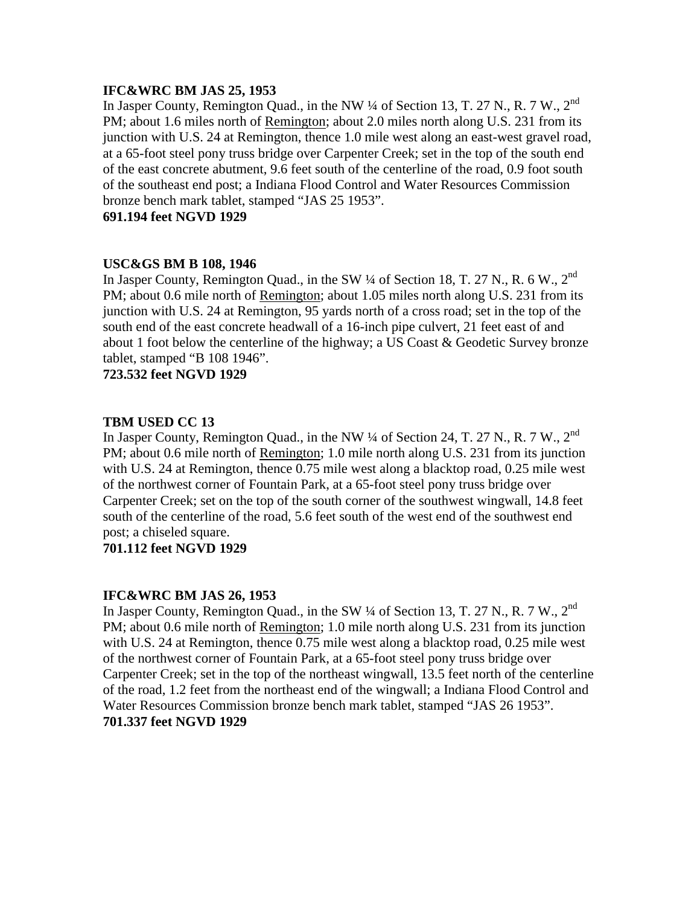**IFC&WRC BM JAS 25, 1953**

In Jasper County, Remington Quad., in the NW ¼ of Section 13, T. 27 N., R. 7 W., 2nd PM; about 1.6 miles north of Remington; about 2.0 miles north along U.S. 231 from its junction with U.S. 24 at Remington, thence 1.0 mile west along an east-west gravel road, at a 65-foot steel pony truss bridge over Carpenter Creek; set in the top of the south end of the east concrete abutment, 9.6 feet south of the centerline of the road, 0.9 foot south of the southeast end post; a Indiana Flood Control and Water Resources Commission bronze bench mark tablet, stamped "JAS 25 1953".

**691.194 feet NGVD 1929**

**USC&GS BM B 108, 1946**

In Jasper County, Remington Quad., in the SW ¼ of Section 18, T. 27 N., R. 6 W., 2nd PM; about 0.6 mile north of Remington; about 1.05 miles north along U.S. 231 from its junction with U.S. 24 at Remington, 95 yards north of a cross road; set in the top of the south end of the east concrete headwall of a 16-inch pipe culvert, 21 feet east of and about 1 foot below the centerline of the highway; a US Coast & Geodetic Survey bronze tablet, stamped "B 108 1946".

**723.532 feet NGVD 1929**

**TBM USED CC 13**

In Jasper County, Remington Quad., in the NW ¼ of Section 24, T. 27 N., R. 7 W., 2nd PM; about 0.6 mile north of Remington; 1.0 mile north along U.S. 231 from its junction with U.S. 24 at Remington, thence 0.75 mile west along a blacktop road, 0.25 mile west of the northwest corner of Fountain Park, at a 65-foot steel pony truss bridge over Carpenter Creek; set on the top of the south corner of the southwest wingwall, 14.8 feet south of the centerline of the road, 5.6 feet south of the west end of the southwest end post; a chiseled square.

**701.112 feet NGVD 1929**

**IFC&WRC BM JAS 26, 1953**

In Jasper County, Remington Quad., in the SW ¼ of Section 13, T. 27 N., R. 7 W., 2nd PM; about 0.6 mile north of Remington; 1.0 mile north along U.S. 231 from its junction with U.S. 24 at Remington, thence 0.75 mile west along a blacktop road, 0.25 mile west of the northwest corner of Fountain Park, at a 65-foot steel pony truss bridge over Carpenter Creek; set in the top of the northeast wingwall, 13.5 feet north of the centerline of the road, 1.2 feet from the northeast end of the wingwall; a Indiana Flood Control and Water Resources Commission bronze bench mark tablet, stamped "JAS 26 1953".

**701.337 feet NGVD 1929**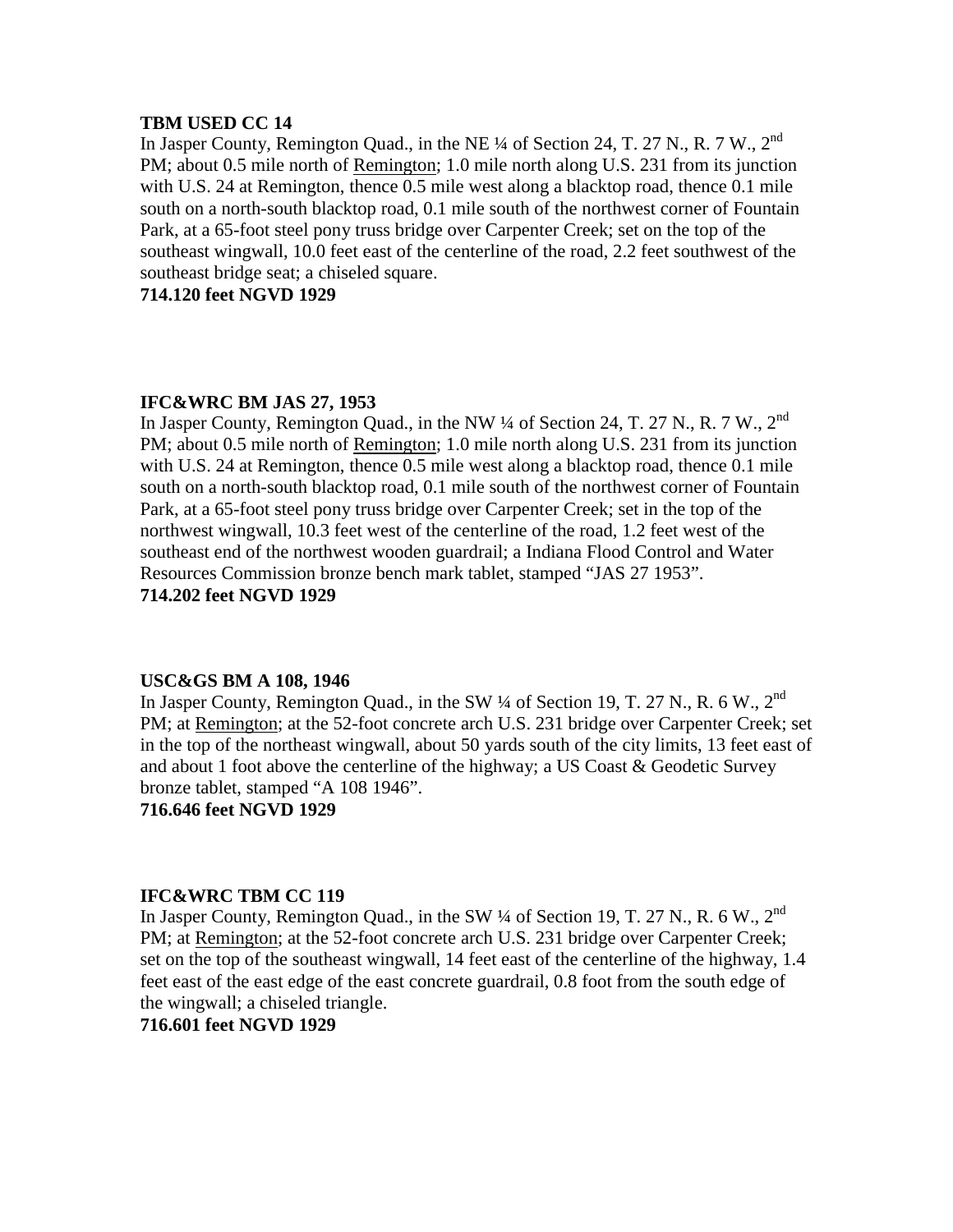**TBM USED CC 14**

In Jasper County, Remington Quad., in the NE ¼ of Section 24, T. 27 N., R. 7 W., 2nd PM; about 0.5 mile north of Remington; 1.0 mile north along U.S. 231 from its junction with U.S. 24 at Remington, thence 0.5 mile west along a blacktop road, thence 0.1 mile south on a north-south blacktop road, 0.1 mile south of the northwest corner of Fountain Park, at a 65-foot steel pony truss bridge over Carpenter Creek; set on the top of the southeast wingwall, 10.0 feet east of the centerline of the road, 2.2 feet southwest of the southeast bridge seat; a chiseled square.

**714.120 feet NGVD 1929**

**IFC&WRC BM JAS 27, 1953**

In Jasper County, Remington Quad., in the NW ¼ of Section 24, T. 27 N., R. 7 W., 2nd PM; about 0.5 mile north of Remington; 1.0 mile north along U.S. 231 from its junction with U.S. 24 at Remington, thence 0.5 mile west along a blacktop road, thence 0.1 mile south on a north-south blacktop road, 0.1 mile south of the northwest corner of Fountain Park, at a 65-foot steel pony truss bridge over Carpenter Creek; set in the top of the northwest wingwall, 10.3 feet west of the centerline of the road, 1.2 feet west of the southeast end of the northwest wooden guardrail; a Indiana Flood Control and Water Resources Commission bronze bench mark tablet, stamped "JAS 27 1953".

**714.202 feet NGVD 1929**

**USC&GS BM A 108, 1946**

In Jasper County, Remington Quad., in the SW ¼ of Section 19, T. 27 N., R. 6 W., 2nd PM; at Remington; at the 52-foot concrete arch U.S. 231 bridge over Carpenter Creek; set in the top of the northeast wingwall, about 50 yards south of the city limits, 13 feet east of and about 1 foot above the centerline of the highway; a US Coast & Geodetic Survey bronze tablet, stamped "A 108 1946".

**716.646 feet NGVD 1929**

**IFC&WRC TBM CC 119**

In Jasper County, Remington Quad., in the SW ¼ of Section 19, T. 27 N., R. 6 W., 2nd PM; at Remington; at the 52-foot concrete arch U.S. 231 bridge over Carpenter Creek; set on the top of the southeast wingwall, 14 feet east of the centerline of the highway, 1.4 feet east of the east edge of the east concrete guardrail, 0.8 foot from the south edge of the wingwall; a chiseled triangle.

**716.601 feet NGVD 1929**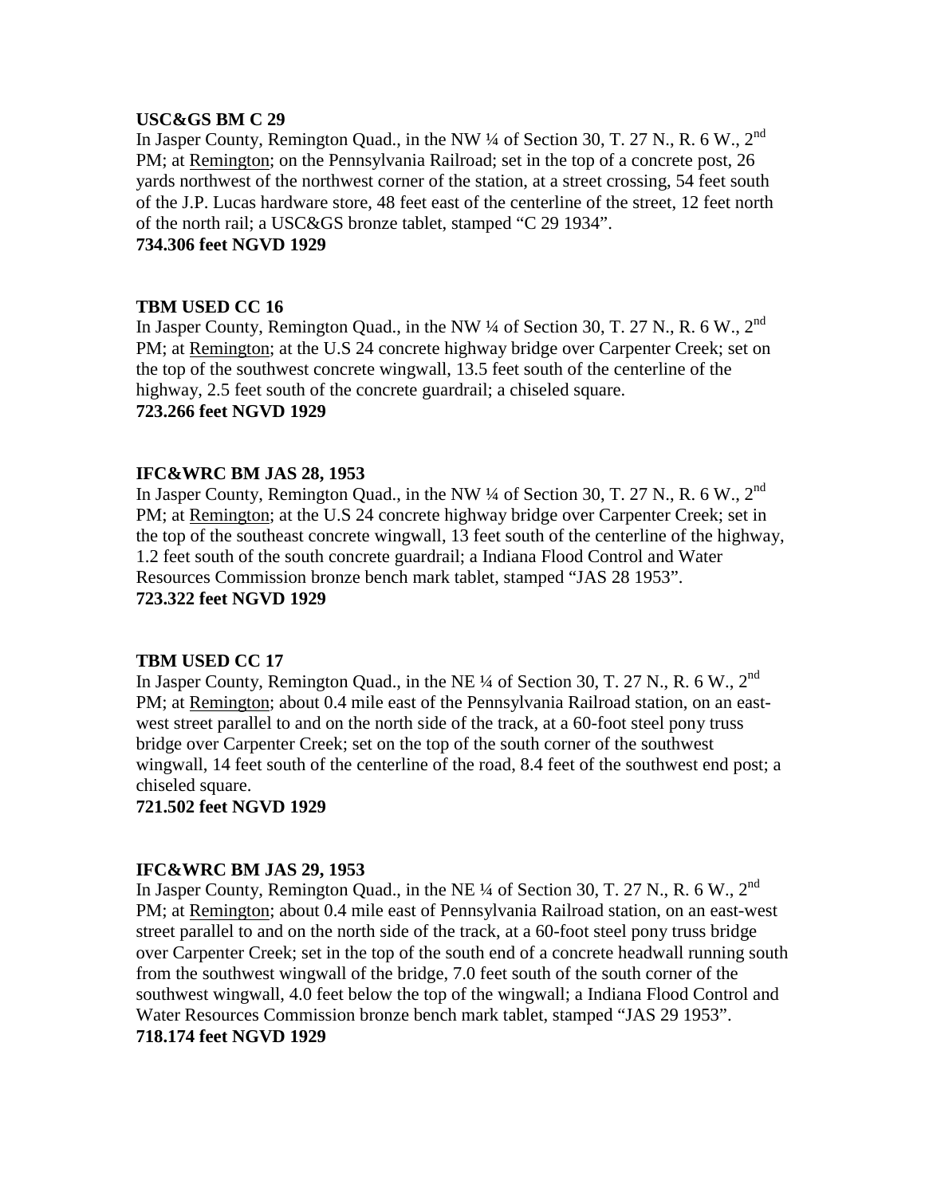**USC&GS BM C 29**
In Jasper County, Remington Quad., in the NW ¼ of Section 30, T. 27 N., R. 6 W., 2nd PM; at Remington; on the Pennsylvania Railroad; set in the top of a concrete post, 26 yards northwest of the northwest corner of the station, at a street crossing, 54 feet south of the J.P. Lucas hardware store, 48 feet east of the centerline of the street, 12 feet north of the north rail; a USC&GS bronze tablet, stamped "C 29 1934".
**734.306 feet NGVD 1929**

**TBM USED CC 16**
In Jasper County, Remington Quad., in the NW ¼ of Section 30, T. 27 N., R. 6 W., 2nd PM; at Remington; at the U.S 24 concrete highway bridge over Carpenter Creek; set on the top of the southwest concrete wingwall, 13.5 feet south of the centerline of the highway, 2.5 feet south of the concrete guardrail; a chiseled square.
**723.266 feet NGVD 1929**

**IFC&WRC BM JAS 28, 1953**
In Jasper County, Remington Quad., in the NW ¼ of Section 30, T. 27 N., R. 6 W., 2nd PM; at Remington; at the U.S 24 concrete highway bridge over Carpenter Creek; set in the top of the southeast concrete wingwall, 13 feet south of the centerline of the highway, 1.2 feet south of the south concrete guardrail; a Indiana Flood Control and Water Resources Commission bronze bench mark tablet, stamped "JAS 28 1953".
**723.322 feet NGVD 1929**

**TBM USED CC 17**
In Jasper County, Remington Quad., in the NE ¼ of Section 30, T. 27 N., R. 6 W., 2nd PM; at Remington; about 0.4 mile east of the Pennsylvania Railroad station, on an east-west street parallel to and on the north side of the track, at a 60-foot steel pony truss bridge over Carpenter Creek; set on the top of the south corner of the southwest wingwall, 14 feet south of the centerline of the road, 8.4 feet of the southwest end post; a chiseled square.
**721.502 feet NGVD 1929**

**IFC&WRC BM JAS 29, 1953**
In Jasper County, Remington Quad., in the NE ¼ of Section 30, T. 27 N., R. 6 W., 2nd PM; at Remington; about 0.4 mile east of Pennsylvania Railroad station, on an east-west street parallel to and on the north side of the track, at a 60-foot steel pony truss bridge over Carpenter Creek; set in the top of the south end of a concrete headwall running south from the southwest wingwall of the bridge, 7.0 feet south of the south corner of the southwest wingwall, 4.0 feet below the top of the wingwall; a Indiana Flood Control and Water Resources Commission bronze bench mark tablet, stamped "JAS 29 1953".
**718.174 feet NGVD 1929**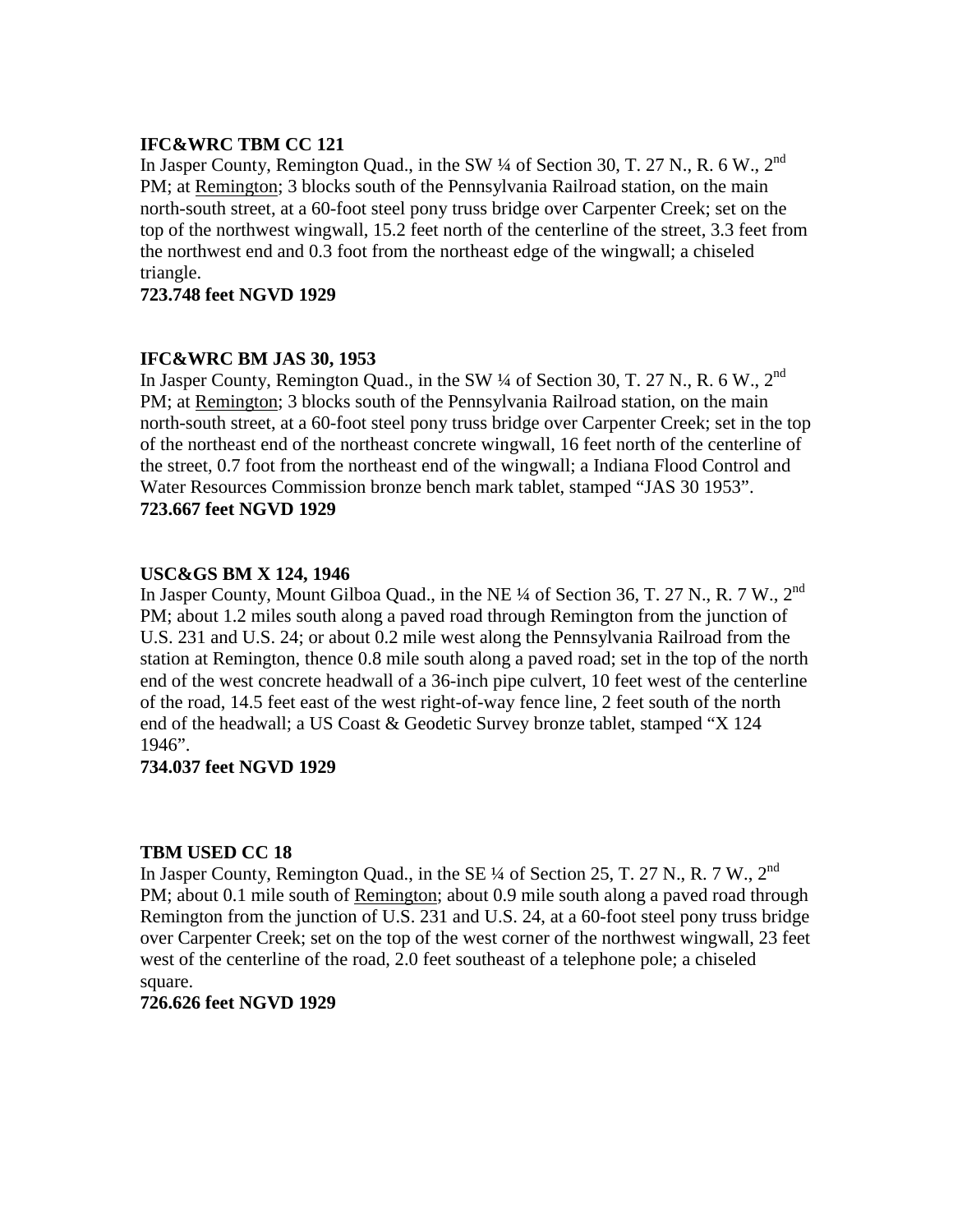**IFC&WRC TBM CC 121**

In Jasper County, Remington Quad., in the SW ¼ of Section 30, T. 27 N., R. 6 W., 2nd PM; at Remington; 3 blocks south of the Pennsylvania Railroad station, on the main north-south street, at a 60-foot steel pony truss bridge over Carpenter Creek; set on the top of the northwest wingwall, 15.2 feet north of the centerline of the street, 3.3 feet from the northwest end and 0.3 foot from the northeast edge of the wingwall; a chiseled triangle.

**723.748 feet NGVD 1929**

**IFC&WRC BM JAS 30, 1953**

In Jasper County, Remington Quad., in the SW ¼ of Section 30, T. 27 N., R. 6 W., 2nd PM; at Remington; 3 blocks south of the Pennsylvania Railroad station, on the main north-south street, at a 60-foot steel pony truss bridge over Carpenter Creek; set in the top of the northeast end of the northeast concrete wingwall, 16 feet north of the centerline of the street, 0.7 foot from the northeast end of the wingwall; a Indiana Flood Control and Water Resources Commission bronze bench mark tablet, stamped "JAS 30 1953".

**723.667 feet NGVD 1929**

**USC&GS BM X 124, 1946**

In Jasper County, Mount Gilboa Quad., in the NE ¼ of Section 36, T. 27 N., R. 7 W., 2nd PM; about 1.2 miles south along a paved road through Remington from the junction of U.S. 231 and U.S. 24; or about 0.2 mile west along the Pennsylvania Railroad from the station at Remington, thence 0.8 mile south along a paved road; set in the top of the north end of the west concrete headwall of a 36-inch pipe culvert, 10 feet west of the centerline of the road, 14.5 feet east of the west right-of-way fence line, 2 feet south of the north end of the headwall; a US Coast & Geodetic Survey bronze tablet, stamped "X 124 1946".

**734.037 feet NGVD 1929**

**TBM USED CC 18**

In Jasper County, Remington Quad., in the SE ¼ of Section 25, T. 27 N., R. 7 W., 2nd PM; about 0.1 mile south of Remington; about 0.9 mile south along a paved road through Remington from the junction of U.S. 231 and U.S. 24, at a 60-foot steel pony truss bridge over Carpenter Creek; set on the top of the west corner of the northwest wingwall, 23 feet west of the centerline of the road, 2.0 feet southeast of a telephone pole; a chiseled square.

**726.626 feet NGVD 1929**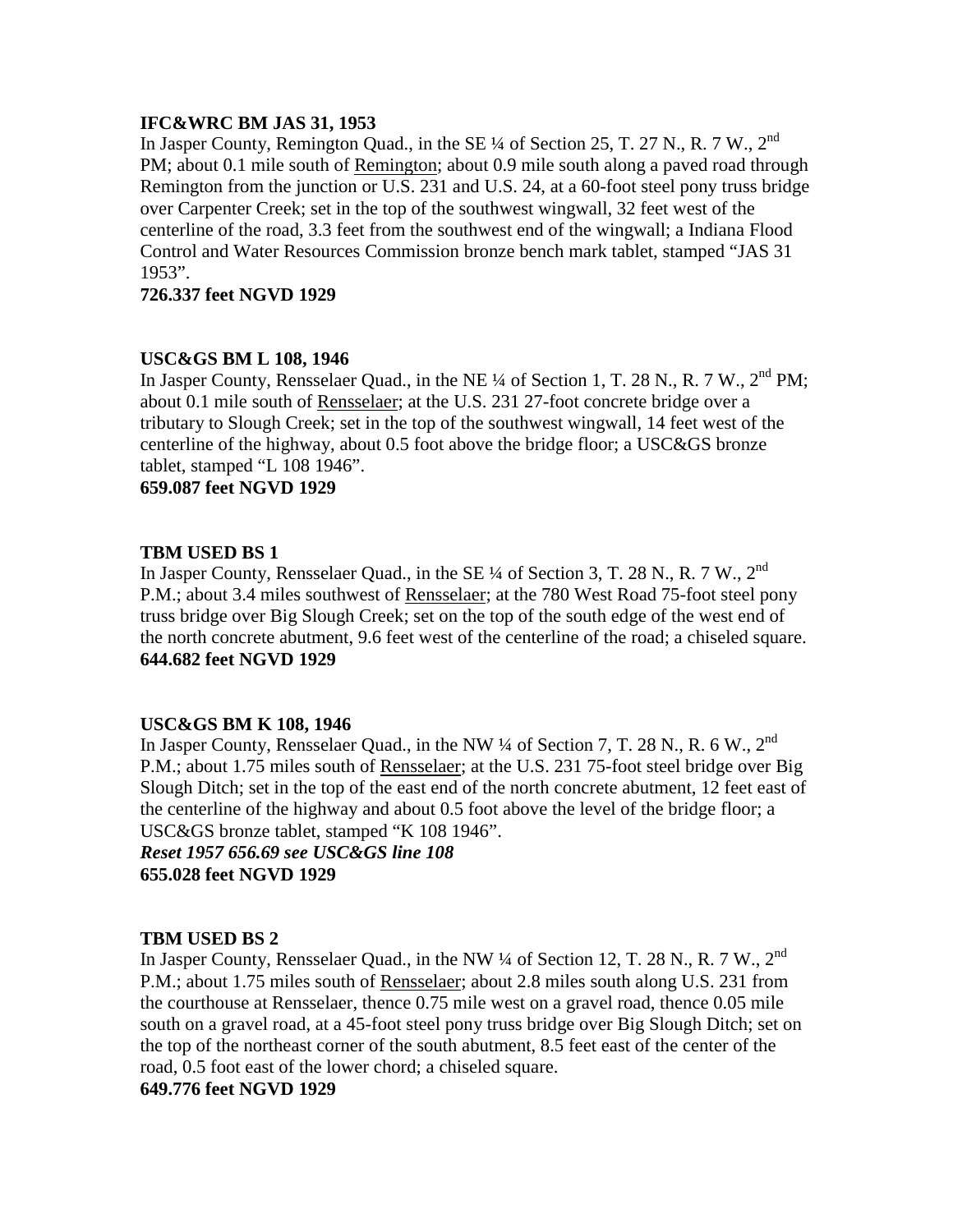**IFC&WRC BM JAS 31, 1953**

In Jasper County, Remington Quad., in the SE ¼ of Section 25, T. 27 N., R. 7 W., 2nd PM; about 0.1 mile south of Remington; about 0.9 mile south along a paved road through Remington from the junction or U.S. 231 and U.S. 24, at a 60-foot steel pony truss bridge over Carpenter Creek; set in the top of the southwest wingwall, 32 feet west of the centerline of the road, 3.3 feet from the southwest end of the wingwall; a Indiana Flood Control and Water Resources Commission bronze bench mark tablet, stamped "JAS 31 1953".

**726.337 feet NGVD 1929**

**USC&GS BM L 108, 1946**

In Jasper County, Rensselaer Quad., in the NE ¼ of Section 1, T. 28 N., R. 7 W., 2nd PM; about 0.1 mile south of Rensselaer; at the U.S. 231 27-foot concrete bridge over a tributary to Slough Creek; set in the top of the southwest wingwall, 14 feet west of the centerline of the highway, about 0.5 foot above the bridge floor; a USC&GS bronze tablet, stamped "L 108 1946".

**659.087 feet NGVD 1929**

**TBM USED BS 1**

In Jasper County, Rensselaer Quad., in the SE ¼ of Section 3, T. 28 N., R. 7 W., 2nd P.M.; about 3.4 miles southwest of Rensselaer; at the 780 West Road 75-foot steel pony truss bridge over Big Slough Creek; set on the top of the south edge of the west end of the north concrete abutment, 9.6 feet west of the centerline of the road; a chiseled square.

**644.682 feet NGVD 1929**

**USC&GS BM K 108, 1946**

In Jasper County, Rensselaer Quad., in the NW ¼ of Section 7, T. 28 N., R. 6 W., 2nd P.M.; about 1.75 miles south of Rensselaer; at the U.S. 231 75-foot steel bridge over Big Slough Ditch; set in the top of the east end of the north concrete abutment, 12 feet east of the centerline of the highway and about 0.5 foot above the level of the bridge floor; a USC&GS bronze tablet, stamped "K 108 1946".

***Reset 1957 656.69 see USC&GS line 108***

**655.028 feet NGVD 1929**

**TBM USED BS 2**

In Jasper County, Rensselaer Quad., in the NW ¼ of Section 12, T. 28 N., R. 7 W., 2nd P.M.; about 1.75 miles south of Rensselaer; about 2.8 miles south along U.S. 231 from the courthouse at Rensselaer, thence 0.75 mile west on a gravel road, thence 0.05 mile south on a gravel road, at a 45-foot steel pony truss bridge over Big Slough Ditch; set on the top of the northeast corner of the south abutment, 8.5 feet east of the center of the road, 0.5 foot east of the lower chord; a chiseled square.

**649.776 feet NGVD 1929**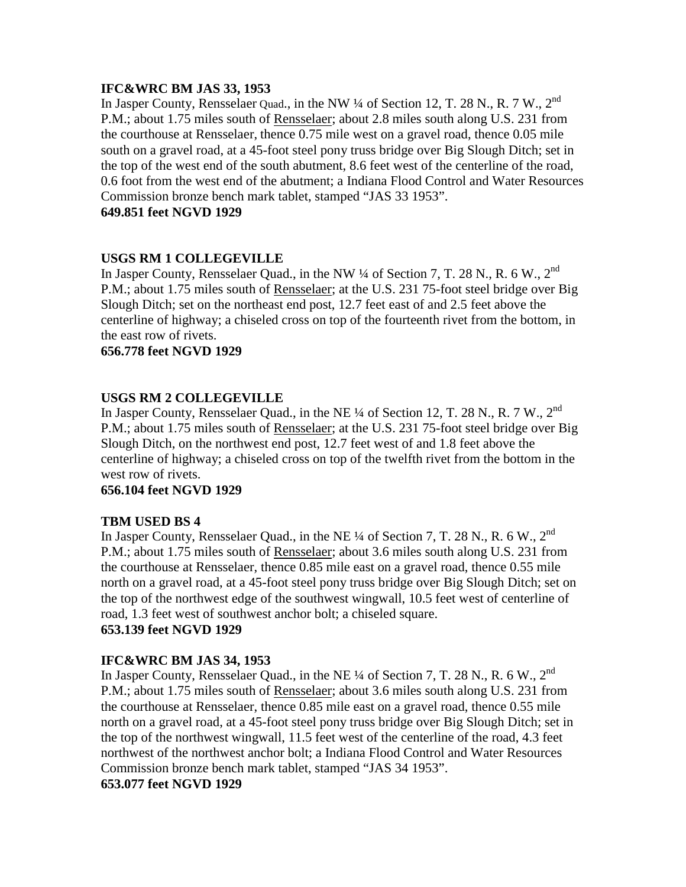**IFC&WRC BM JAS 33, 1953**

In Jasper County, Rensselaer Quad., in the NW ¼ of Section 12, T. 28 N., R. 7 W., 2nd P.M.; about 1.75 miles south of Rensselaer; about 2.8 miles south along U.S. 231 from the courthouse at Rensselaer, thence 0.75 mile west on a gravel road, thence 0.05 mile south on a gravel road, at a 45-foot steel pony truss bridge over Big Slough Ditch; set in the top of the west end of the south abutment, 8.6 feet west of the centerline of the road, 0.6 foot from the west end of the abutment; a Indiana Flood Control and Water Resources Commission bronze bench mark tablet, stamped "JAS 33 1953".

**649.851 feet NGVD 1929**

**USGS RM 1 COLLEGEVILLE**

In Jasper County, Rensselaer Quad., in the NW ¼ of Section 7, T. 28 N., R. 6 W., 2nd P.M.; about 1.75 miles south of Rensselaer; at the U.S. 231 75-foot steel bridge over Big Slough Ditch; set on the northeast end post, 12.7 feet east of and 2.5 feet above the centerline of highway; a chiseled cross on top of the fourteenth rivet from the bottom, in the east row of rivets.

**656.778 feet NGVD 1929**

**USGS RM 2 COLLEGEVILLE**

In Jasper County, Rensselaer Quad., in the NE ¼ of Section 12, T. 28 N., R. 7 W., 2nd P.M.; about 1.75 miles south of Rensselaer; at the U.S. 231 75-foot steel bridge over Big Slough Ditch, on the northwest end post, 12.7 feet west of and 1.8 feet above the centerline of highway; a chiseled cross on top of the twelfth rivet from the bottom in the west row of rivets.

**656.104 feet NGVD 1929**

**TBM USED BS 4**

In Jasper County, Rensselaer Quad., in the NE ¼ of Section 7, T. 28 N., R. 6 W., 2nd P.M.; about 1.75 miles south of Rensselaer; about 3.6 miles south along U.S. 231 from the courthouse at Rensselaer, thence 0.85 mile east on a gravel road, thence 0.55 mile north on a gravel road, at a 45-foot steel pony truss bridge over Big Slough Ditch; set on the top of the northwest edge of the southwest wingwall, 10.5 feet west of centerline of road, 1.3 feet west of southwest anchor bolt; a chiseled square.

**653.139 feet NGVD 1929**

**IFC&WRC BM JAS 34, 1953**

In Jasper County, Rensselaer Quad., in the NE ¼ of Section 7, T. 28 N., R. 6 W., 2nd P.M.; about 1.75 miles south of Rensselaer; about 3.6 miles south along U.S. 231 from the courthouse at Rensselaer, thence 0.85 mile east on a gravel road, thence 0.55 mile north on a gravel road, at a 45-foot steel pony truss bridge over Big Slough Ditch; set in the top of the northwest wingwall, 11.5 feet west of the centerline of the road, 4.3 feet northwest of the northwest anchor bolt; a Indiana Flood Control and Water Resources Commission bronze bench mark tablet, stamped "JAS 34 1953".

**653.077 feet NGVD 1929**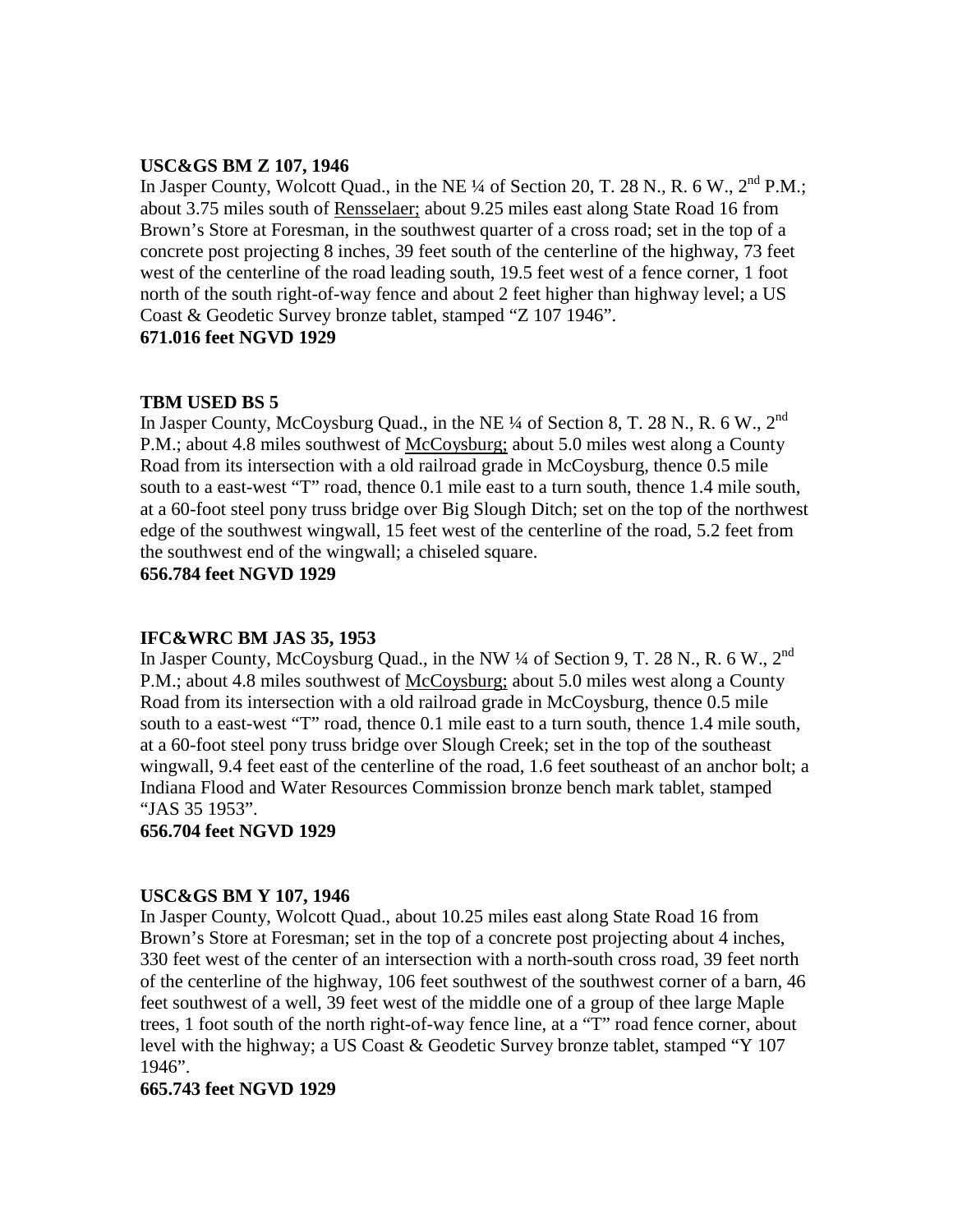**USC&GS BM Z 107, 1946**

In Jasper County, Wolcott Quad., in the NE ¼ of Section 20, T. 28 N., R. 6 W., 2nd P.M.; about 3.75 miles south of Rensselaer; about 9.25 miles east along State Road 16 from Brown's Store at Foresman, in the southwest quarter of a cross road; set in the top of a concrete post projecting 8 inches, 39 feet south of the centerline of the highway, 73 feet west of the centerline of the road leading south, 19.5 feet west of a fence corner, 1 foot north of the south right-of-way fence and about 2 feet higher than highway level; a US Coast & Geodetic Survey bronze tablet, stamped "Z 107 1946".

**671.016 feet NGVD 1929**

**TBM USED BS 5**

In Jasper County, McCoysburg Quad., in the NE ¼ of Section 8, T. 28 N., R. 6 W., 2nd P.M.; about 4.8 miles southwest of McCoysburg; about 5.0 miles west along a County Road from its intersection with a old railroad grade in McCoysburg, thence 0.5 mile south to a east-west "T" road, thence 0.1 mile east to a turn south, thence 1.4 mile south, at a 60-foot steel pony truss bridge over Big Slough Ditch; set on the top of the northwest edge of the southwest wingwall, 15 feet west of the centerline of the road, 5.2 feet from the southwest end of the wingwall; a chiseled square.

**656.784 feet NGVD 1929**

**IFC&WRC BM JAS 35, 1953**

In Jasper County, McCoysburg Quad., in the NW ¼ of Section 9, T. 28 N., R. 6 W., 2nd P.M.; about 4.8 miles southwest of McCoysburg; about 5.0 miles west along a County Road from its intersection with a old railroad grade in McCoysburg, thence 0.5 mile south to a east-west "T" road, thence 0.1 mile east to a turn south, thence 1.4 mile south, at a 60-foot steel pony truss bridge over Slough Creek; set in the top of the southeast wingwall, 9.4 feet east of the centerline of the road, 1.6 feet southeast of an anchor bolt; a Indiana Flood and Water Resources Commission bronze bench mark tablet, stamped "JAS 35 1953".

**656.704 feet NGVD 1929**

**USC&GS BM Y 107, 1946**

In Jasper County, Wolcott Quad., about 10.25 miles east along State Road 16 from Brown's Store at Foresman; set in the top of a concrete post projecting about 4 inches, 330 feet west of the center of an intersection with a north-south cross road, 39 feet north of the centerline of the highway, 106 feet southwest of the southwest corner of a barn, 46 feet southwest of a well, 39 feet west of the middle one of a group of thee large Maple trees, 1 foot south of the north right-of-way fence line, at a "T" road fence corner, about level with the highway; a US Coast & Geodetic Survey bronze tablet, stamped "Y 107 1946".

**665.743 feet NGVD 1929**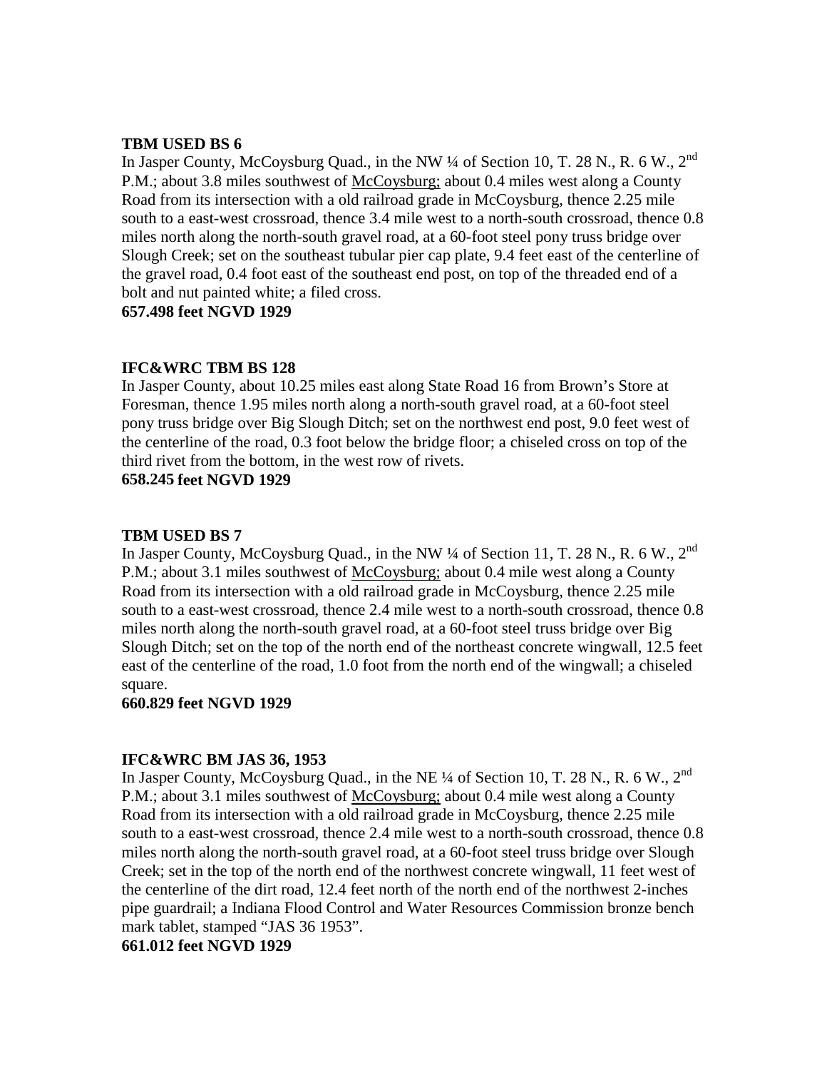**TBM USED BS 6**

In Jasper County, McCoysburg Quad., in the NW ¼ of Section 10, T. 28 N., R. 6 W., 2nd P.M.; about 3.8 miles southwest of McCoysburg; about 0.4 miles west along a County Road from its intersection with a old railroad grade in McCoysburg, thence 2.25 mile south to a east-west crossroad, thence 3.4 mile west to a north-south crossroad, thence 0.8 miles north along the north-south gravel road, at a 60-foot steel pony truss bridge over Slough Creek; set on the southeast tubular pier cap plate, 9.4 feet east of the centerline of the gravel road, 0.4 foot east of the southeast end post, on top of the threaded end of a bolt and nut painted white; a filed cross.

**657.498 feet NGVD 1929**

**IFC&WRC TBM BS 128**

In Jasper County, about 10.25 miles east along State Road 16 from Brown's Store at Foresman, thence 1.95 miles north along a north-south gravel road, at a 60-foot steel pony truss bridge over Big Slough Ditch; set on the northwest end post, 9.0 feet west of the centerline of the road, 0.3 foot below the bridge floor; a chiseled cross on top of the third rivet from the bottom, in the west row of rivets.

**658.245 feet NGVD 1929**

**TBM USED BS 7**

In Jasper County, McCoysburg Quad., in the NW ¼ of Section 11, T. 28 N., R. 6 W., 2nd P.M.; about 3.1 miles southwest of McCoysburg; about 0.4 mile west along a County Road from its intersection with a old railroad grade in McCoysburg, thence 2.25 mile south to a east-west crossroad, thence 2.4 mile west to a north-south crossroad, thence 0.8 miles north along the north-south gravel road, at a 60-foot steel truss bridge over Big Slough Ditch; set on the top of the north end of the northeast concrete wingwall, 12.5 feet east of the centerline of the road, 1.0 foot from the north end of the wingwall; a chiseled square.

**660.829 feet NGVD 1929**

**IFC&WRC BM JAS 36, 1953**

In Jasper County, McCoysburg Quad., in the NE ¼ of Section 10, T. 28 N., R. 6 W., 2nd P.M.; about 3.1 miles southwest of McCoysburg; about 0.4 mile west along a County Road from its intersection with a old railroad grade in McCoysburg, thence 2.25 mile south to a east-west crossroad, thence 2.4 mile west to a north-south crossroad, thence 0.8 miles north along the north-south gravel road, at a 60-foot steel truss bridge over Slough Creek; set in the top of the north end of the northwest concrete wingwall, 11 feet west of the centerline of the dirt road, 12.4 feet north of the north end of the northwest 2-inches pipe guardrail; a Indiana Flood Control and Water Resources Commission bronze bench mark tablet, stamped "JAS 36 1953".

**661.012 feet NGVD 1929**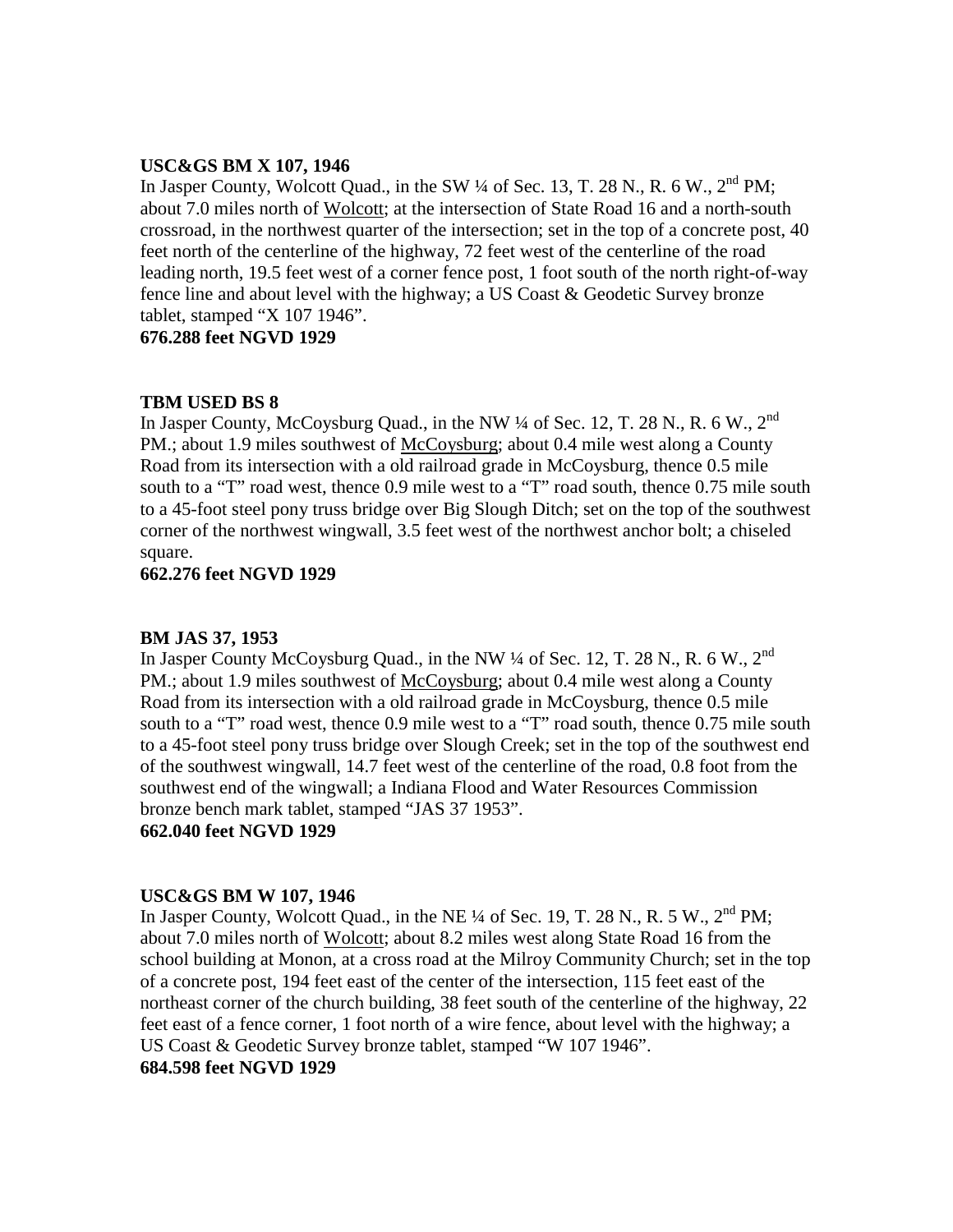**USC&GS BM X 107, 1946**

In Jasper County, Wolcott Quad., in the SW ¼ of Sec. 13, T. 28 N., R. 6 W., 2nd PM; about 7.0 miles north of Wolcott; at the intersection of State Road 16 and a north-south crossroad, in the northwest quarter of the intersection; set in the top of a concrete post, 40 feet north of the centerline of the highway, 72 feet west of the centerline of the road leading north, 19.5 feet west of a corner fence post, 1 foot south of the north right-of-way fence line and about level with the highway; a US Coast & Geodetic Survey bronze tablet, stamped "X 107 1946".

**676.288 feet NGVD 1929**

**TBM USED BS 8**

In Jasper County, McCoysburg Quad., in the NW ¼ of Sec. 12, T. 28 N., R. 6 W., 2nd PM.; about 1.9 miles southwest of McCoysburg; about 0.4 mile west along a County Road from its intersection with a old railroad grade in McCoysburg, thence 0.5 mile south to a "T" road west, thence 0.9 mile west to a "T" road south, thence 0.75 mile south to a 45-foot steel pony truss bridge over Big Slough Ditch; set on the top of the southwest corner of the northwest wingwall, 3.5 feet west of the northwest anchor bolt; a chiseled square.

**662.276 feet NGVD 1929**

**BM JAS 37, 1953**

In Jasper County McCoysburg Quad., in the NW ¼ of Sec. 12, T. 28 N., R. 6 W., 2nd PM.; about 1.9 miles southwest of McCoysburg; about 0.4 mile west along a County Road from its intersection with a old railroad grade in McCoysburg, thence 0.5 mile south to a "T" road west, thence 0.9 mile west to a "T" road south, thence 0.75 mile south to a 45-foot steel pony truss bridge over Slough Creek; set in the top of the southwest end of the southwest wingwall, 14.7 feet west of the centerline of the road, 0.8 foot from the southwest end of the wingwall; a Indiana Flood and Water Resources Commission bronze bench mark tablet, stamped "JAS 37 1953".

**662.040 feet NGVD 1929**

**USC&GS BM W 107, 1946**

In Jasper County, Wolcott Quad., in the NE ¼ of Sec. 19, T. 28 N., R. 5 W., 2nd PM; about 7.0 miles north of Wolcott; about 8.2 miles west along State Road 16 from the school building at Monon, at a cross road at the Milroy Community Church; set in the top of a concrete post, 194 feet east of the center of the intersection, 115 feet east of the northeast corner of the church building, 38 feet south of the centerline of the highway, 22 feet east of a fence corner, 1 foot north of a wire fence, about level with the highway; a US Coast & Geodetic Survey bronze tablet, stamped "W 107 1946".

**684.598 feet NGVD 1929**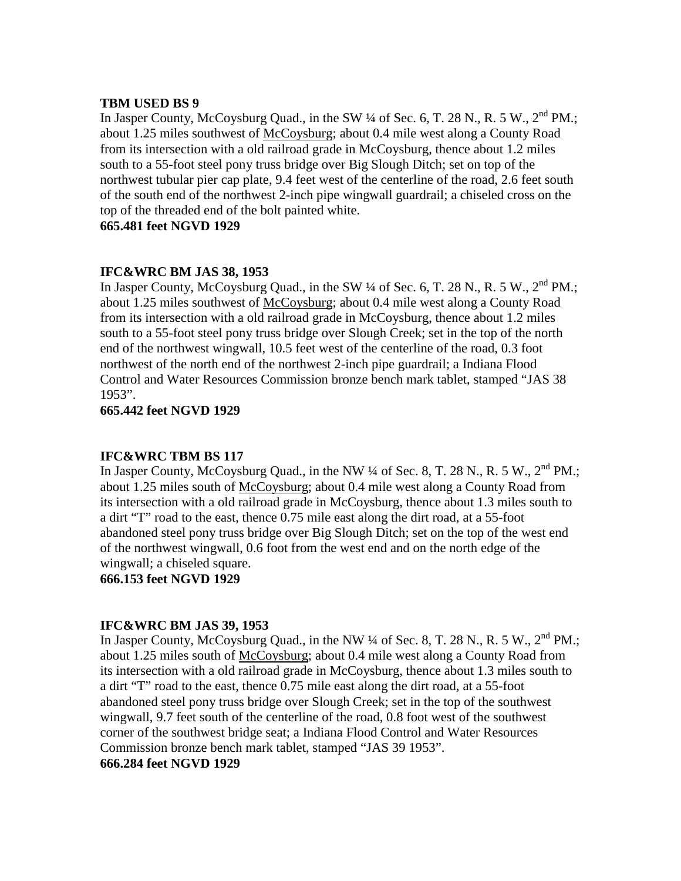**TBM USED BS 9**

In Jasper County, McCoysburg Quad., in the SW ¼ of Sec. 6, T. 28 N., R. 5 W., 2nd PM.; about 1.25 miles southwest of McCoysburg; about 0.4 mile west along a County Road from its intersection with a old railroad grade in McCoysburg, thence about 1.2 miles south to a 55-foot steel pony truss bridge over Big Slough Ditch; set on top of the northwest tubular pier cap plate, 9.4 feet west of the centerline of the road, 2.6 feet south of the south end of the northwest 2-inch pipe wingwall guardrail; a chiseled cross on the top of the threaded end of the bolt painted white.

**665.481 feet NGVD 1929**

**IFC&WRC BM JAS 38, 1953**

In Jasper County, McCoysburg Quad., in the SW ¼ of Sec. 6, T. 28 N., R. 5 W., 2nd PM.; about 1.25 miles southwest of McCoysburg; about 0.4 mile west along a County Road from its intersection with a old railroad grade in McCoysburg, thence about 1.2 miles south to a 55-foot steel pony truss bridge over Slough Creek; set in the top of the north end of the northwest wingwall, 10.5 feet west of the centerline of the road, 0.3 foot northwest of the north end of the northwest 2-inch pipe guardrail; a Indiana Flood Control and Water Resources Commission bronze bench mark tablet, stamped "JAS 38 1953".

**665.442 feet NGVD 1929**

**IFC&WRC TBM BS 117**

In Jasper County, McCoysburg Quad., in the NW ¼ of Sec. 8, T. 28 N., R. 5 W., 2nd PM.; about 1.25 miles south of McCoysburg; about 0.4 mile west along a County Road from its intersection with a old railroad grade in McCoysburg, thence about 1.3 miles south to a dirt "T" road to the east, thence 0.75 mile east along the dirt road, at a 55-foot abandoned steel pony truss bridge over Big Slough Ditch; set on the top of the west end of the northwest wingwall, 0.6 foot from the west end and on the north edge of the wingwall; a chiseled square.

**666.153 feet NGVD 1929**

**IFC&WRC BM JAS 39, 1953**

In Jasper County, McCoysburg Quad., in the NW ¼ of Sec. 8, T. 28 N., R. 5 W., 2nd PM.; about 1.25 miles south of McCoysburg; about 0.4 mile west along a County Road from its intersection with a old railroad grade in McCoysburg, thence about 1.3 miles south to a dirt "T" road to the east, thence 0.75 mile east along the dirt road, at a 55-foot abandoned steel pony truss bridge over Slough Creek; set in the top of the southwest wingwall, 9.7 feet south of the centerline of the road, 0.8 foot west of the southwest corner of the southwest bridge seat; a Indiana Flood Control and Water Resources Commission bronze bench mark tablet, stamped "JAS 39 1953".

**666.284 feet NGVD 1929**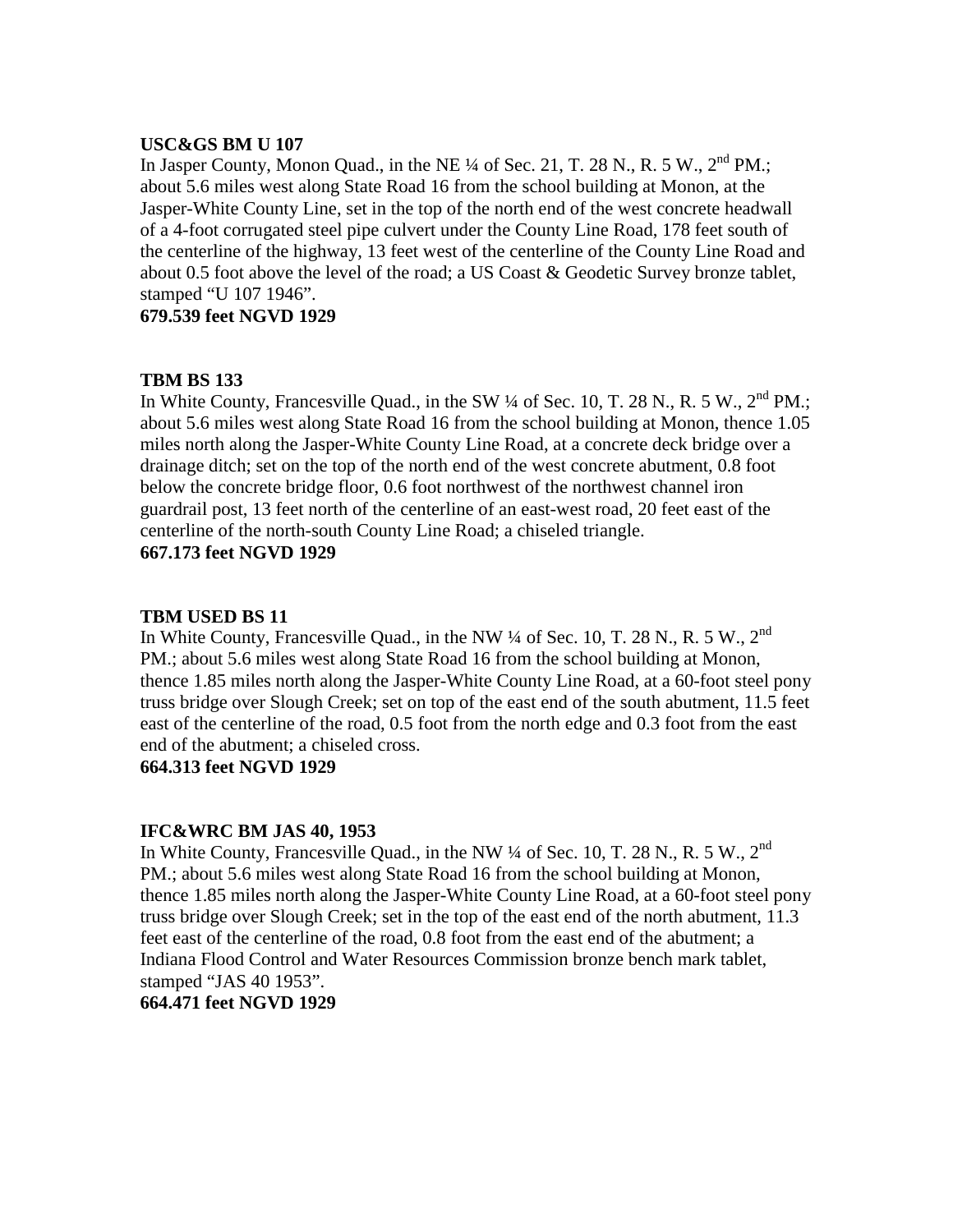**USC&GS BM U 107**
In Jasper County, Monon Quad., in the NE ¼ of Sec. 21, T. 28 N., R. 5 W., 2nd PM.; about 5.6 miles west along State Road 16 from the school building at Monon, at the Jasper-White County Line, set in the top of the north end of the west concrete headwall of a 4-foot corrugated steel pipe culvert under the County Line Road, 178 feet south of the centerline of the highway, 13 feet west of the centerline of the County Line Road and about 0.5 foot above the level of the road; a US Coast & Geodetic Survey bronze tablet, stamped "U 107 1946".
**679.539 feet NGVD 1929**

**TBM BS 133**
In White County, Francesville Quad., in the SW ¼ of Sec. 10, T. 28 N., R. 5 W., 2nd PM.; about 5.6 miles west along State Road 16 from the school building at Monon, thence 1.05 miles north along the Jasper-White County Line Road, at a concrete deck bridge over a drainage ditch; set on the top of the north end of the west concrete abutment, 0.8 foot below the concrete bridge floor, 0.6 foot northwest of the northwest channel iron guardrail post, 13 feet north of the centerline of an east-west road, 20 feet east of the centerline of the north-south County Line Road; a chiseled triangle.
**667.173 feet NGVD 1929**

**TBM USED BS 11**
In White County, Francesville Quad., in the NW ¼ of Sec. 10, T. 28 N., R. 5 W., 2nd PM.; about 5.6 miles west along State Road 16 from the school building at Monon, thence 1.85 miles north along the Jasper-White County Line Road, at a 60-foot steel pony truss bridge over Slough Creek; set on top of the east end of the south abutment, 11.5 feet east of the centerline of the road, 0.5 foot from the north edge and 0.3 foot from the east end of the abutment; a chiseled cross.
**664.313 feet NGVD 1929**

**IFC&WRC BM JAS 40, 1953**
In White County, Francesville Quad., in the NW ¼ of Sec. 10, T. 28 N., R. 5 W., 2nd PM.; about 5.6 miles west along State Road 16 from the school building at Monon, thence 1.85 miles north along the Jasper-White County Line Road, at a 60-foot steel pony truss bridge over Slough Creek; set in the top of the east end of the north abutment, 11.3 feet east of the centerline of the road, 0.8 foot from the east end of the abutment; a Indiana Flood Control and Water Resources Commission bronze bench mark tablet, stamped "JAS 40 1953".
**664.471 feet NGVD 1929**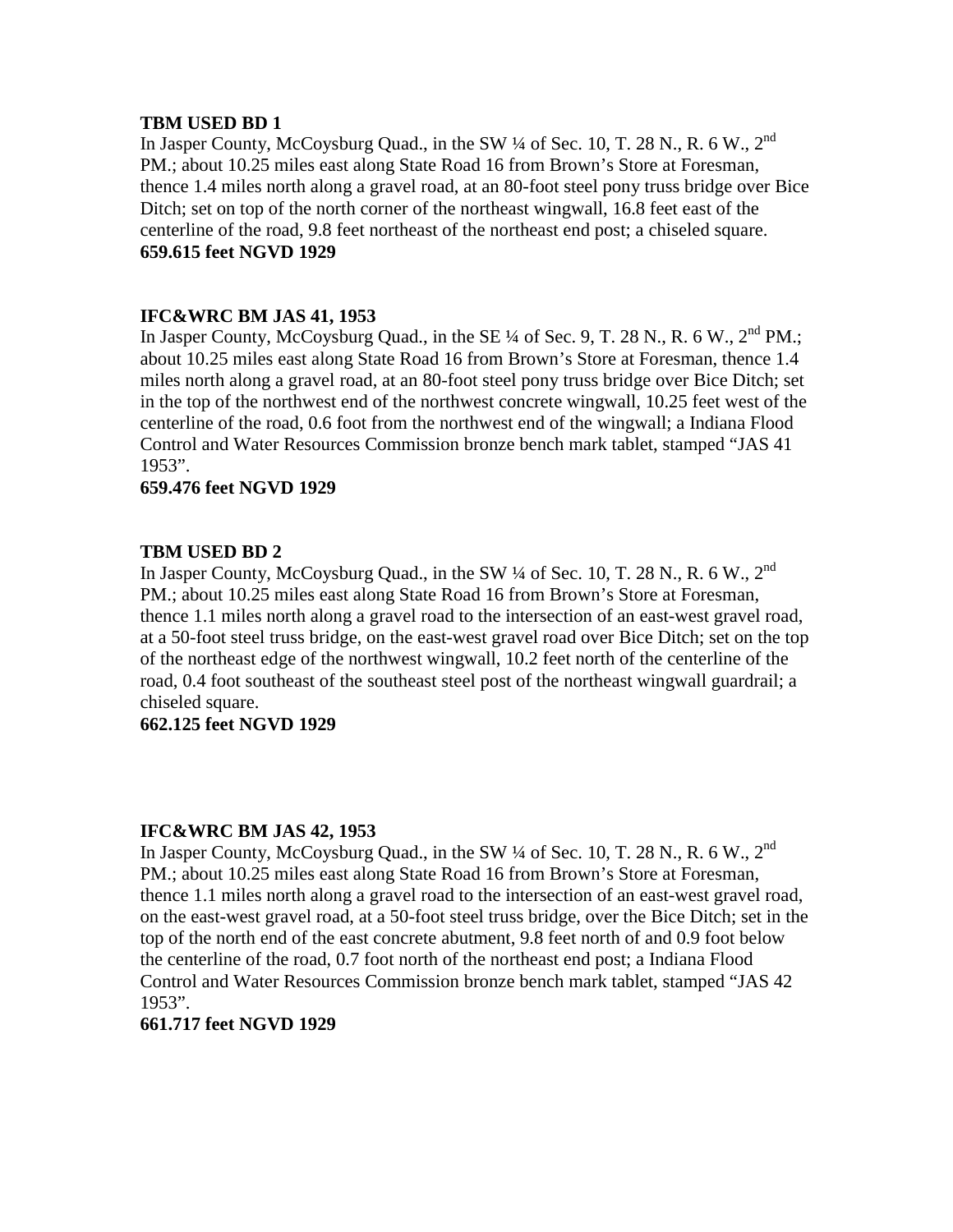**TBM USED BD 1**
In Jasper County, McCoysburg Quad., in the SW ¼ of Sec. 10, T. 28 N., R. 6 W., 2nd PM.; about 10.25 miles east along State Road 16 from Brown's Store at Foresman, thence 1.4 miles north along a gravel road, at an 80-foot steel pony truss bridge over Bice Ditch; set on top of the north corner of the northeast wingwall, 16.8 feet east of the centerline of the road, 9.8 feet northeast of the northeast end post; a chiseled square.
**659.615 feet NGVD 1929**

**IFC&WRC BM JAS 41, 1953**
In Jasper County, McCoysburg Quad., in the SE ¼ of Sec. 9, T. 28 N., R. 6 W., 2nd PM.; about 10.25 miles east along State Road 16 from Brown's Store at Foresman, thence 1.4 miles north along a gravel road, at an 80-foot steel pony truss bridge over Bice Ditch; set in the top of the northwest end of the northwest concrete wingwall, 10.25 feet west of the centerline of the road, 0.6 foot from the northwest end of the wingwall; a Indiana Flood Control and Water Resources Commission bronze bench mark tablet, stamped "JAS 41 1953".
**659.476 feet NGVD 1929**

**TBM USED BD 2**
In Jasper County, McCoysburg Quad., in the SW ¼ of Sec. 10, T. 28 N., R. 6 W., 2nd PM.; about 10.25 miles east along State Road 16 from Brown's Store at Foresman, thence 1.1 miles north along a gravel road to the intersection of an east-west gravel road, at a 50-foot steel truss bridge, on the east-west gravel road over Bice Ditch; set on the top of the northeast edge of the northwest wingwall, 10.2 feet north of the centerline of the road, 0.4 foot southeast of the southeast steel post of the northeast wingwall guardrail; a chiseled square.
**662.125 feet NGVD 1929**

**IFC&WRC BM JAS 42, 1953**
In Jasper County, McCoysburg Quad., in the SW ¼ of Sec. 10, T. 28 N., R. 6 W., 2nd PM.; about 10.25 miles east along State Road 16 from Brown's Store at Foresman, thence 1.1 miles north along a gravel road to the intersection of an east-west gravel road, on the east-west gravel road, at a 50-foot steel truss bridge, over the Bice Ditch; set in the top of the north end of the east concrete abutment, 9.8 feet north of and 0.9 foot below the centerline of the road, 0.7 foot north of the northeast end post; a Indiana Flood Control and Water Resources Commission bronze bench mark tablet, stamped "JAS 42 1953".
**661.717 feet NGVD 1929**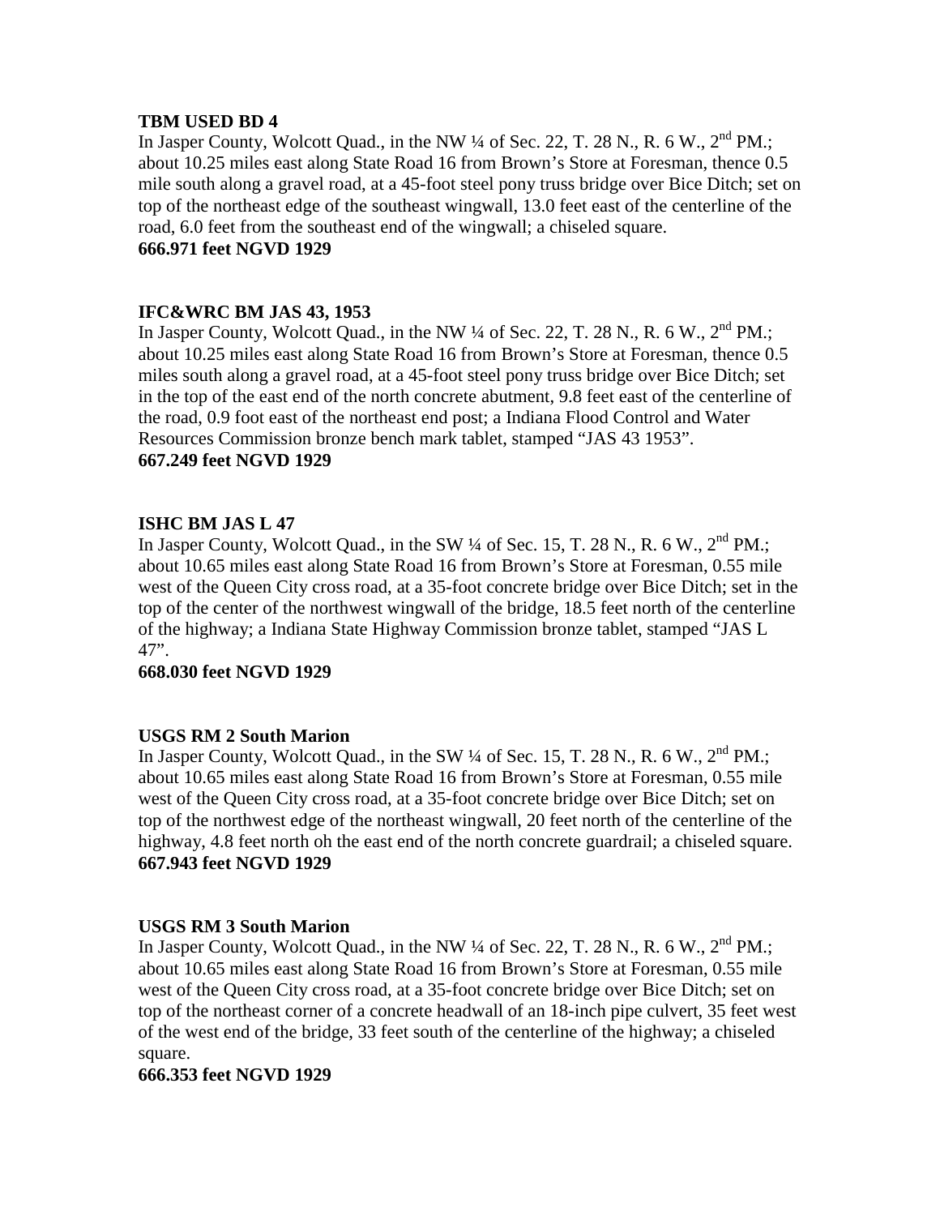**TBM USED BD 4**
In Jasper County, Wolcott Quad., in the NW ¼ of Sec. 22, T. 28 N., R. 6 W., 2nd PM.; about 10.25 miles east along State Road 16 from Brown's Store at Foresman, thence 0.5 mile south along a gravel road, at a 45-foot steel pony truss bridge over Bice Ditch; set on top of the northeast edge of the southeast wingwall, 13.0 feet east of the centerline of the road, 6.0 feet from the southeast end of the wingwall; a chiseled square.
**666.971 feet NGVD 1929**

**IFC&WRC BM JAS 43, 1953**
In Jasper County, Wolcott Quad., in the NW ¼ of Sec. 22, T. 28 N., R. 6 W., 2nd PM.; about 10.25 miles east along State Road 16 from Brown's Store at Foresman, thence 0.5 miles south along a gravel road, at a 45-foot steel pony truss bridge over Bice Ditch; set in the top of the east end of the north concrete abutment, 9.8 feet east of the centerline of the road, 0.9 foot east of the northeast end post; a Indiana Flood Control and Water Resources Commission bronze bench mark tablet, stamped "JAS 43 1953".
**667.249 feet NGVD 1929**

**ISHC BM JAS L 47**
In Jasper County, Wolcott Quad., in the SW ¼ of Sec. 15, T. 28 N., R. 6 W., 2nd PM.; about 10.65 miles east along State Road 16 from Brown's Store at Foresman, 0.55 mile west of the Queen City cross road, at a 35-foot concrete bridge over Bice Ditch; set in the top of the center of the northwest wingwall of the bridge, 18.5 feet north of the centerline of the highway; a Indiana State Highway Commission bronze tablet, stamped "JAS L 47".
**668.030 feet NGVD 1929**

**USGS RM 2 South Marion**
In Jasper County, Wolcott Quad., in the SW ¼ of Sec. 15, T. 28 N., R. 6 W., 2nd PM.; about 10.65 miles east along State Road 16 from Brown's Store at Foresman, 0.55 mile west of the Queen City cross road, at a 35-foot concrete bridge over Bice Ditch; set on top of the northwest edge of the northeast wingwall, 20 feet north of the centerline of the highway, 4.8 feet north oh the east end of the north concrete guardrail; a chiseled square.
**667.943 feet NGVD 1929**

**USGS RM 3 South Marion**
In Jasper County, Wolcott Quad., in the NW ¼ of Sec. 22, T. 28 N., R. 6 W., 2nd PM.; about 10.65 miles east along State Road 16 from Brown's Store at Foresman, 0.55 mile west of the Queen City cross road, at a 35-foot concrete bridge over Bice Ditch; set on top of the northeast corner of a concrete headwall of an 18-inch pipe culvert, 35 feet west of the west end of the bridge, 33 feet south of the centerline of the highway; a chiseled square.
**666.353 feet NGVD 1929**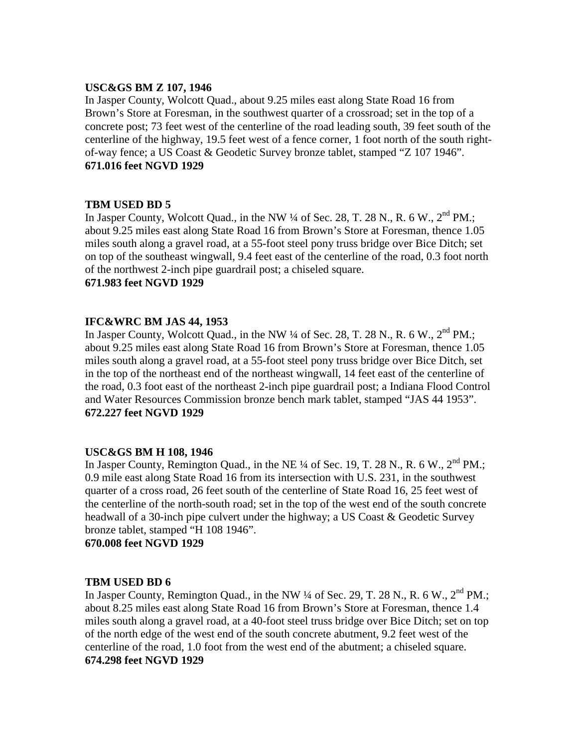**USC&GS BM Z 107, 1946**

In Jasper County, Wolcott Quad., about 9.25 miles east along State Road 16 from Brown's Store at Foresman, in the southwest quarter of a crossroad; set in the top of a concrete post; 73 feet west of the centerline of the road leading south, 39 feet south of the centerline of the highway, 19.5 feet west of a fence corner, 1 foot north of the south right-of-way fence; a US Coast & Geodetic Survey bronze tablet, stamped "Z 107 1946".

**671.016 feet NGVD 1929**

**TBM USED BD 5**

In Jasper County, Wolcott Quad., in the NW ¼ of Sec. 28, T. 28 N., R. 6 W., 2nd PM.; about 9.25 miles east along State Road 16 from Brown's Store at Foresman, thence 1.05 miles south along a gravel road, at a 55-foot steel pony truss bridge over Bice Ditch; set on top of the southeast wingwall, 9.4 feet east of the centerline of the road, 0.3 foot north of the northwest 2-inch pipe guardrail post; a chiseled square.

**671.983 feet NGVD 1929**

**IFC&WRC BM JAS 44, 1953**

In Jasper County, Wolcott Quad., in the NW ¼ of Sec. 28, T. 28 N., R. 6 W., 2nd PM.; about 9.25 miles east along State Road 16 from Brown's Store at Foresman, thence 1.05 miles south along a gravel road, at a 55-foot steel pony truss bridge over Bice Ditch, set in the top of the northeast end of the northeast wingwall, 14 feet east of the centerline of the road, 0.3 foot east of the northeast 2-inch pipe guardrail post; a Indiana Flood Control and Water Resources Commission bronze bench mark tablet, stamped "JAS 44 1953".

**672.227 feet NGVD 1929**

**USC&GS BM H 108, 1946**

In Jasper County, Remington Quad., in the NE ¼ of Sec. 19, T. 28 N., R. 6 W., 2nd PM.; 0.9 mile east along State Road 16 from its intersection with U.S. 231, in the southwest quarter of a cross road, 26 feet south of the centerline of State Road 16, 25 feet west of the centerline of the north-south road; set in the top of the west end of the south concrete headwall of a 30-inch pipe culvert under the highway; a US Coast & Geodetic Survey bronze tablet, stamped "H 108 1946".

**670.008 feet NGVD 1929**

**TBM USED BD 6**

In Jasper County, Remington Quad., in the NW ¼ of Sec. 29, T. 28 N., R. 6 W., 2nd PM.; about 8.25 miles east along State Road 16 from Brown's Store at Foresman, thence 1.4 miles south along a gravel road, at a 40-foot steel truss bridge over Bice Ditch; set on top of the north edge of the west end of the south concrete abutment, 9.2 feet west of the centerline of the road, 1.0 foot from the west end of the abutment; a chiseled square.

**674.298 feet NGVD 1929**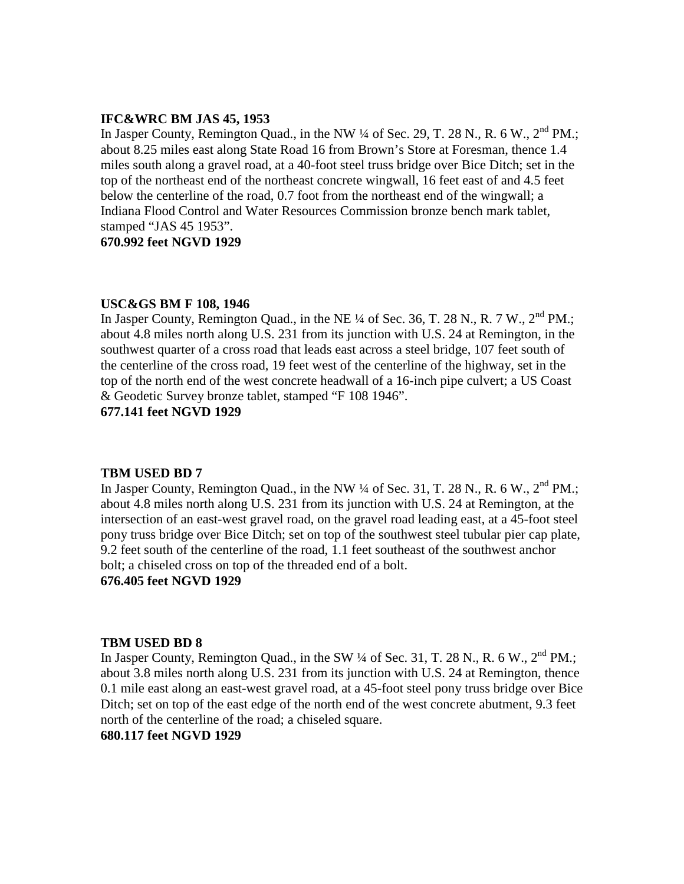**IFC&WRC BM JAS 45, 1953**

In Jasper County, Remington Quad., in the NW ¼ of Sec. 29, T. 28 N., R. 6 W., 2nd PM.; about 8.25 miles east along State Road 16 from Brown's Store at Foresman, thence 1.4 miles south along a gravel road, at a 40-foot steel truss bridge over Bice Ditch; set in the top of the northeast end of the northeast concrete wingwall, 16 feet east of and 4.5 feet below the centerline of the road, 0.7 foot from the northeast end of the wingwall; a Indiana Flood Control and Water Resources Commission bronze bench mark tablet, stamped "JAS 45 1953".

**670.992 feet NGVD 1929**

**USC&GS BM F 108, 1946**

In Jasper County, Remington Quad., in the NE ¼ of Sec. 36, T. 28 N., R. 7 W., 2nd PM.; about 4.8 miles north along U.S. 231 from its junction with U.S. 24 at Remington, in the southwest quarter of a cross road that leads east across a steel bridge, 107 feet south of the centerline of the cross road, 19 feet west of the centerline of the highway, set in the top of the north end of the west concrete headwall of a 16-inch pipe culvert; a US Coast & Geodetic Survey bronze tablet, stamped "F 108 1946".

**677.141 feet NGVD 1929**

**TBM USED BD 7**

In Jasper County, Remington Quad., in the NW ¼ of Sec. 31, T. 28 N., R. 6 W., 2nd PM.; about 4.8 miles north along U.S. 231 from its junction with U.S. 24 at Remington, at the intersection of an east-west gravel road, on the gravel road leading east, at a 45-foot steel pony truss bridge over Bice Ditch; set on top of the southwest steel tubular pier cap plate, 9.2 feet south of the centerline of the road, 1.1 feet southeast of the southwest anchor bolt; a chiseled cross on top of the threaded end of a bolt.

**676.405 feet NGVD 1929**

**TBM USED BD 8**

In Jasper County, Remington Quad., in the SW ¼ of Sec. 31, T. 28 N., R. 6 W., 2nd PM.; about 3.8 miles north along U.S. 231 from its junction with U.S. 24 at Remington, thence 0.1 mile east along an east-west gravel road, at a 45-foot steel pony truss bridge over Bice Ditch; set on top of the east edge of the north end of the west concrete abutment, 9.3 feet north of the centerline of the road; a chiseled square.

**680.117 feet NGVD 1929**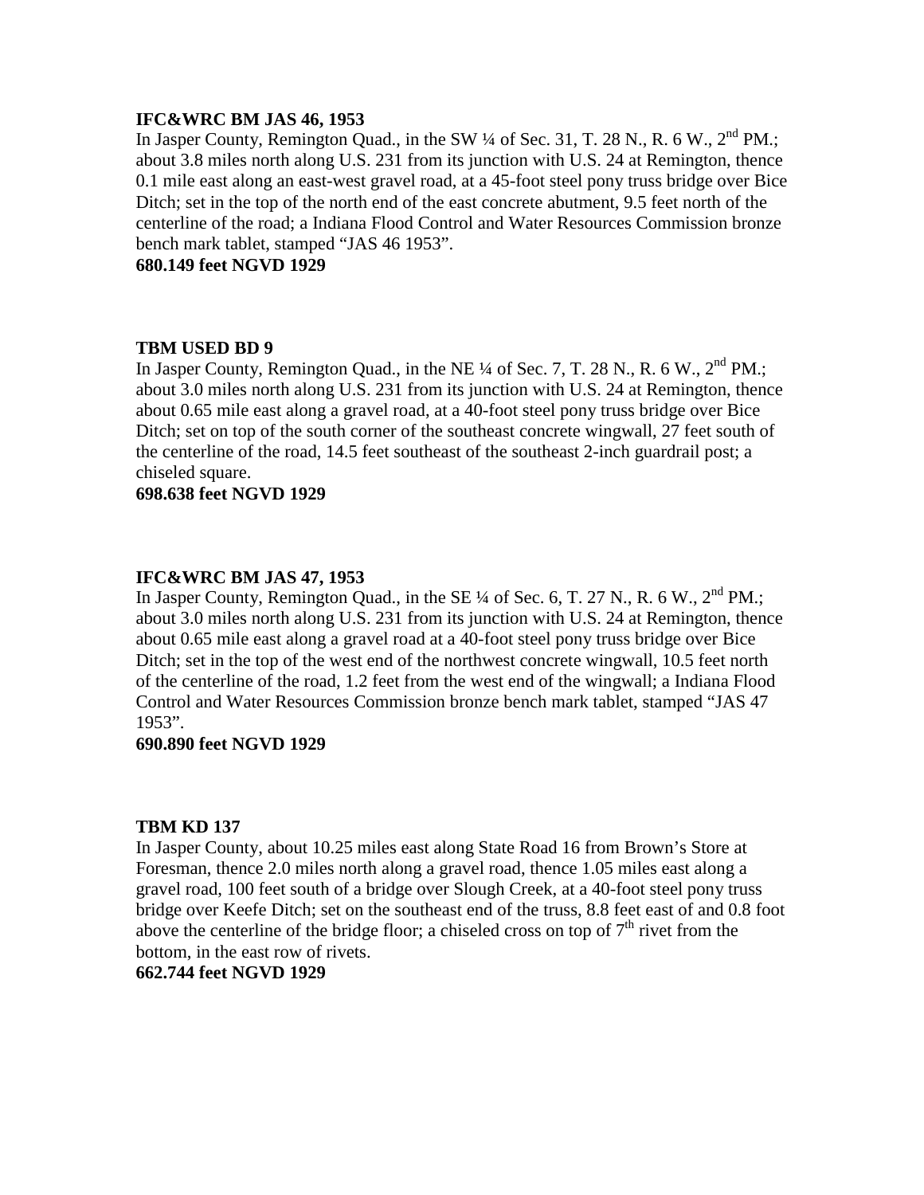**IFC&WRC BM JAS 46, 1953**

In Jasper County, Remington Quad., in the SW ¼ of Sec. 31, T. 28 N., R. 6 W., 2nd PM.; about 3.8 miles north along U.S. 231 from its junction with U.S. 24 at Remington, thence 0.1 mile east along an east-west gravel road, at a 45-foot steel pony truss bridge over Bice Ditch; set in the top of the north end of the east concrete abutment, 9.5 feet north of the centerline of the road; a Indiana Flood Control and Water Resources Commission bronze bench mark tablet, stamped "JAS 46 1953".

**680.149 feet NGVD 1929**

**TBM USED BD 9**

In Jasper County, Remington Quad., in the NE ¼ of Sec. 7, T. 28 N., R. 6 W., 2nd PM.; about 3.0 miles north along U.S. 231 from its junction with U.S. 24 at Remington, thence about 0.65 mile east along a gravel road, at a 40-foot steel pony truss bridge over Bice Ditch; set on top of the south corner of the southeast concrete wingwall, 27 feet south of the centerline of the road, 14.5 feet southeast of the southeast 2-inch guardrail post; a chiseled square.

**698.638 feet NGVD 1929**

**IFC&WRC BM JAS 47, 1953**

In Jasper County, Remington Quad., in the SE ¼ of Sec. 6, T. 27 N., R. 6 W., 2nd PM.; about 3.0 miles north along U.S. 231 from its junction with U.S. 24 at Remington, thence about 0.65 mile east along a gravel road at a 40-foot steel pony truss bridge over Bice Ditch; set in the top of the west end of the northwest concrete wingwall, 10.5 feet north of the centerline of the road, 1.2 feet from the west end of the wingwall; a Indiana Flood Control and Water Resources Commission bronze bench mark tablet, stamped "JAS 47 1953".

**690.890 feet NGVD 1929**

**TBM KD 137**

In Jasper County, about 10.25 miles east along State Road 16 from Brown's Store at Foresman, thence 2.0 miles north along a gravel road, thence 1.05 miles east along a gravel road, 100 feet south of a bridge over Slough Creek, at a 40-foot steel pony truss bridge over Keefe Ditch; set on the southeast end of the truss, 8.8 feet east of and 0.8 foot above the centerline of the bridge floor; a chiseled cross on top of 7th rivet from the bottom, in the east row of rivets.

**662.744 feet NGVD 1929**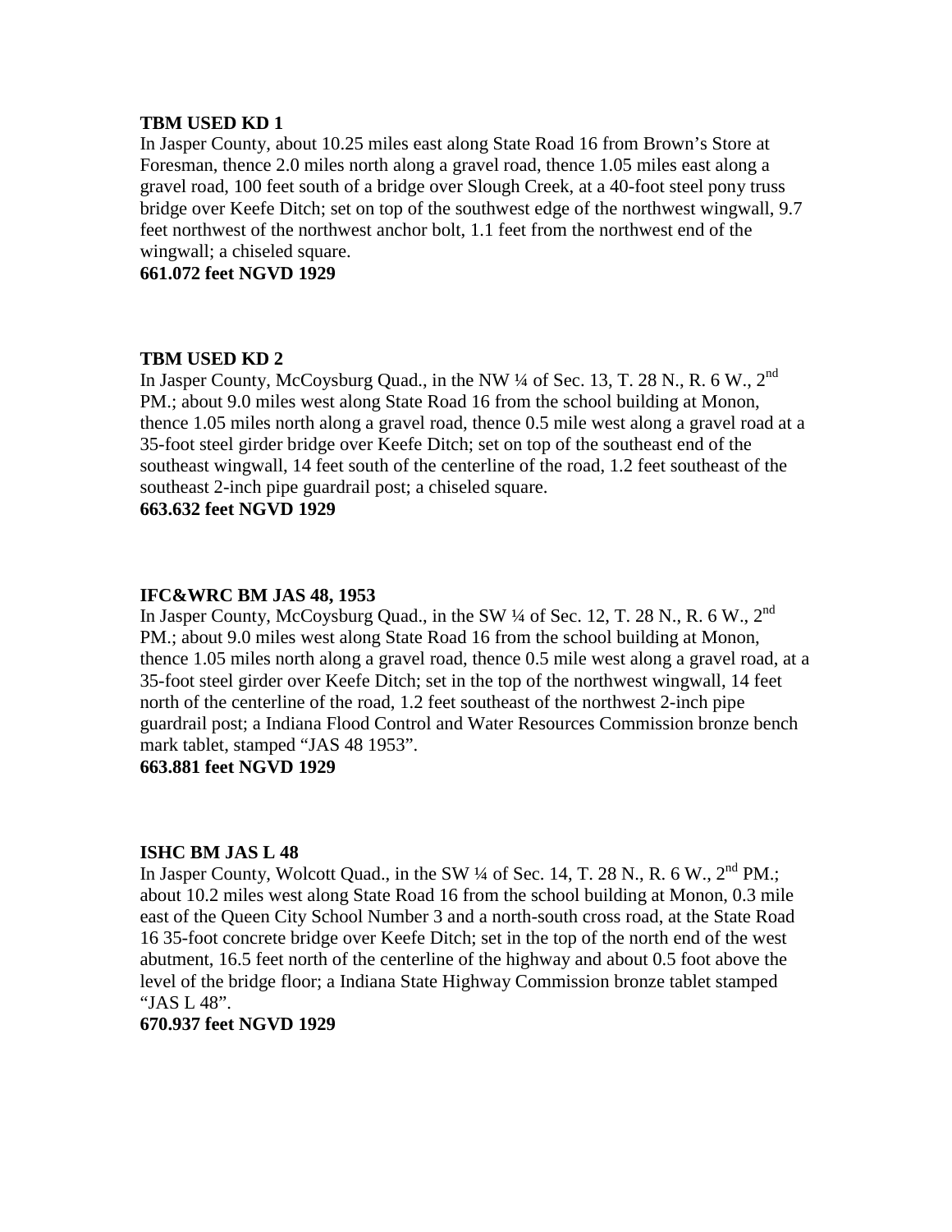**TBM USED KD 1**

In Jasper County, about 10.25 miles east along State Road 16 from Brown's Store at Foresman, thence 2.0 miles north along a gravel road, thence 1.05 miles east along a gravel road, 100 feet south of a bridge over Slough Creek, at a 40-foot steel pony truss bridge over Keefe Ditch; set on top of the southwest edge of the northwest wingwall, 9.7 feet northwest of the northwest anchor bolt, 1.1 feet from the northwest end of the wingwall; a chiseled square.

**661.072 feet NGVD 1929**

**TBM USED KD 2**

In Jasper County, McCoysburg Quad., in the NW ¼ of Sec. 13, T. 28 N., R. 6 W., 2nd PM.; about 9.0 miles west along State Road 16 from the school building at Monon, thence 1.05 miles north along a gravel road, thence 0.5 mile west along a gravel road at a 35-foot steel girder bridge over Keefe Ditch; set on top of the southeast end of the southeast wingwall, 14 feet south of the centerline of the road, 1.2 feet southeast of the southeast 2-inch pipe guardrail post; a chiseled square.

**663.632 feet NGVD 1929**

**IFC&WRC BM JAS 48, 1953**

In Jasper County, McCoysburg Quad., in the SW ¼ of Sec. 12, T. 28 N., R. 6 W., 2nd PM.; about 9.0 miles west along State Road 16 from the school building at Monon, thence 1.05 miles north along a gravel road, thence 0.5 mile west along a gravel road, at a 35-foot steel girder over Keefe Ditch; set in the top of the northwest wingwall, 14 feet north of the centerline of the road, 1.2 feet southeast of the northwest 2-inch pipe guardrail post; a Indiana Flood Control and Water Resources Commission bronze bench mark tablet, stamped "JAS 48 1953".

**663.881 feet NGVD 1929**

**ISHC BM JAS L 48**

In Jasper County, Wolcott Quad., in the SW ¼ of Sec. 14, T. 28 N., R. 6 W., 2nd PM.; about 10.2 miles west along State Road 16 from the school building at Monon, 0.3 mile east of the Queen City School Number 3 and a north-south cross road, at the State Road 16 35-foot concrete bridge over Keefe Ditch; set in the top of the north end of the west abutment, 16.5 feet north of the centerline of the highway and about 0.5 foot above the level of the bridge floor; a Indiana State Highway Commission bronze tablet stamped "JAS L 48".

**670.937 feet NGVD 1929**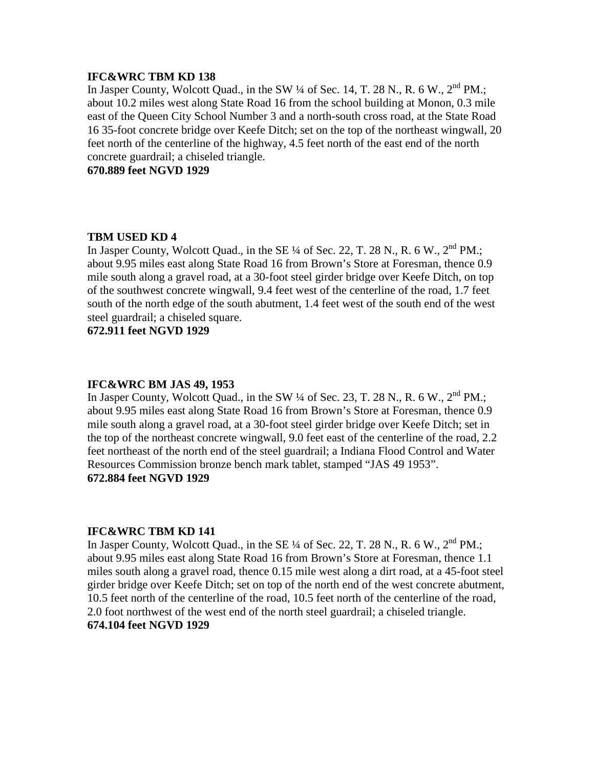**IFC&WRC TBM KD 138**

In Jasper County, Wolcott Quad., in the SW ¼ of Sec. 14, T. 28 N., R. 6 W., 2nd PM.; about 10.2 miles west along State Road 16 from the school building at Monon, 0.3 mile east of the Queen City School Number 3 and a north-south cross road, at the State Road 16 35-foot concrete bridge over Keefe Ditch; set on the top of the northeast wingwall, 20 feet north of the centerline of the highway, 4.5 feet north of the east end of the north concrete guardrail; a chiseled triangle.

**670.889 feet NGVD 1929**

**TBM USED KD 4**

In Jasper County, Wolcott Quad., in the SE ¼ of Sec. 22, T. 28 N., R. 6 W., 2nd PM.; about 9.95 miles east along State Road 16 from Brown's Store at Foresman, thence 0.9 mile south along a gravel road, at a 30-foot steel girder bridge over Keefe Ditch, on top of the southwest concrete wingwall, 9.4 feet west of the centerline of the road, 1.7 feet south of the north edge of the south abutment, 1.4 feet west of the south end of the west steel guardrail; a chiseled square.

**672.911 feet NGVD 1929**

**IFC&WRC BM JAS 49, 1953**

In Jasper County, Wolcott Quad., in the SW ¼ of Sec. 23, T. 28 N., R. 6 W., 2nd PM.; about 9.95 miles east along State Road 16 from Brown's Store at Foresman, thence 0.9 mile south along a gravel road, at a 30-foot steel girder bridge over Keefe Ditch; set in the top of the northeast concrete wingwall, 9.0 feet east of the centerline of the road, 2.2 feet northeast of the north end of the steel guardrail; a Indiana Flood Control and Water Resources Commission bronze bench mark tablet, stamped "JAS 49 1953".

**672.884 feet NGVD 1929**

**IFC&WRC TBM KD 141**

In Jasper County, Wolcott Quad., in the SE ¼ of Sec. 22, T. 28 N., R. 6 W., 2nd PM.; about 9.95 miles east along State Road 16 from Brown's Store at Foresman, thence 1.1 miles south along a gravel road, thence 0.15 mile west along a dirt road, at a 45-foot steel girder bridge over Keefe Ditch; set on top of the north end of the west concrete abutment, 10.5 feet north of the centerline of the road, 10.5 feet north of the centerline of the road, 2.0 foot northwest of the west end of the north steel guardrail; a chiseled triangle.

**674.104 feet NGVD 1929**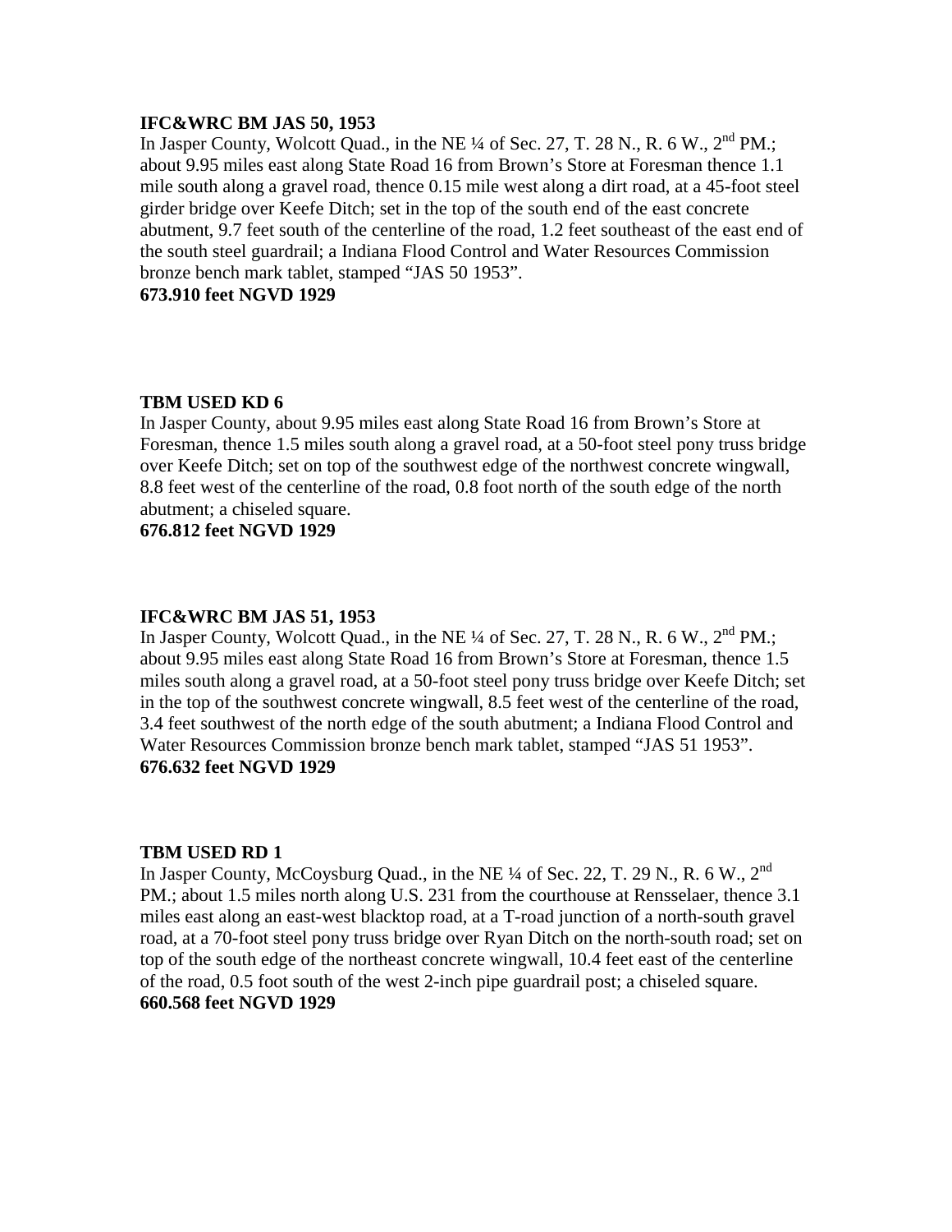**IFC&WRC BM JAS 50, 1953**

In Jasper County, Wolcott Quad., in the NE ¼ of Sec. 27, T. 28 N., R. 6 W., 2nd PM.; about 9.95 miles east along State Road 16 from Brown's Store at Foresman thence 1.1 mile south along a gravel road, thence 0.15 mile west along a dirt road, at a 45-foot steel girder bridge over Keefe Ditch; set in the top of the south end of the east concrete abutment, 9.7 feet south of the centerline of the road, 1.2 feet southeast of the east end of the south steel guardrail; a Indiana Flood Control and Water Resources Commission bronze bench mark tablet, stamped "JAS 50 1953".

**673.910 feet NGVD 1929**

**TBM USED KD 6**

In Jasper County, about 9.95 miles east along State Road 16 from Brown's Store at Foresman, thence 1.5 miles south along a gravel road, at a 50-foot steel pony truss bridge over Keefe Ditch; set on top of the southwest edge of the northwest concrete wingwall, 8.8 feet west of the centerline of the road, 0.8 foot north of the south edge of the north abutment; a chiseled square.

**676.812 feet NGVD 1929**

**IFC&WRC BM JAS 51, 1953**

In Jasper County, Wolcott Quad., in the NE ¼ of Sec. 27, T. 28 N., R. 6 W., 2nd PM.; about 9.95 miles east along State Road 16 from Brown's Store at Foresman, thence 1.5 miles south along a gravel road, at a 50-foot steel pony truss bridge over Keefe Ditch; set in the top of the southwest concrete wingwall, 8.5 feet west of the centerline of the road, 3.4 feet southwest of the north edge of the south abutment; a Indiana Flood Control and Water Resources Commission bronze bench mark tablet, stamped "JAS 51 1953".

**676.632 feet NGVD 1929**

**TBM USED RD 1**

In Jasper County, McCoysburg Quad., in the NE ¼ of Sec. 22, T. 29 N., R. 6 W., 2nd PM.; about 1.5 miles north along U.S. 231 from the courthouse at Rensselaer, thence 3.1 miles east along an east-west blacktop road, at a T-road junction of a north-south gravel road, at a 70-foot steel pony truss bridge over Ryan Ditch on the north-south road; set on top of the south edge of the northeast concrete wingwall, 10.4 feet east of the centerline of the road, 0.5 foot south of the west 2-inch pipe guardrail post; a chiseled square.

**660.568 feet NGVD 1929**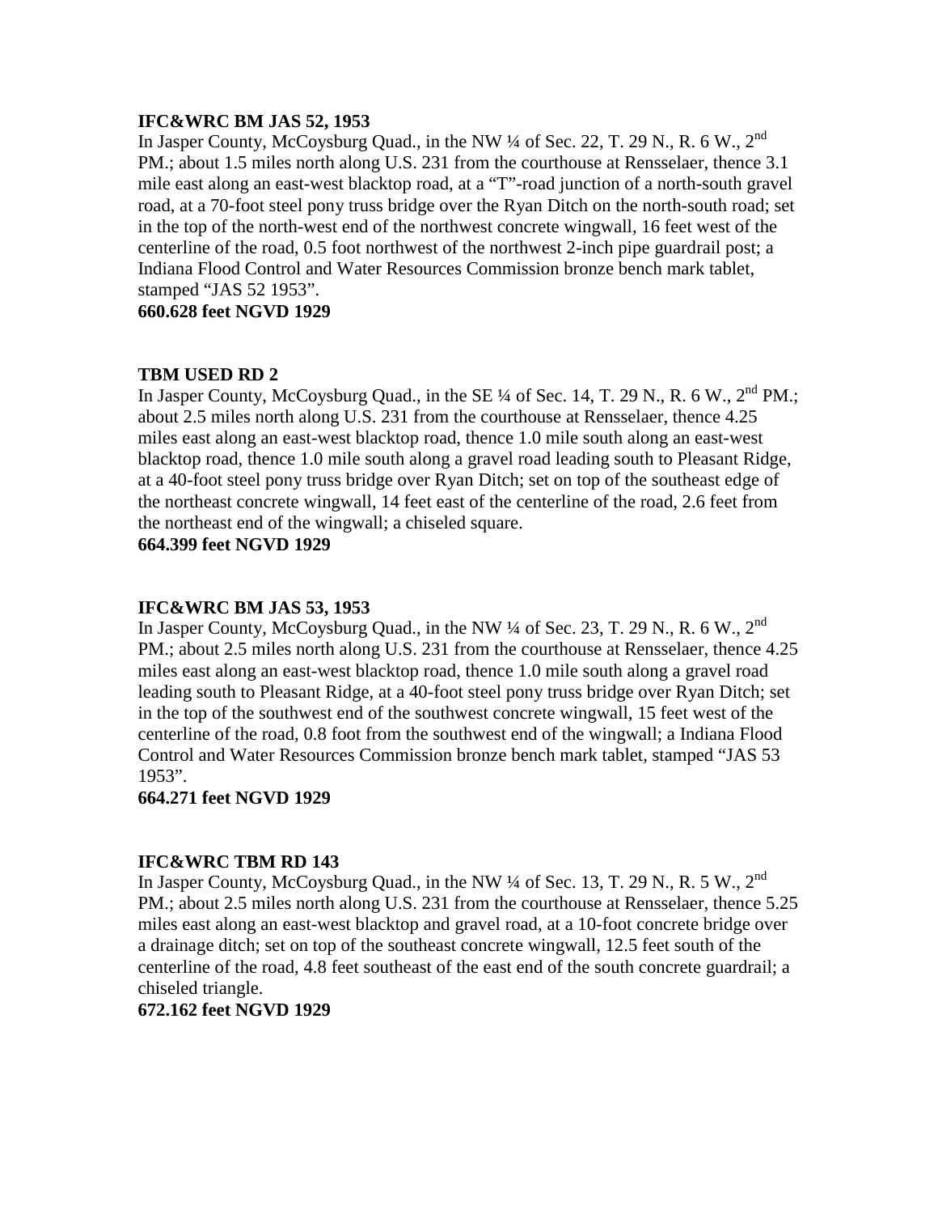**IFC&WRC BM JAS 52, 1953**

In Jasper County, McCoysburg Quad., in the NW ¼ of Sec. 22, T. 29 N., R. 6 W., 2nd PM.; about 1.5 miles north along U.S. 231 from the courthouse at Rensselaer, thence 3.1 mile east along an east-west blacktop road, at a "T"-road junction of a north-south gravel road, at a 70-foot steel pony truss bridge over the Ryan Ditch on the north-south road; set in the top of the north-west end of the northwest concrete wingwall, 16 feet west of the centerline of the road, 0.5 foot northwest of the northwest 2-inch pipe guardrail post; a Indiana Flood Control and Water Resources Commission bronze bench mark tablet, stamped "JAS 52 1953".

**660.628 feet NGVD 1929**

**TBM USED RD 2**

In Jasper County, McCoysburg Quad., in the SE ¼ of Sec. 14, T. 29 N., R. 6 W., 2nd PM.; about 2.5 miles north along U.S. 231 from the courthouse at Rensselaer, thence 4.25 miles east along an east-west blacktop road, thence 1.0 mile south along an east-west blacktop road, thence 1.0 mile south along a gravel road leading south to Pleasant Ridge, at a 40-foot steel pony truss bridge over Ryan Ditch; set on top of the southeast edge of the northeast concrete wingwall, 14 feet east of the centerline of the road, 2.6 feet from the northeast end of the wingwall; a chiseled square.

**664.399 feet NGVD 1929**

**IFC&WRC BM JAS 53, 1953**

In Jasper County, McCoysburg Quad., in the NW ¼ of Sec. 23, T. 29 N., R. 6 W., 2nd PM.; about 2.5 miles north along U.S. 231 from the courthouse at Rensselaer, thence 4.25 miles east along an east-west blacktop road, thence 1.0 mile south along a gravel road leading south to Pleasant Ridge, at a 40-foot steel pony truss bridge over Ryan Ditch; set in the top of the southwest end of the southwest concrete wingwall, 15 feet west of the centerline of the road, 0.8 foot from the southwest end of the wingwall; a Indiana Flood Control and Water Resources Commission bronze bench mark tablet, stamped "JAS 53 1953".

**664.271 feet NGVD 1929**

**IFC&WRC TBM RD 143**

In Jasper County, McCoysburg Quad., in the NW ¼ of Sec. 13, T. 29 N., R. 5 W., 2nd PM.; about 2.5 miles north along U.S. 231 from the courthouse at Rensselaer, thence 5.25 miles east along an east-west blacktop and gravel road, at a 10-foot concrete bridge over a drainage ditch; set on top of the southeast concrete wingwall, 12.5 feet south of the centerline of the road, 4.8 feet southeast of the east end of the south concrete guardrail; a chiseled triangle.

**672.162 feet NGVD 1929**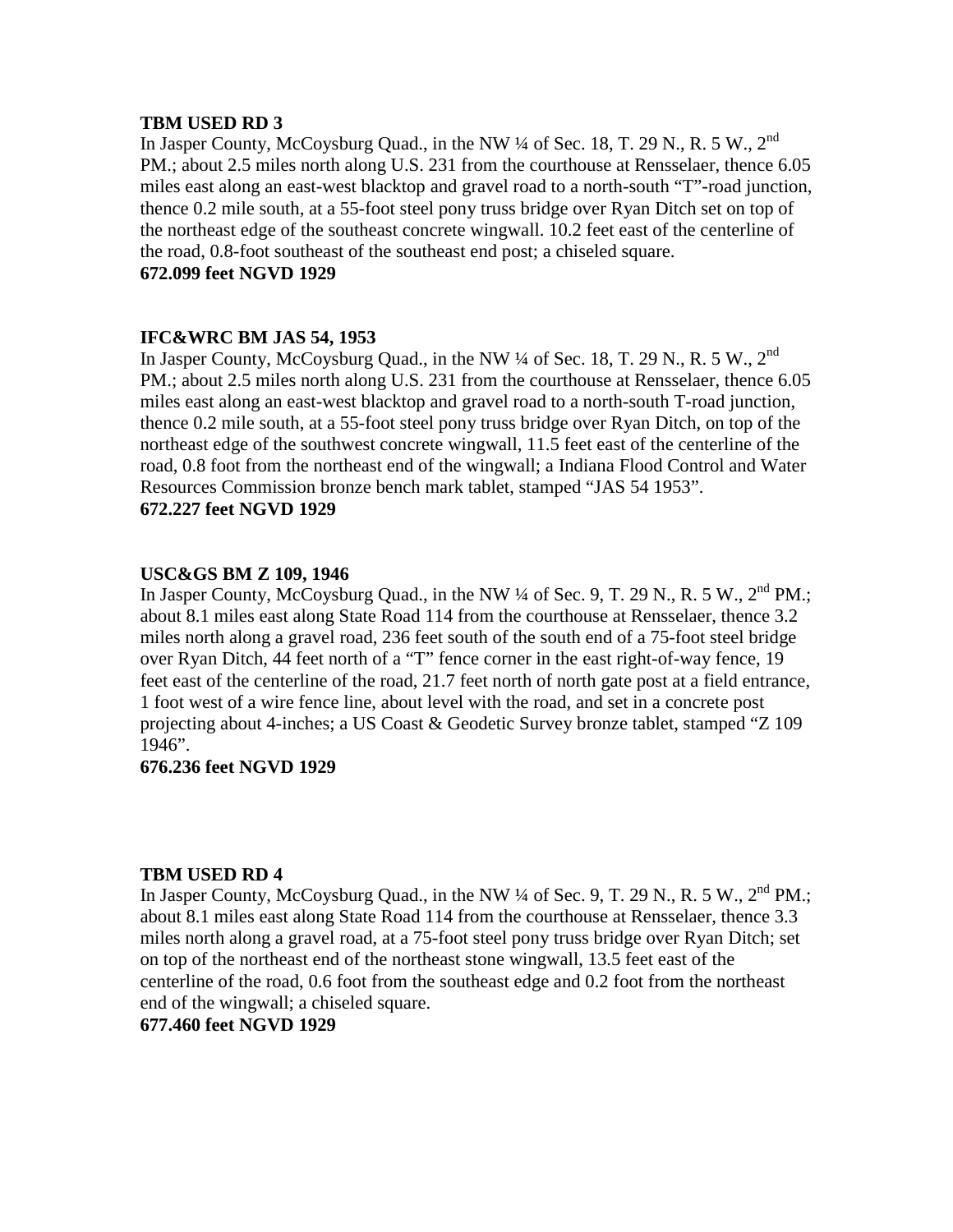**TBM USED RD 3**

In Jasper County, McCoysburg Quad., in the NW ¼ of Sec. 18, T. 29 N., R. 5 W., 2nd PM.; about 2.5 miles north along U.S. 231 from the courthouse at Rensselaer, thence 6.05 miles east along an east-west blacktop and gravel road to a north-south "T"-road junction, thence 0.2 mile south, at a 55-foot steel pony truss bridge over Ryan Ditch set on top of the northeast edge of the southeast concrete wingwall. 10.2 feet east of the centerline of the road, 0.8-foot southeast of the southeast end post; a chiseled square.

**672.099 feet NGVD 1929**

**IFC&WRC BM JAS 54, 1953**

In Jasper County, McCoysburg Quad., in the NW ¼ of Sec. 18, T. 29 N., R. 5 W., 2nd PM.; about 2.5 miles north along U.S. 231 from the courthouse at Rensselaer, thence 6.05 miles east along an east-west blacktop and gravel road to a north-south T-road junction, thence 0.2 mile south, at a 55-foot steel pony truss bridge over Ryan Ditch, on top of the northeast edge of the southwest concrete wingwall, 11.5 feet east of the centerline of the road, 0.8 foot from the northeast end of the wingwall; a Indiana Flood Control and Water Resources Commission bronze bench mark tablet, stamped "JAS 54 1953".

**672.227 feet NGVD 1929**

**USC&GS BM Z 109, 1946**

In Jasper County, McCoysburg Quad., in the NW ¼ of Sec. 9, T. 29 N., R. 5 W., 2nd PM.; about 8.1 miles east along State Road 114 from the courthouse at Rensselaer, thence 3.2 miles north along a gravel road, 236 feet south of the south end of a 75-foot steel bridge over Ryan Ditch, 44 feet north of a "T" fence corner in the east right-of-way fence, 19 feet east of the centerline of the road, 21.7 feet north of north gate post at a field entrance, 1 foot west of a wire fence line, about level with the road, and set in a concrete post projecting about 4-inches; a US Coast & Geodetic Survey bronze tablet, stamped "Z 109 1946".

**676.236 feet NGVD 1929**

**TBM USED RD 4**

In Jasper County, McCoysburg Quad., in the NW ¼ of Sec. 9, T. 29 N., R. 5 W., 2nd PM.; about 8.1 miles east along State Road 114 from the courthouse at Rensselaer, thence 3.3 miles north along a gravel road, at a 75-foot steel pony truss bridge over Ryan Ditch; set on top of the northeast end of the northeast stone wingwall, 13.5 feet east of the centerline of the road, 0.6 foot from the southeast edge and 0.2 foot from the northeast end of the wingwall; a chiseled square.

**677.460 feet NGVD 1929**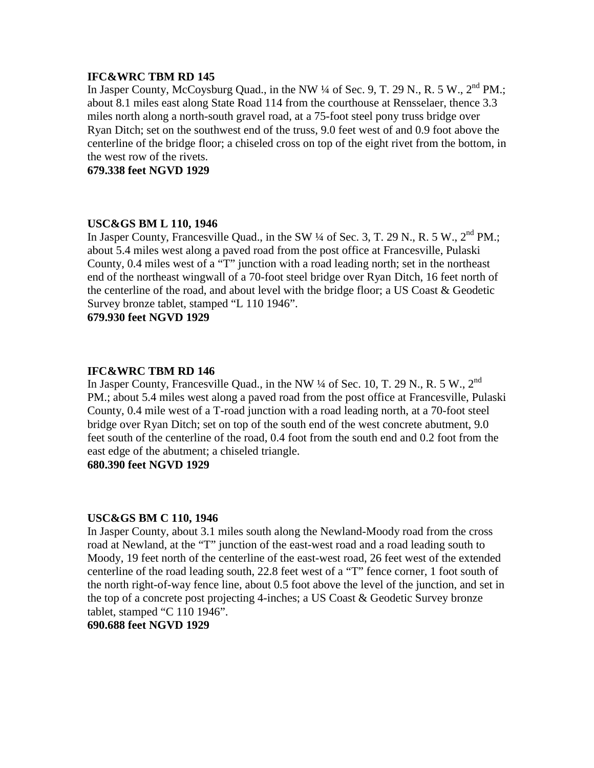**IFC&WRC TBM RD 145**
In Jasper County, McCoysburg Quad., in the NW ¼ of Sec. 9, T. 29 N., R. 5 W., 2nd PM.; about 8.1 miles east along State Road 114 from the courthouse at Rensselaer, thence 3.3 miles north along a north-south gravel road, at a 75-foot steel pony truss bridge over Ryan Ditch; set on the southwest end of the truss, 9.0 feet west of and 0.9 foot above the centerline of the bridge floor; a chiseled cross on top of the eight rivet from the bottom, in the west row of the rivets.
**679.338 feet NGVD 1929**

**USC&GS BM L 110, 1946**
In Jasper County, Francesville Quad., in the SW ¼ of Sec. 3, T. 29 N., R. 5 W., 2nd PM.; about 5.4 miles west along a paved road from the post office at Francesville, Pulaski County, 0.4 miles west of a "T" junction with a road leading north; set in the northeast end of the northeast wingwall of a 70-foot steel bridge over Ryan Ditch, 16 feet north of the centerline of the road, and about level with the bridge floor; a US Coast & Geodetic Survey bronze tablet, stamped "L 110 1946".
**679.930 feet NGVD 1929**

**IFC&WRC TBM RD 146**
In Jasper County, Francesville Quad., in the NW ¼ of Sec. 10, T. 29 N., R. 5 W., 2nd PM.; about 5.4 miles west along a paved road from the post office at Francesville, Pulaski County, 0.4 mile west of a T-road junction with a road leading north, at a 70-foot steel bridge over Ryan Ditch; set on top of the south end of the west concrete abutment, 9.0 feet south of the centerline of the road, 0.4 foot from the south end and 0.2 foot from the east edge of the abutment; a chiseled triangle.
**680.390 feet NGVD 1929**

**USC&GS BM C 110, 1946**
In Jasper County, about 3.1 miles south along the Newland-Moody road from the cross road at Newland, at the "T" junction of the east-west road and a road leading south to Moody, 19 feet north of the centerline of the east-west road, 26 feet west of the extended centerline of the road leading south, 22.8 feet west of a "T" fence corner, 1 foot south of the north right-of-way fence line, about 0.5 foot above the level of the junction, and set in the top of a concrete post projecting 4-inches; a US Coast & Geodetic Survey bronze tablet, stamped "C 110 1946".
**690.688 feet NGVD 1929**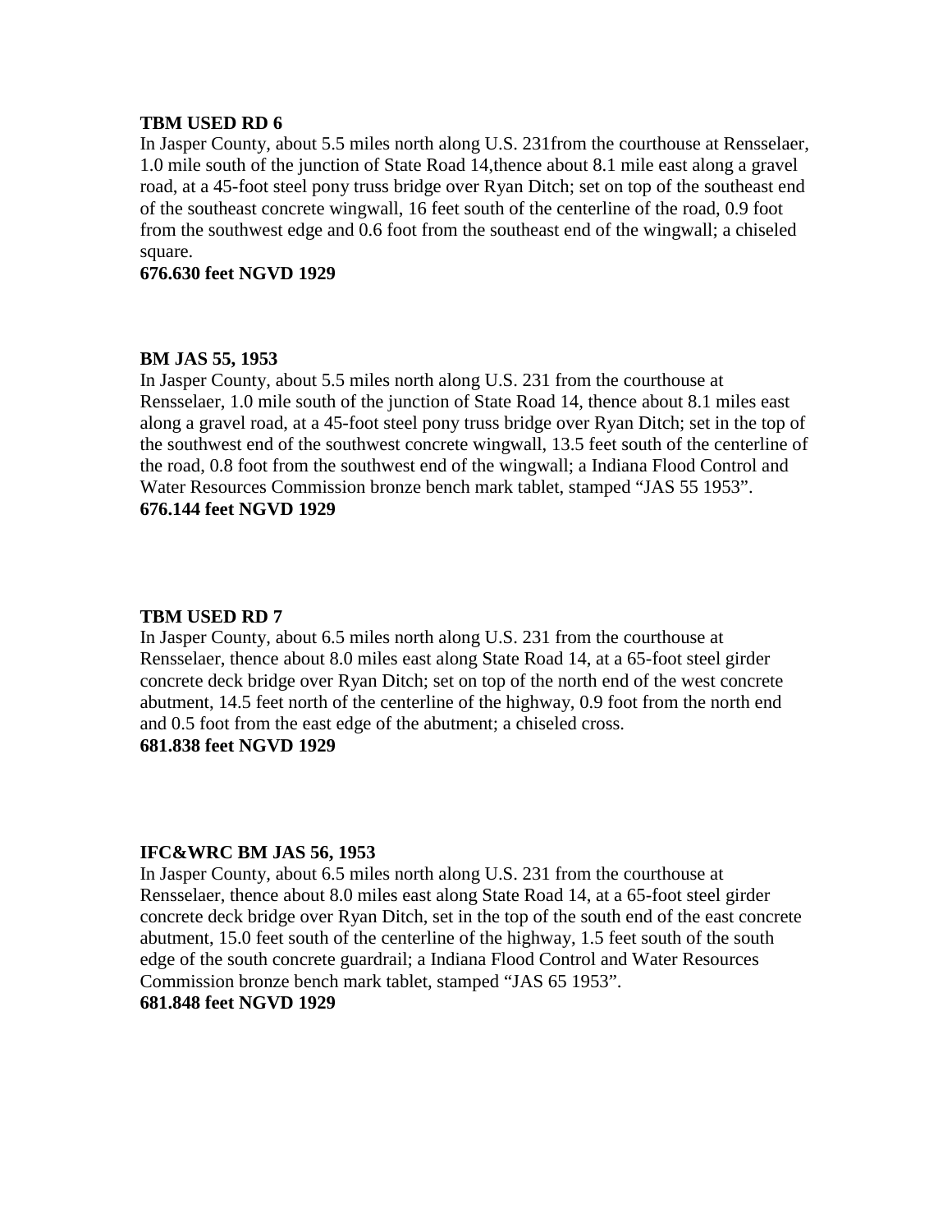**TBM USED RD 6**

In Jasper County, about 5.5 miles north along U.S. 231from the courthouse at Rensselaer, 1.0 mile south of the junction of State Road 14,thence about 8.1 mile east along a gravel road, at a 45-foot steel pony truss bridge over Ryan Ditch; set on top of the southeast end of the southeast concrete wingwall, 16 feet south of the centerline of the road, 0.9 foot from the southwest edge and 0.6 foot from the southeast end of the wingwall; a chiseled square.

**676.630 feet NGVD 1929**

**BM JAS 55, 1953**

In Jasper County, about 5.5 miles north along U.S. 231 from the courthouse at Rensselaer, 1.0 mile south of the junction of State Road 14, thence about 8.1 miles east along a gravel road, at a 45-foot steel pony truss bridge over Ryan Ditch; set in the top of the southwest end of the southwest concrete wingwall, 13.5 feet south of the centerline of the road, 0.8 foot from the southwest end of the wingwall; a Indiana Flood Control and Water Resources Commission bronze bench mark tablet, stamped “JAS 55 1953”.

**676.144 feet NGVD 1929**

**TBM USED RD 7**

In Jasper County, about 6.5 miles north along U.S. 231 from the courthouse at Rensselaer, thence about 8.0 miles east along State Road 14, at a 65-foot steel girder concrete deck bridge over Ryan Ditch; set on top of the north end of the west concrete abutment, 14.5 feet north of the centerline of the highway, 0.9 foot from the north end and 0.5 foot from the east edge of the abutment; a chiseled cross.

**681.838 feet NGVD 1929**

**IFC&WRC BM JAS 56, 1953**

In Jasper County, about 6.5 miles north along U.S. 231 from the courthouse at Rensselaer, thence about 8.0 miles east along State Road 14, at a 65-foot steel girder concrete deck bridge over Ryan Ditch, set in the top of the south end of the east concrete abutment, 15.0 feet south of the centerline of the highway, 1.5 feet south of the south edge of the south concrete guardrail; a Indiana Flood Control and Water Resources Commission bronze bench mark tablet, stamped “JAS 65 1953”.

**681.848 feet NGVD 1929**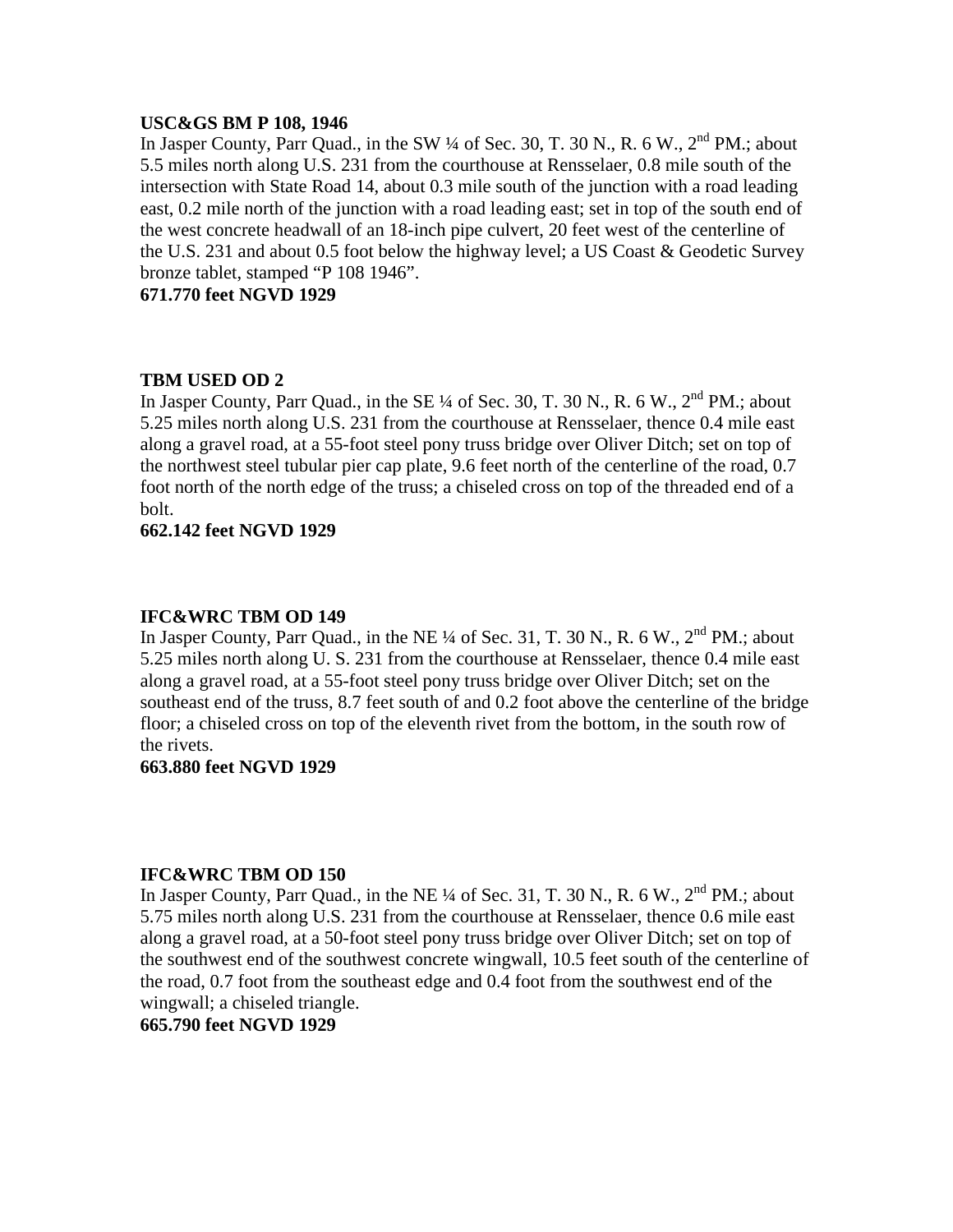**USC&GS BM P 108, 1946**

In Jasper County, Parr Quad., in the SW ¼ of Sec. 30, T. 30 N., R. 6 W., 2nd PM.; about 5.5 miles north along U.S. 231 from the courthouse at Rensselaer, 0.8 mile south of the intersection with State Road 14, about 0.3 mile south of the junction with a road leading east, 0.2 mile north of the junction with a road leading east; set in top of the south end of the west concrete headwall of an 18-inch pipe culvert, 20 feet west of the centerline of the U.S. 231 and about 0.5 foot below the highway level; a US Coast & Geodetic Survey bronze tablet, stamped "P 108 1946".

**671.770 feet NGVD 1929**

**TBM USED OD 2**

In Jasper County, Parr Quad., in the SE ¼ of Sec. 30, T. 30 N., R. 6 W., 2nd PM.; about 5.25 miles north along U.S. 231 from the courthouse at Rensselaer, thence 0.4 mile east along a gravel road, at a 55-foot steel pony truss bridge over Oliver Ditch; set on top of the northwest steel tubular pier cap plate, 9.6 feet north of the centerline of the road, 0.7 foot north of the north edge of the truss; a chiseled cross on top of the threaded end of a bolt.

**662.142 feet NGVD 1929**

**IFC&WRC TBM OD 149**

In Jasper County, Parr Quad., in the NE ¼ of Sec. 31, T. 30 N., R. 6 W., 2nd PM.; about 5.25 miles north along U. S. 231 from the courthouse at Rensselaer, thence 0.4 mile east along a gravel road, at a 55-foot steel pony truss bridge over Oliver Ditch; set on the southeast end of the truss, 8.7 feet south of and 0.2 foot above the centerline of the bridge floor; a chiseled cross on top of the eleventh rivet from the bottom, in the south row of the rivets.

**663.880 feet NGVD 1929**

**IFC&WRC TBM OD 150**

In Jasper County, Parr Quad., in the NE ¼ of Sec. 31, T. 30 N., R. 6 W., 2nd PM.; about 5.75 miles north along U.S. 231 from the courthouse at Rensselaer, thence 0.6 mile east along a gravel road, at a 50-foot steel pony truss bridge over Oliver Ditch; set on top of the southwest end of the southwest concrete wingwall, 10.5 feet south of the centerline of the road, 0.7 foot from the southeast edge and 0.4 foot from the southwest end of the wingwall; a chiseled triangle.

**665.790 feet NGVD 1929**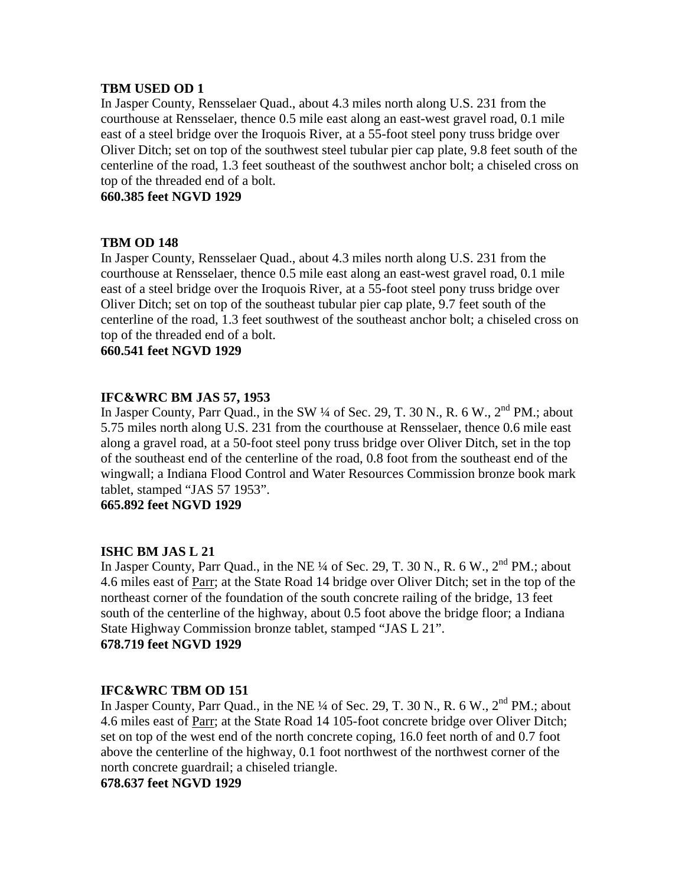**TBM USED OD 1**

In Jasper County, Rensselaer Quad., about 4.3 miles north along U.S. 231 from the courthouse at Rensselaer, thence 0.5 mile east along an east-west gravel road, 0.1 mile east of a steel bridge over the Iroquois River, at a 55-foot steel pony truss bridge over Oliver Ditch; set on top of the southwest steel tubular pier cap plate, 9.8 feet south of the centerline of the road, 1.3 feet southeast of the southwest anchor bolt; a chiseled cross on top of the threaded end of a bolt.

**660.385 feet NGVD 1929**

**TBM OD 148**

In Jasper County, Rensselaer Quad., about 4.3 miles north along U.S. 231 from the courthouse at Rensselaer, thence 0.5 mile east along an east-west gravel road, 0.1 mile east of a steel bridge over the Iroquois River, at a 55-foot steel pony truss bridge over Oliver Ditch; set on top of the southeast tubular pier cap plate, 9.7 feet south of the centerline of the road, 1.3 feet southwest of the southeast anchor bolt; a chiseled cross on top of the threaded end of a bolt.

**660.541 feet NGVD 1929**

**IFC&WRC BM JAS 57, 1953**

In Jasper County, Parr Quad., in the SW ¼ of Sec. 29, T. 30 N., R. 6 W., 2nd PM.; about 5.75 miles north along U.S. 231 from the courthouse at Rensselaer, thence 0.6 mile east along a gravel road, at a 50-foot steel pony truss bridge over Oliver Ditch, set in the top of the southeast end of the centerline of the road, 0.8 foot from the southeast end of the wingwall; a Indiana Flood Control and Water Resources Commission bronze book mark tablet, stamped "JAS 57 1953".

**665.892 feet NGVD 1929**

**ISHC BM JAS L 21**

In Jasper County, Parr Quad., in the NE ¼ of Sec. 29, T. 30 N., R. 6 W., 2nd PM.; about 4.6 miles east of Parr; at the State Road 14 bridge over Oliver Ditch; set in the top of the northeast corner of the foundation of the south concrete railing of the bridge, 13 feet south of the centerline of the highway, about 0.5 foot above the bridge floor; a Indiana State Highway Commission bronze tablet, stamped "JAS L 21".

**678.719 feet NGVD 1929**

**IFC&WRC TBM OD 151**

In Jasper County, Parr Quad., in the NE ¼ of Sec. 29, T. 30 N., R. 6 W., 2nd PM.; about 4.6 miles east of Parr; at the State Road 14 105-foot concrete bridge over Oliver Ditch; set on top of the west end of the north concrete coping, 16.0 feet north of and 0.7 foot above the centerline of the highway, 0.1 foot northwest of the northwest corner of the north concrete guardrail; a chiseled triangle.

**678.637 feet NGVD 1929**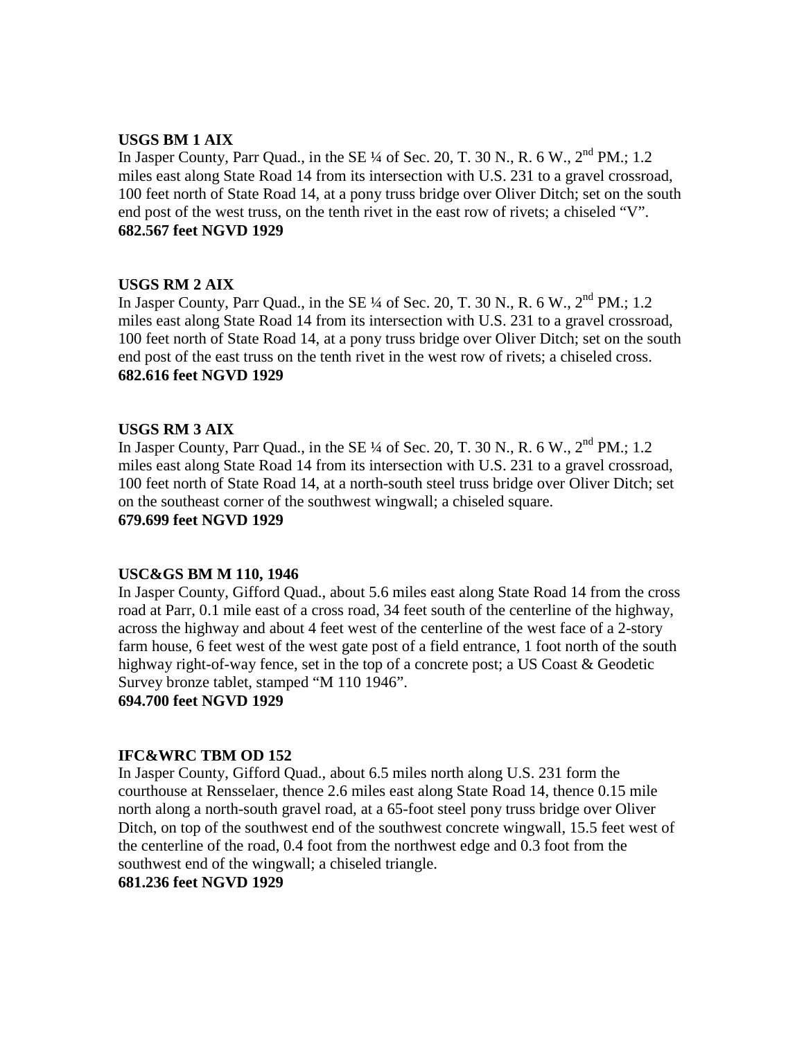**USGS BM 1 AIX**
In Jasper County, Parr Quad., in the SE ¼ of Sec. 20, T. 30 N., R. 6 W., 2nd PM.; 1.2 miles east along State Road 14 from its intersection with U.S. 231 to a gravel crossroad, 100 feet north of State Road 14, at a pony truss bridge over Oliver Ditch; set on the south end post of the west truss, on the tenth rivet in the east row of rivets; a chiseled "V".
**682.567 feet NGVD 1929**

**USGS RM 2 AIX**
In Jasper County, Parr Quad., in the SE ¼ of Sec. 20, T. 30 N., R. 6 W., 2nd PM.; 1.2 miles east along State Road 14 from its intersection with U.S. 231 to a gravel crossroad, 100 feet north of State Road 14, at a pony truss bridge over Oliver Ditch; set on the south end post of the east truss on the tenth rivet in the west row of rivets; a chiseled cross.
**682.616 feet NGVD 1929**

**USGS RM 3 AIX**
In Jasper County, Parr Quad., in the SE ¼ of Sec. 20, T. 30 N., R. 6 W., 2nd PM.; 1.2 miles east along State Road 14 from its intersection with U.S. 231 to a gravel crossroad, 100 feet north of State Road 14, at a north-south steel truss bridge over Oliver Ditch; set on the southeast corner of the southwest wingwall; a chiseled square.
**679.699 feet NGVD 1929**

**USC&GS BM M 110, 1946**
In Jasper County, Gifford Quad., about 5.6 miles east along State Road 14 from the cross road at Parr, 0.1 mile east of a cross road, 34 feet south of the centerline of the highway, across the highway and about 4 feet west of the centerline of the west face of a 2-story farm house, 6 feet west of the west gate post of a field entrance, 1 foot north of the south highway right-of-way fence, set in the top of a concrete post; a US Coast & Geodetic Survey bronze tablet, stamped "M 110 1946".
**694.700 feet NGVD 1929**

**IFC&WRC TBM OD 152**
In Jasper County, Gifford Quad., about 6.5 miles north along U.S. 231 form the courthouse at Rensselaer, thence 2.6 miles east along State Road 14, thence 0.15 mile north along a north-south gravel road, at a 65-foot steel pony truss bridge over Oliver Ditch, on top of the southwest end of the southwest concrete wingwall, 15.5 feet west of the centerline of the road, 0.4 foot from the northwest edge and 0.3 foot from the southwest end of the wingwall; a chiseled triangle.
**681.236 feet NGVD 1929**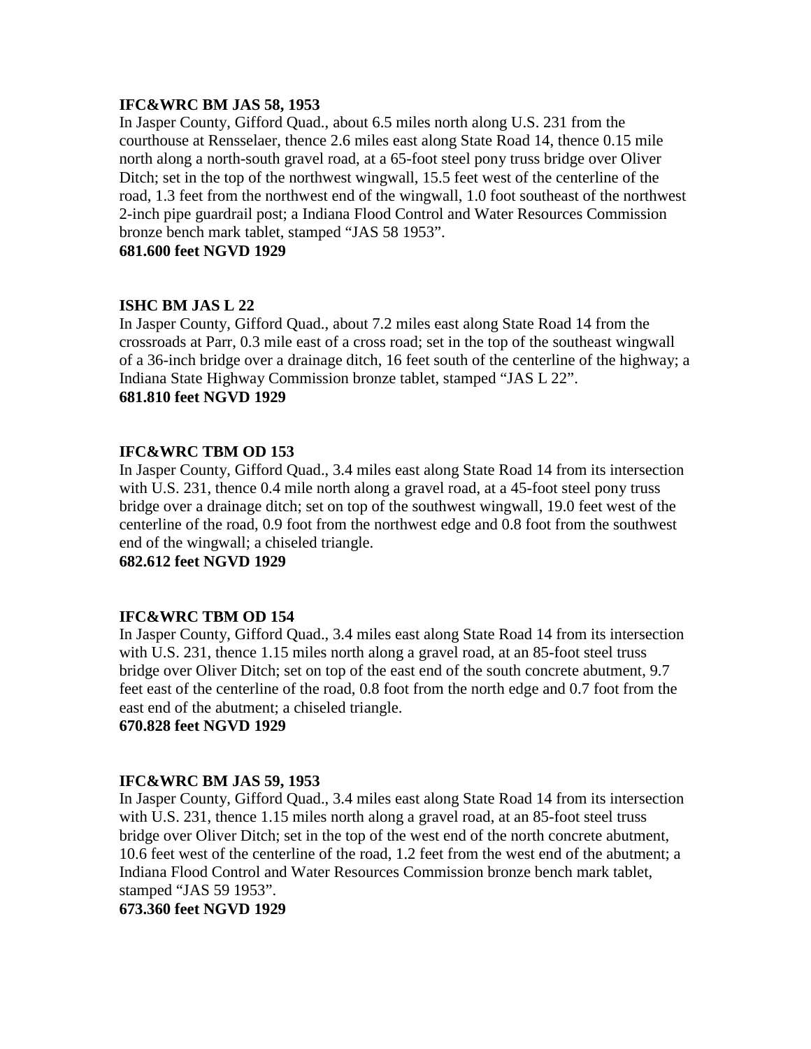**IFC&WRC BM JAS 58, 1953**

In Jasper County, Gifford Quad., about 6.5 miles north along U.S. 231 from the courthouse at Rensselaer, thence 2.6 miles east along State Road 14, thence 0.15 mile north along a north-south gravel road, at a 65-foot steel pony truss bridge over Oliver Ditch; set in the top of the northwest wingwall, 15.5 feet west of the centerline of the road, 1.3 feet from the northwest end of the wingwall, 1.0 foot southeast of the northwest 2-inch pipe guardrail post; a Indiana Flood Control and Water Resources Commission bronze bench mark tablet, stamped "JAS 58 1953".

**681.600 feet NGVD 1929**

**ISHC BM JAS L 22**

In Jasper County, Gifford Quad., about 7.2 miles east along State Road 14 from the crossroads at Parr, 0.3 mile east of a cross road; set in the top of the southeast wingwall of a 36-inch bridge over a drainage ditch, 16 feet south of the centerline of the highway; a Indiana State Highway Commission bronze tablet, stamped "JAS L 22".

**681.810 feet NGVD 1929**

**IFC&WRC TBM OD 153**

In Jasper County, Gifford Quad., 3.4 miles east along State Road 14 from its intersection with U.S. 231, thence 0.4 mile north along a gravel road, at a 45-foot steel pony truss bridge over a drainage ditch; set on top of the southwest wingwall, 19.0 feet west of the centerline of the road, 0.9 foot from the northwest edge and 0.8 foot from the southwest end of the wingwall; a chiseled triangle.

**682.612 feet NGVD 1929**

**IFC&WRC TBM OD 154**

In Jasper County, Gifford Quad., 3.4 miles east along State Road 14 from its intersection with U.S. 231, thence 1.15 miles north along a gravel road, at an 85-foot steel truss bridge over Oliver Ditch; set on top of the east end of the south concrete abutment, 9.7 feet east of the centerline of the road, 0.8 foot from the north edge and 0.7 foot from the east end of the abutment; a chiseled triangle.

**670.828 feet NGVD 1929**

**IFC&WRC BM JAS 59, 1953**

In Jasper County, Gifford Quad., 3.4 miles east along State Road 14 from its intersection with U.S. 231, thence 1.15 miles north along a gravel road, at an 85-foot steel truss bridge over Oliver Ditch; set in the top of the west end of the north concrete abutment, 10.6 feet west of the centerline of the road, 1.2 feet from the west end of the abutment; a Indiana Flood Control and Water Resources Commission bronze bench mark tablet, stamped "JAS 59 1953".

**673.360 feet NGVD 1929**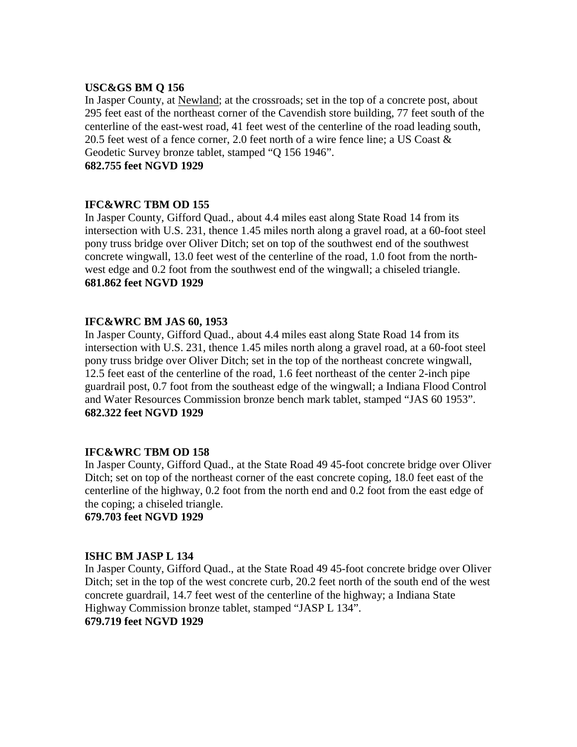**USC&GS BM Q 156**
In Jasper County, at Newland; at the crossroads; set in the top of a concrete post, about 295 feet east of the northeast corner of the Cavendish store building, 77 feet south of the centerline of the east-west road, 41 feet west of the centerline of the road leading south, 20.5 feet west of a fence corner, 2.0 feet north of a wire fence line; a US Coast & Geodetic Survey bronze tablet, stamped "Q 156 1946".
**682.755 feet NGVD 1929**

**IFC&WRC TBM OD 155**
In Jasper County, Gifford Quad., about 4.4 miles east along State Road 14 from its intersection with U.S. 231, thence 1.45 miles north along a gravel road, at a 60-foot steel pony truss bridge over Oliver Ditch; set on top of the southwest end of the southwest concrete wingwall, 13.0 feet west of the centerline of the road, 1.0 foot from the north-west edge and 0.2 foot from the southwest end of the wingwall; a chiseled triangle.
**681.862 feet NGVD 1929**

**IFC&WRC BM JAS 60, 1953**
In Jasper County, Gifford Quad., about 4.4 miles east along State Road 14 from its intersection with U.S. 231, thence 1.45 miles north along a gravel road, at a 60-foot steel pony truss bridge over Oliver Ditch; set in the top of the northeast concrete wingwall, 12.5 feet east of the centerline of the road, 1.6 feet northeast of the center 2-inch pipe guardrail post, 0.7 foot from the southeast edge of the wingwall; a Indiana Flood Control and Water Resources Commission bronze bench mark tablet, stamped "JAS 60 1953".
**682.322 feet NGVD 1929**

**IFC&WRC TBM OD 158**
In Jasper County, Gifford Quad., at the State Road 49 45-foot concrete bridge over Oliver Ditch; set on top of the northeast corner of the east concrete coping, 18.0 feet east of the centerline of the highway, 0.2 foot from the north end and 0.2 foot from the east edge of the coping; a chiseled triangle.
**679.703 feet NGVD 1929**

**ISHC BM JASP L 134**
In Jasper County, Gifford Quad., at the State Road 49 45-foot concrete bridge over Oliver Ditch; set in the top of the west concrete curb, 20.2 feet north of the south end of the west concrete guardrail, 14.7 feet west of the centerline of the highway; a Indiana State Highway Commission bronze tablet, stamped "JASP L 134".
**679.719 feet NGVD 1929**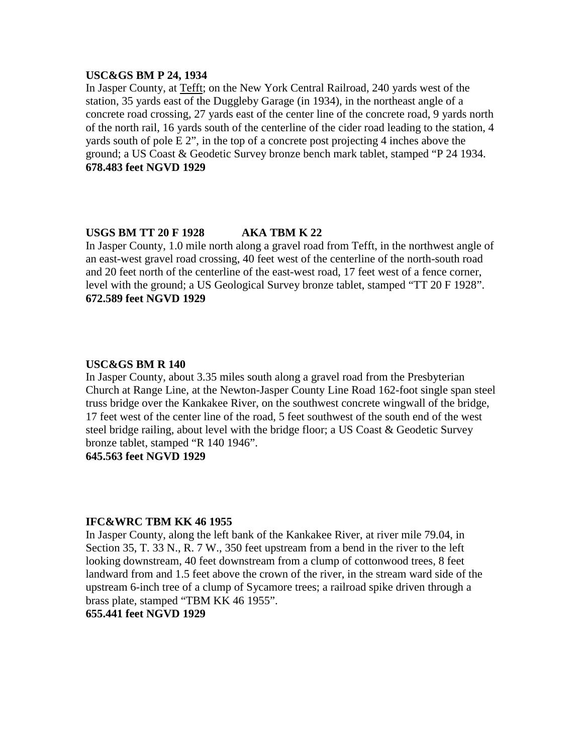**USC&GS BM P 24, 1934**

In Jasper County, at Tefft; on the New York Central Railroad, 240 yards west of the station, 35 yards east of the Duggleby Garage (in 1934), in the northeast angle of a concrete road crossing, 27 yards east of the center line of the concrete road, 9 yards north of the north rail, 16 yards south of the centerline of the cider road leading to the station, 4 yards south of pole E 2", in the top of a concrete post projecting 4 inches above the ground; a US Coast & Geodetic Survey bronze bench mark tablet, stamped "P 24 1934.

**678.483 feet NGVD 1929**

**USGS BM TT 20 F 1928 AKA TBM K 22**

In Jasper County, 1.0 mile north along a gravel road from Tefft, in the northwest angle of an east-west gravel road crossing, 40 feet west of the centerline of the north-south road and 20 feet north of the centerline of the east-west road, 17 feet west of a fence corner, level with the ground; a US Geological Survey bronze tablet, stamped "TT 20 F 1928".

**672.589 feet NGVD 1929**

**USC&GS BM R 140**

In Jasper County, about 3.35 miles south along a gravel road from the Presbyterian Church at Range Line, at the Newton-Jasper County Line Road 162-foot single span steel truss bridge over the Kankakee River, on the southwest concrete wingwall of the bridge, 17 feet west of the center line of the road, 5 feet southwest of the south end of the west steel bridge railing, about level with the bridge floor; a US Coast & Geodetic Survey bronze tablet, stamped "R 140 1946".

**645.563 feet NGVD 1929**

**IFC&WRC TBM KK 46 1955**

In Jasper County, along the left bank of the Kankakee River, at river mile 79.04, in Section 35, T. 33 N., R. 7 W., 350 feet upstream from a bend in the river to the left looking downstream, 40 feet downstream from a clump of cottonwood trees, 8 feet landward from and 1.5 feet above the crown of the river, in the stream ward side of the upstream 6-inch tree of a clump of Sycamore trees; a railroad spike driven through a brass plate, stamped "TBM KK 46 1955".

**655.441 feet NGVD 1929**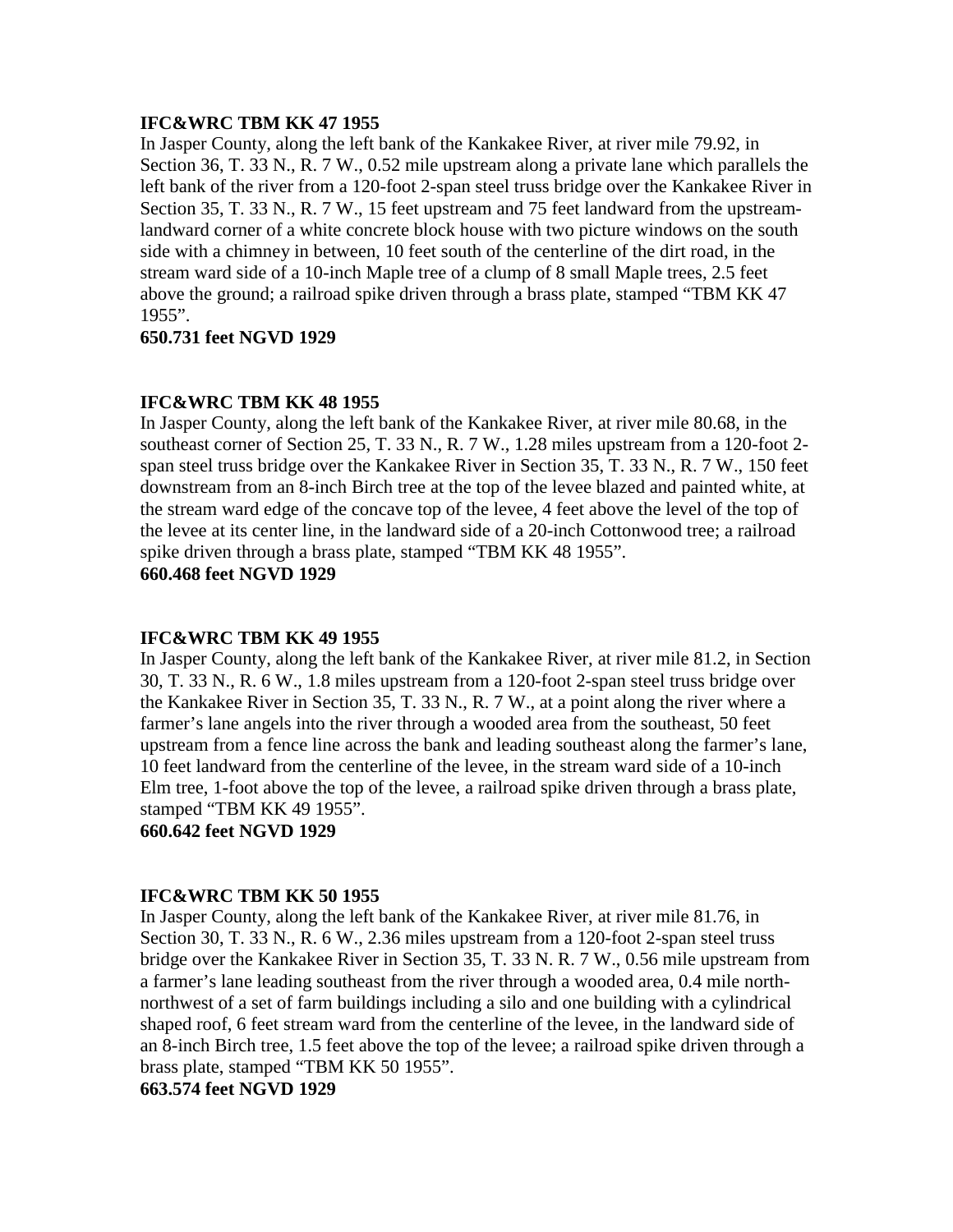**IFC&WRC TBM KK 47 1955**

In Jasper County, along the left bank of the Kankakee River, at river mile 79.92, in Section 36, T. 33 N., R. 7 W., 0.52 mile upstream along a private lane which parallels the left bank of the river from a 120-foot 2-span steel truss bridge over the Kankakee River in Section 35, T. 33 N., R. 7 W., 15 feet upstream and 75 feet landward from the upstream-landward corner of a white concrete block house with two picture windows on the south side with a chimney in between, 10 feet south of the centerline of the dirt road, in the stream ward side of a 10-inch Maple tree of a clump of 8 small Maple trees, 2.5 feet above the ground; a railroad spike driven through a brass plate, stamped "TBM KK 47 1955".

**650.731 feet NGVD 1929**

**IFC&WRC TBM KK 48 1955**

In Jasper County, along the left bank of the Kankakee River, at river mile 80.68, in the southeast corner of Section 25, T. 33 N., R. 7 W., 1.28 miles upstream from a 120-foot 2-span steel truss bridge over the Kankakee River in Section 35, T. 33 N., R. 7 W., 150 feet downstream from an 8-inch Birch tree at the top of the levee blazed and painted white, at the stream ward edge of the concave top of the levee, 4 feet above the level of the top of the levee at its center line, in the landward side of a 20-inch Cottonwood tree; a railroad spike driven through a brass plate, stamped "TBM KK 48 1955".

**660.468 feet NGVD 1929**

**IFC&WRC TBM KK 49 1955**

In Jasper County, along the left bank of the Kankakee River, at river mile 81.2, in Section 30, T. 33 N., R. 6 W., 1.8 miles upstream from a 120-foot 2-span steel truss bridge over the Kankakee River in Section 35, T. 33 N., R. 7 W., at a point along the river where a farmer's lane angels into the river through a wooded area from the southeast, 50 feet upstream from a fence line across the bank and leading southeast along the farmer's lane, 10 feet landward from the centerline of the levee, in the stream ward side of a 10-inch Elm tree, 1-foot above the top of the levee, a railroad spike driven through a brass plate, stamped "TBM KK 49 1955".

**660.642 feet NGVD 1929**

**IFC&WRC TBM KK 50 1955**

In Jasper County, along the left bank of the Kankakee River, at river mile 81.76, in Section 30, T. 33 N., R. 6 W., 2.36 miles upstream from a 120-foot 2-span steel truss bridge over the Kankakee River in Section 35, T. 33 N. R. 7 W., 0.56 mile upstream from a farmer's lane leading southeast from the river through a wooded area, 0.4 mile north-northwest of a set of farm buildings including a silo and one building with a cylindrical shaped roof, 6 feet stream ward from the centerline of the levee, in the landward side of an 8-inch Birch tree, 1.5 feet above the top of the levee; a railroad spike driven through a brass plate, stamped "TBM KK 50 1955".

**663.574 feet NGVD 1929**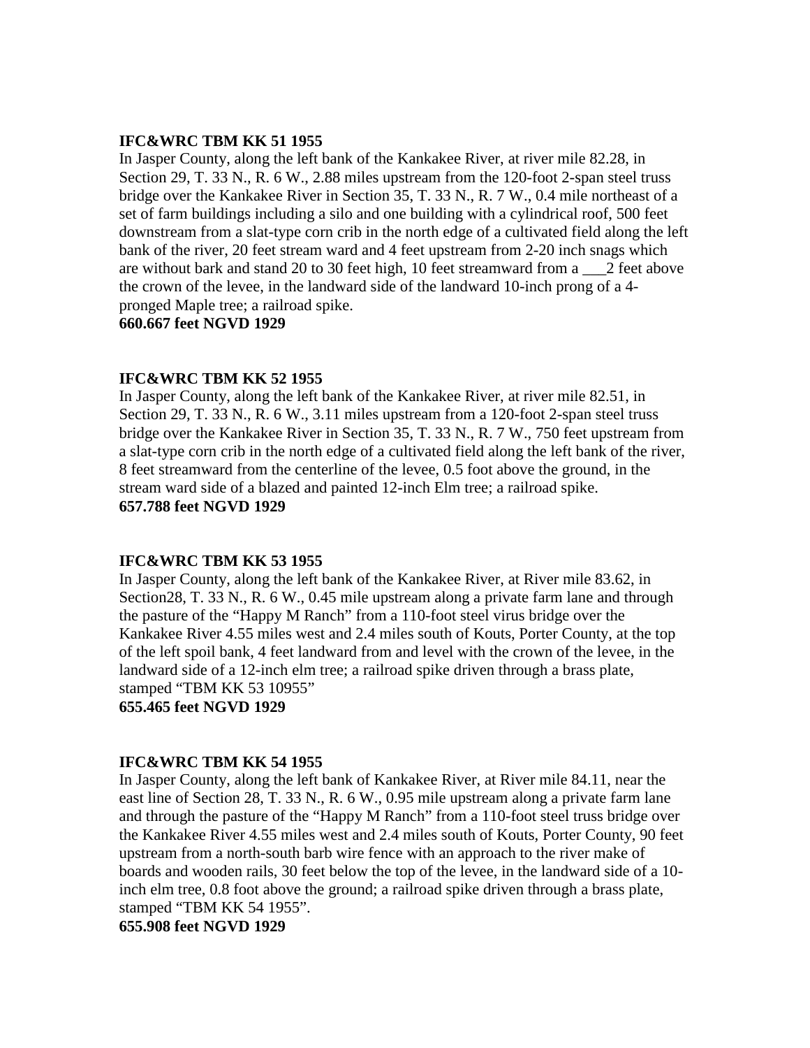**IFC&WRC TBM KK 51 1955**
In Jasper County, along the left bank of the Kankakee River, at river mile 82.28, in Section 29, T. 33 N., R. 6 W., 2.88 miles upstream from the 120-foot 2-span steel truss bridge over the Kankakee River in Section 35, T. 33 N., R. 7 W., 0.4 mile northeast of a set of farm buildings including a silo and one building with a cylindrical roof, 500 feet downstream from a slat-type corn crib in the north edge of a cultivated field along the left bank of the river, 20 feet stream ward and 4 feet upstream from 2-20 inch snags which are without bark and stand 20 to 30 feet high, 10 feet streamward from a ___2 feet above the crown of the levee, in the landward side of the landward 10-inch prong of a 4-pronged Maple tree; a railroad spike.
**660.667 feet NGVD 1929**

**IFC&WRC TBM KK 52 1955**
In Jasper County, along the left bank of the Kankakee River, at river mile 82.51, in Section 29, T. 33 N., R. 6 W., 3.11 miles upstream from a 120-foot 2-span steel truss bridge over the Kankakee River in Section 35, T. 33 N., R. 7 W., 750 feet upstream from a slat-type corn crib in the north edge of a cultivated field along the left bank of the river, 8 feet streamward from the centerline of the levee, 0.5 foot above the ground, in the stream ward side of a blazed and painted 12-inch Elm tree; a railroad spike.
**657.788 feet NGVD 1929**

**IFC&WRC TBM KK 53 1955**
In Jasper County, along the left bank of the Kankakee River, at River mile 83.62, in Section28, T. 33 N., R. 6 W., 0.45 mile upstream along a private farm lane and through the pasture of the "Happy M Ranch" from a 110-foot steel virus bridge over the Kankakee River 4.55 miles west and 2.4 miles south of Kouts, Porter County, at the top of the left spoil bank, 4 feet landward from and level with the crown of the levee, in the landward side of a 12-inch elm tree; a railroad spike driven through a brass plate, stamped "TBM KK 53 10955"
**655.465 feet NGVD 1929**

**IFC&WRC TBM KK 54 1955**
In Jasper County, along the left bank of Kankakee River, at River mile 84.11, near the east line of Section 28, T. 33 N., R. 6 W., 0.95 mile upstream along a private farm lane and through the pasture of the "Happy M Ranch" from a 110-foot steel truss bridge over the Kankakee River 4.55 miles west and 2.4 miles south of Kouts, Porter County, 90 feet upstream from a north-south barb wire fence with an approach to the river make of boards and wooden rails, 30 feet below the top of the levee, in the landward side of a 10-inch elm tree, 0.8 foot above the ground; a railroad spike driven through a brass plate, stamped "TBM KK 54 1955".
**655.908 feet NGVD 1929**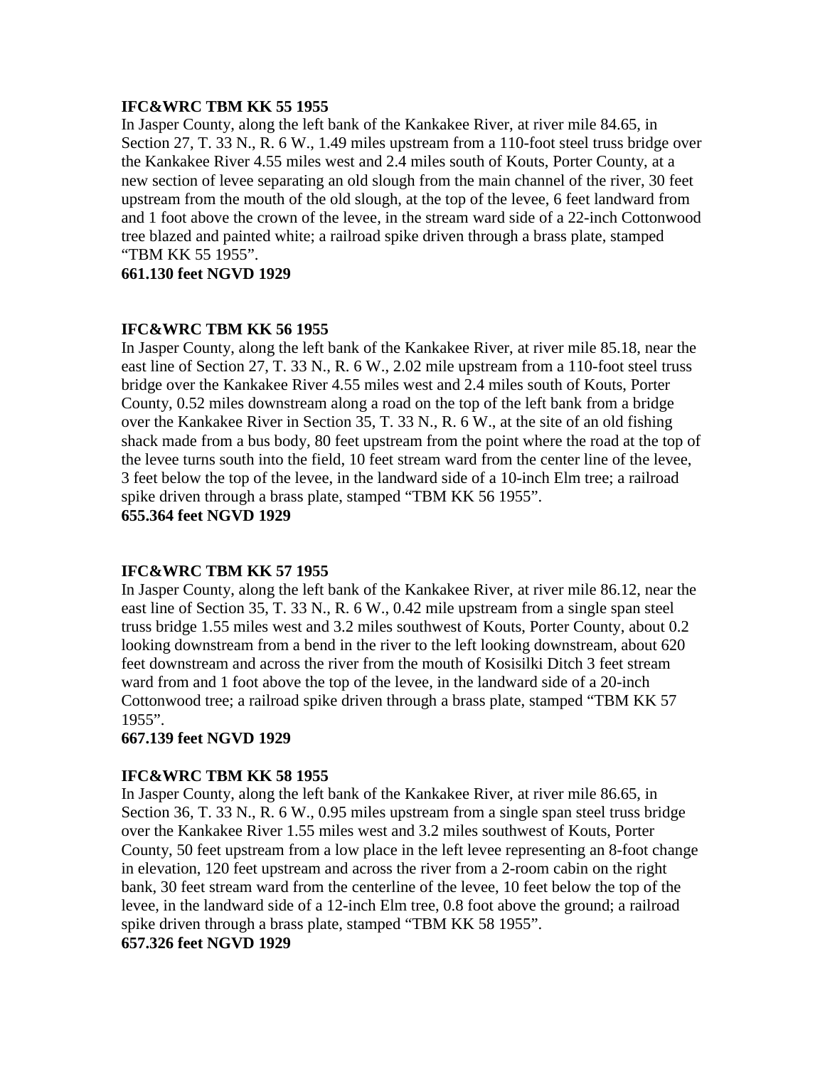**IFC&WRC TBM KK 55 1955**

In Jasper County, along the left bank of the Kankakee River, at river mile 84.65, in Section 27, T. 33 N., R. 6 W., 1.49 miles upstream from a 110-foot steel truss bridge over the Kankakee River 4.55 miles west and 2.4 miles south of Kouts, Porter County, at a new section of levee separating an old slough from the main channel of the river, 30 feet upstream from the mouth of the old slough, at the top of the levee, 6 feet landward from and 1 foot above the crown of the levee, in the stream ward side of a 22-inch Cottonwood tree blazed and painted white; a railroad spike driven through a brass plate, stamped "TBM KK 55 1955".

**661.130 feet NGVD 1929**

**IFC&WRC TBM KK 56 1955**

In Jasper County, along the left bank of the Kankakee River, at river mile 85.18, near the east line of Section 27, T. 33 N., R. 6 W., 2.02 mile upstream from a 110-foot steel truss bridge over the Kankakee River 4.55 miles west and 2.4 miles south of Kouts, Porter County, 0.52 miles downstream along a road on the top of the left bank from a bridge over the Kankakee River in Section 35, T. 33 N., R. 6 W., at the site of an old fishing shack made from a bus body, 80 feet upstream from the point where the road at the top of the levee turns south into the field, 10 feet stream ward from the center line of the levee, 3 feet below the top of the levee, in the landward side of a 10-inch Elm tree; a railroad spike driven through a brass plate, stamped "TBM KK 56 1955".

**655.364 feet NGVD 1929**

**IFC&WRC TBM KK 57 1955**

In Jasper County, along the left bank of the Kankakee River, at river mile 86.12, near the east line of Section 35, T. 33 N., R. 6 W., 0.42 mile upstream from a single span steel truss bridge 1.55 miles west and 3.2 miles southwest of Kouts, Porter County, about 0.2 looking downstream from a bend in the river to the left looking downstream, about 620 feet downstream and across the river from the mouth of Kosisilki Ditch 3 feet stream ward from and 1 foot above the top of the levee, in the landward side of a 20-inch Cottonwood tree; a railroad spike driven through a brass plate, stamped "TBM KK 57 1955".

**667.139 feet NGVD 1929**

**IFC&WRC TBM KK 58 1955**

In Jasper County, along the left bank of the Kankakee River, at river mile 86.65, in Section 36, T. 33 N., R. 6 W., 0.95 miles upstream from a single span steel truss bridge over the Kankakee River 1.55 miles west and 3.2 miles southwest of Kouts, Porter County, 50 feet upstream from a low place in the left levee representing an 8-foot change in elevation, 120 feet upstream and across the river from a 2-room cabin on the right bank, 30 feet stream ward from the centerline of the levee, 10 feet below the top of the levee, in the landward side of a 12-inch Elm tree, 0.8 foot above the ground; a railroad spike driven through a brass plate, stamped "TBM KK 58 1955".

**657.326 feet NGVD 1929**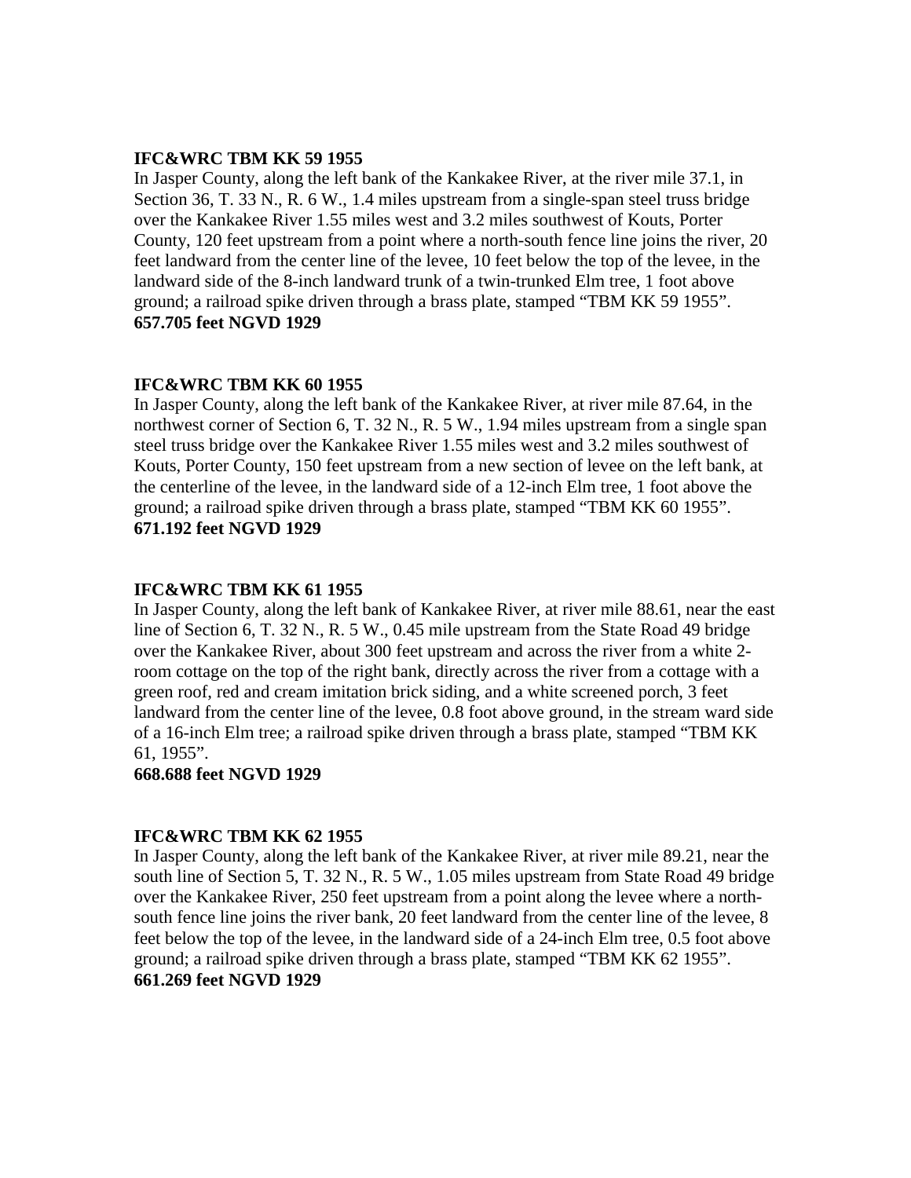**IFC&WRC TBM KK 59 1955**
In Jasper County, along the left bank of the Kankakee River, at the river mile 37.1, in Section 36, T. 33 N., R. 6 W., 1.4 miles upstream from a single-span steel truss bridge over the Kankakee River 1.55 miles west and 3.2 miles southwest of Kouts, Porter County, 120 feet upstream from a point where a north-south fence line joins the river, 20 feet landward from the center line of the levee, 10 feet below the top of the levee, in the landward side of the 8-inch landward trunk of a twin-trunked Elm tree, 1 foot above ground; a railroad spike driven through a brass plate, stamped “TBM KK 59 1955”.
**657.705 feet NGVD 1929**

**IFC&WRC TBM KK 60 1955**
In Jasper County, along the left bank of the Kankakee River, at river mile 87.64, in the northwest corner of Section 6, T. 32 N., R. 5 W., 1.94 miles upstream from a single span steel truss bridge over the Kankakee River 1.55 miles west and 3.2 miles southwest of Kouts, Porter County, 150 feet upstream from a new section of levee on the left bank, at the centerline of the levee, in the landward side of a 12-inch Elm tree, 1 foot above the ground; a railroad spike driven through a brass plate, stamped “TBM KK 60 1955”.
**671.192 feet NGVD 1929**

**IFC&WRC TBM KK 61 1955**
In Jasper County, along the left bank of Kankakee River, at river mile 88.61, near the east line of Section 6, T. 32 N., R. 5 W., 0.45 mile upstream from the State Road 49 bridge over the Kankakee River, about 300 feet upstream and across the river from a white 2-room cottage on the top of the right bank, directly across the river from a cottage with a green roof, red and cream imitation brick siding, and a white screened porch, 3 feet landward from the center line of the levee, 0.8 foot above ground, in the stream ward side of a 16-inch Elm tree; a railroad spike driven through a brass plate, stamped “TBM KK 61, 1955”.
**668.688 feet NGVD 1929**

**IFC&WRC TBM KK 62 1955**
In Jasper County, along the left bank of the Kankakee River, at river mile 89.21, near the south line of Section 5, T. 32 N., R. 5 W., 1.05 miles upstream from State Road 49 bridge over the Kankakee River, 250 feet upstream from a point along the levee where a north-south fence line joins the river bank, 20 feet landward from the center line of the levee, 8 feet below the top of the levee, in the landward side of a 24-inch Elm tree, 0.5 foot above ground; a railroad spike driven through a brass plate, stamped “TBM KK 62 1955”.
**661.269 feet NGVD 1929**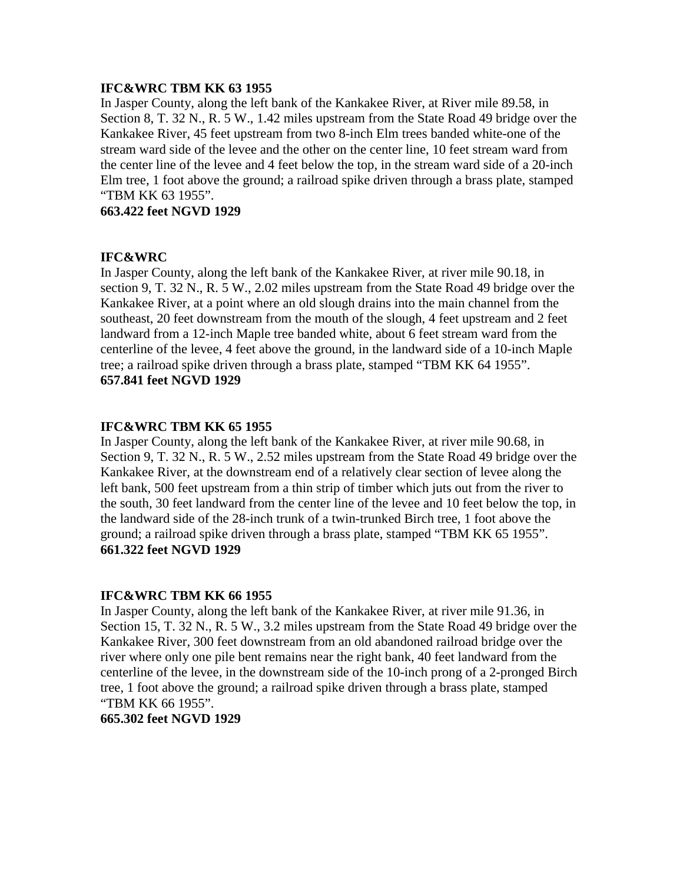**IFC&WRC TBM KK 63 1955**

In Jasper County, along the left bank of the Kankakee River, at River mile 89.58, in Section 8, T. 32 N., R. 5 W., 1.42 miles upstream from the State Road 49 bridge over the Kankakee River, 45 feet upstream from two 8-inch Elm trees banded white-one of the stream ward side of the levee and the other on the center line, 10 feet stream ward from the center line of the levee and 4 feet below the top, in the stream ward side of a 20-inch Elm tree, 1 foot above the ground; a railroad spike driven through a brass plate, stamped "TBM KK 63 1955".

**663.422 feet NGVD 1929**

**IFC&WRC**

In Jasper County, along the left bank of the Kankakee River, at river mile 90.18, in section 9, T. 32 N., R. 5 W., 2.02 miles upstream from the State Road 49 bridge over the Kankakee River, at a point where an old slough drains into the main channel from the southeast, 20 feet downstream from the mouth of the slough, 4 feet upstream and 2 feet landward from a 12-inch Maple tree banded white, about 6 feet stream ward from the centerline of the levee, 4 feet above the ground, in the landward side of a 10-inch Maple tree; a railroad spike driven through a brass plate, stamped "TBM KK 64 1955".

**657.841 feet NGVD 1929**

**IFC&WRC TBM KK 65 1955**

In Jasper County, along the left bank of the Kankakee River, at river mile 90.68, in Section 9, T. 32 N., R. 5 W., 2.52 miles upstream from the State Road 49 bridge over the Kankakee River, at the downstream end of a relatively clear section of levee along the left bank, 500 feet upstream from a thin strip of timber which juts out from the river to the south, 30 feet landward from the center line of the levee and 10 feet below the top, in the landward side of the 28-inch trunk of a twin-trunked Birch tree, 1 foot above the ground; a railroad spike driven through a brass plate, stamped "TBM KK 65 1955".

**661.322 feet NGVD 1929**

**IFC&WRC TBM KK 66 1955**

In Jasper County, along the left bank of the Kankakee River, at river mile 91.36, in Section 15, T. 32 N., R. 5 W., 3.2 miles upstream from the State Road 49 bridge over the Kankakee River, 300 feet downstream from an old abandoned railroad bridge over the river where only one pile bent remains near the right bank, 40 feet landward from the centerline of the levee, in the downstream side of the 10-inch prong of a 2-pronged Birch tree, 1 foot above the ground; a railroad spike driven through a brass plate, stamped "TBM KK 66 1955".

**665.302 feet NGVD 1929**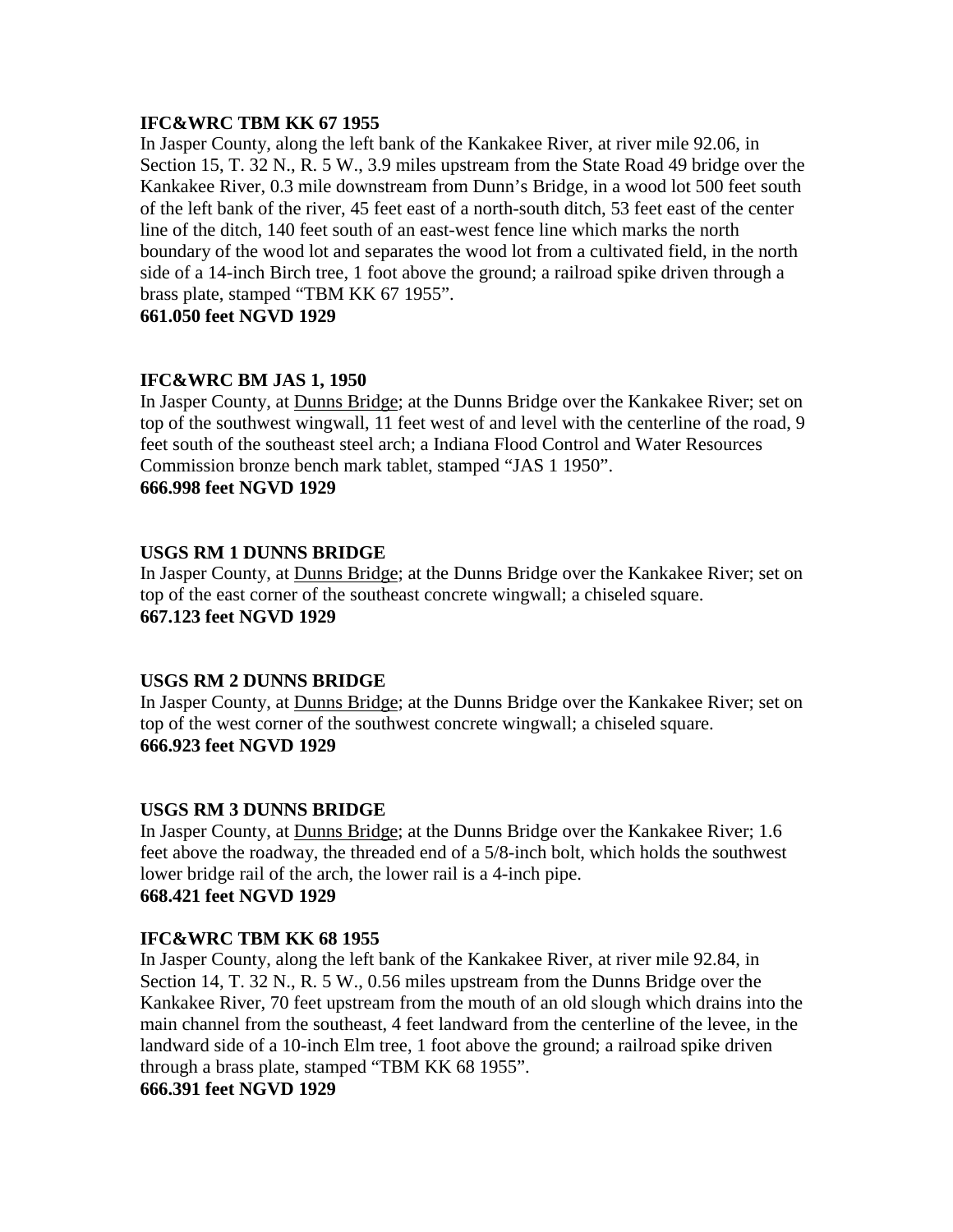**IFC&WRC TBM KK 67 1955**
In Jasper County, along the left bank of the Kankakee River, at river mile 92.06, in Section 15, T. 32 N., R. 5 W., 3.9 miles upstream from the State Road 49 bridge over the Kankakee River, 0.3 mile downstream from Dunn's Bridge, in a wood lot 500 feet south of the left bank of the river, 45 feet east of a north-south ditch, 53 feet east of the center line of the ditch, 140 feet south of an east-west fence line which marks the north boundary of the wood lot and separates the wood lot from a cultivated field, in the north side of a 14-inch Birch tree, 1 foot above the ground; a railroad spike driven through a brass plate, stamped "TBM KK 67 1955".
**661.050 feet NGVD 1929**

**IFC&WRC BM JAS 1, 1950**
In Jasper County, at Dunns Bridge; at the Dunns Bridge over the Kankakee River; set on top of the southwest wingwall, 11 feet west of and level with the centerline of the road, 9 feet south of the southeast steel arch; a Indiana Flood Control and Water Resources Commission bronze bench mark tablet, stamped "JAS 1 1950".
**666.998 feet NGVD 1929**

**USGS RM 1 DUNNS BRIDGE**
In Jasper County, at Dunns Bridge; at the Dunns Bridge over the Kankakee River; set on top of the east corner of the southeast concrete wingwall; a chiseled square.
**667.123 feet NGVD 1929**

**USGS RM 2 DUNNS BRIDGE**
In Jasper County, at Dunns Bridge; at the Dunns Bridge over the Kankakee River; set on top of the west corner of the southwest concrete wingwall; a chiseled square.
**666.923 feet NGVD 1929**

**USGS RM 3 DUNNS BRIDGE**
In Jasper County, at Dunns Bridge; at the Dunns Bridge over the Kankakee River; 1.6 feet above the roadway, the threaded end of a 5/8-inch bolt, which holds the southwest lower bridge rail of the arch, the lower rail is a 4-inch pipe.
**668.421 feet NGVD 1929**

**IFC&WRC TBM KK 68 1955**
In Jasper County, along the left bank of the Kankakee River, at river mile 92.84, in Section 14, T. 32 N., R. 5 W., 0.56 miles upstream from the Dunns Bridge over the Kankakee River, 70 feet upstream from the mouth of an old slough which drains into the main channel from the southeast, 4 feet landward from the centerline of the levee, in the landward side of a 10-inch Elm tree, 1 foot above the ground; a railroad spike driven through a brass plate, stamped "TBM KK 68 1955".
**666.391 feet NGVD 1929**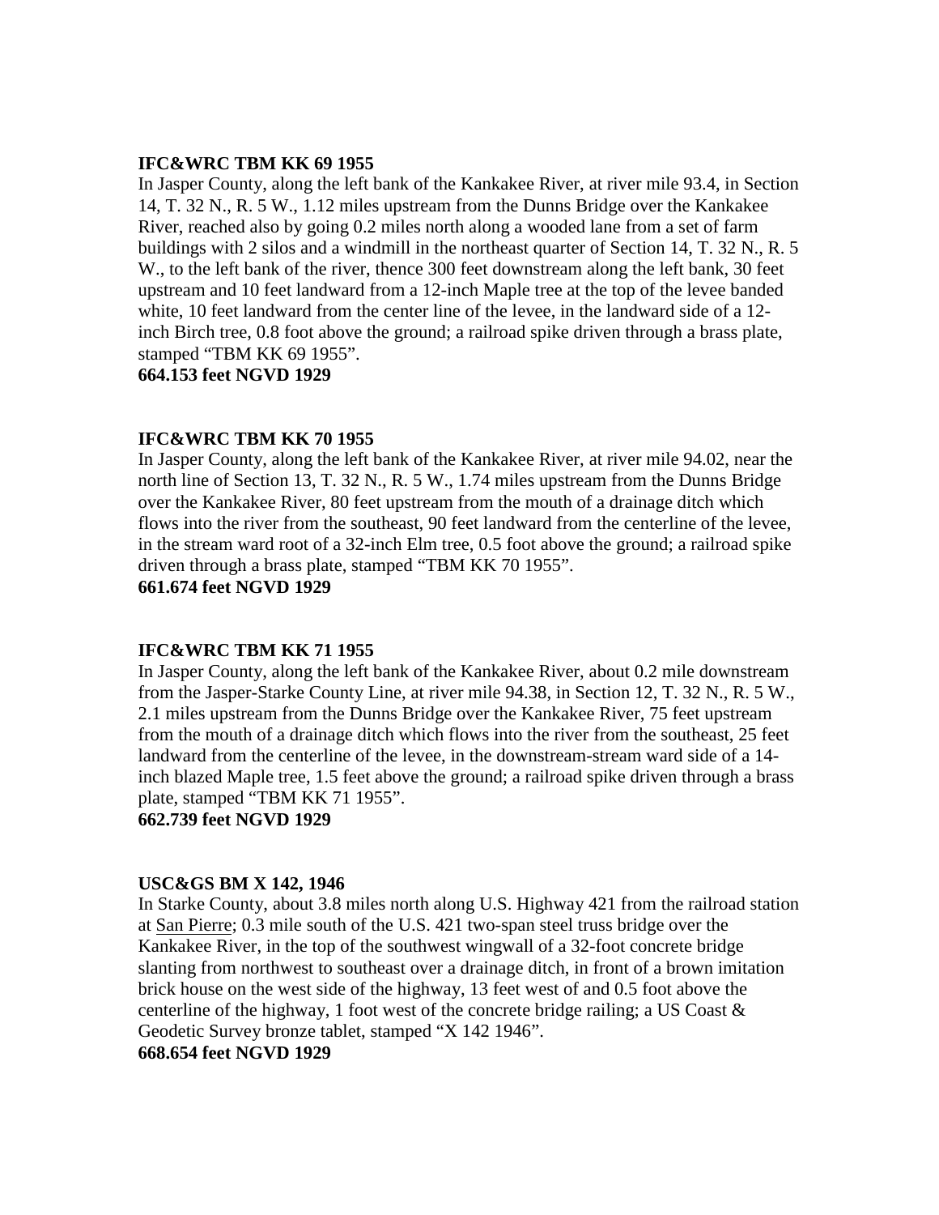**IFC&WRC TBM KK 69 1955**

In Jasper County, along the left bank of the Kankakee River, at river mile 93.4, in Section 14, T. 32 N., R. 5 W., 1.12 miles upstream from the Dunns Bridge over the Kankakee River, reached also by going 0.2 miles north along a wooded lane from a set of farm buildings with 2 silos and a windmill in the northeast quarter of Section 14, T. 32 N., R. 5 W., to the left bank of the river, thence 300 feet downstream along the left bank, 30 feet upstream and 10 feet landward from a 12-inch Maple tree at the top of the levee banded white, 10 feet landward from the center line of the levee, in the landward side of a 12-inch Birch tree, 0.8 foot above the ground; a railroad spike driven through a brass plate, stamped "TBM KK 69 1955".

**664.153 feet NGVD 1929**

**IFC&WRC TBM KK 70 1955**

In Jasper County, along the left bank of the Kankakee River, at river mile 94.02, near the north line of Section 13, T. 32 N., R. 5 W., 1.74 miles upstream from the Dunns Bridge over the Kankakee River, 80 feet upstream from the mouth of a drainage ditch which flows into the river from the southeast, 90 feet landward from the centerline of the levee, in the stream ward root of a 32-inch Elm tree, 0.5 foot above the ground; a railroad spike driven through a brass plate, stamped "TBM KK 70 1955".

**661.674 feet NGVD 1929**

**IFC&WRC TBM KK 71 1955**

In Jasper County, along the left bank of the Kankakee River, about 0.2 mile downstream from the Jasper-Starke County Line, at river mile 94.38, in Section 12, T. 32 N., R. 5 W., 2.1 miles upstream from the Dunns Bridge over the Kankakee River, 75 feet upstream from the mouth of a drainage ditch which flows into the river from the southeast, 25 feet landward from the centerline of the levee, in the downstream-stream ward side of a 14-inch blazed Maple tree, 1.5 feet above the ground; a railroad spike driven through a brass plate, stamped "TBM KK 71 1955".

**662.739 feet NGVD 1929**

**USC&GS BM X 142, 1946**

In Starke County, about 3.8 miles north along U.S. Highway 421 from the railroad station at San Pierre; 0.3 mile south of the U.S. 421 two-span steel truss bridge over the Kankakee River, in the top of the southwest wingwall of a 32-foot concrete bridge slanting from northwest to southeast over a drainage ditch, in front of a brown imitation brick house on the west side of the highway, 13 feet west of and 0.5 foot above the centerline of the highway, 1 foot west of the concrete bridge railing; a US Coast & Geodetic Survey bronze tablet, stamped "X 142 1946".

**668.654 feet NGVD 1929**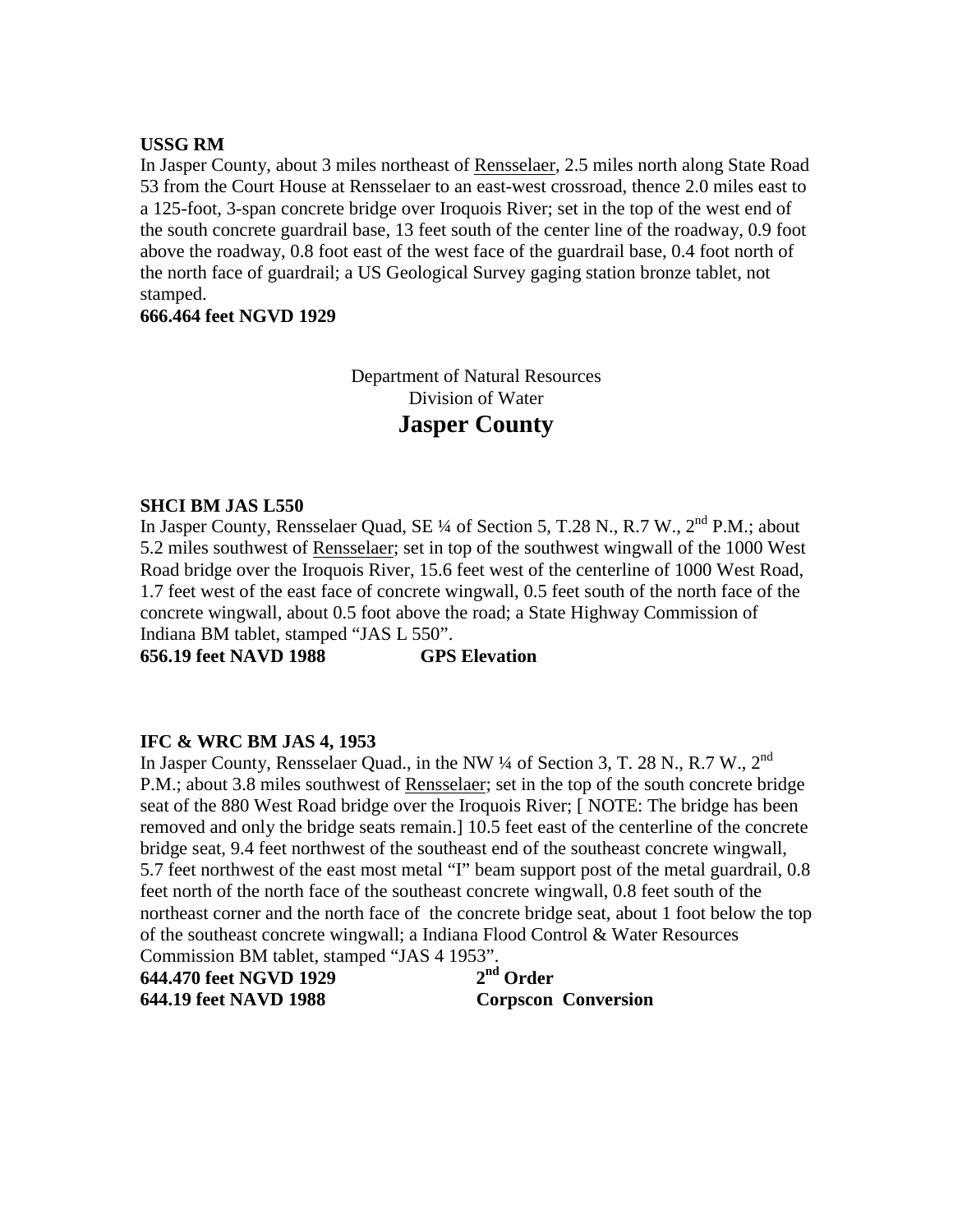**USSG RM**

In Jasper County, about 3 miles northeast of Rensselaer, 2.5 miles north along State Road 53 from the Court House at Rensselaer to an east-west crossroad, thence 2.0 miles east to a 125-foot, 3-span concrete bridge over Iroquois River; set in the top of the west end of the south concrete guardrail base, 13 feet south of the center line of the roadway, 0.9 foot above the roadway, 0.8 foot east of the west face of the guardrail base, 0.4 foot north of the north face of guardrail; a US Geological Survey gaging station bronze tablet, not stamped.

**666.464 feet NGVD 1929**

Department of Natural Resources
Division of Water

# Jasper County

**SHCI BM JAS L550**

In Jasper County, Rensselaer Quad, SE ¼ of Section 5, T.28 N., R.7 W., 2nd P.M.; about 5.2 miles southwest of Rensselaer; set in top of the southwest wingwall of the 1000 West Road bridge over the Iroquois River, 15.6 feet west of the centerline of 1000 West Road, 1.7 feet west of the east face of concrete wingwall, 0.5 feet south of the north face of the concrete wingwall, about 0.5 foot above the road; a State Highway Commission of Indiana BM tablet, stamped "JAS L 550".

**656.19 feet NAVD 1988** **GPS Elevation**

**IFC & WRC BM JAS 4, 1953**

In Jasper County, Rensselaer Quad., in the NW ¼ of Section 3, T. 28 N., R.7 W., 2nd P.M.; about 3.8 miles southwest of Rensselaer; set in the top of the south concrete bridge seat of the 880 West Road bridge over the Iroquois River; [ NOTE: The bridge has been removed and only the bridge seats remain.] 10.5 feet east of the centerline of the concrete bridge seat, 9.4 feet northwest of the southeast end of the southeast concrete wingwall, 5.7 feet northwest of the east most metal "I" beam support post of the metal guardrail, 0.8 feet north of the north face of the southeast concrete wingwall, 0.8 feet south of the northeast corner and the north face of the concrete bridge seat, about 1 foot below the top of the southeast concrete wingwall; a Indiana Flood Control & Water Resources Commission BM tablet, stamped "JAS 4 1953".

**644.470 feet NGVD 1929** **2nd Order**
**644.19 feet NAVD 1988** **Corpscon Conversion**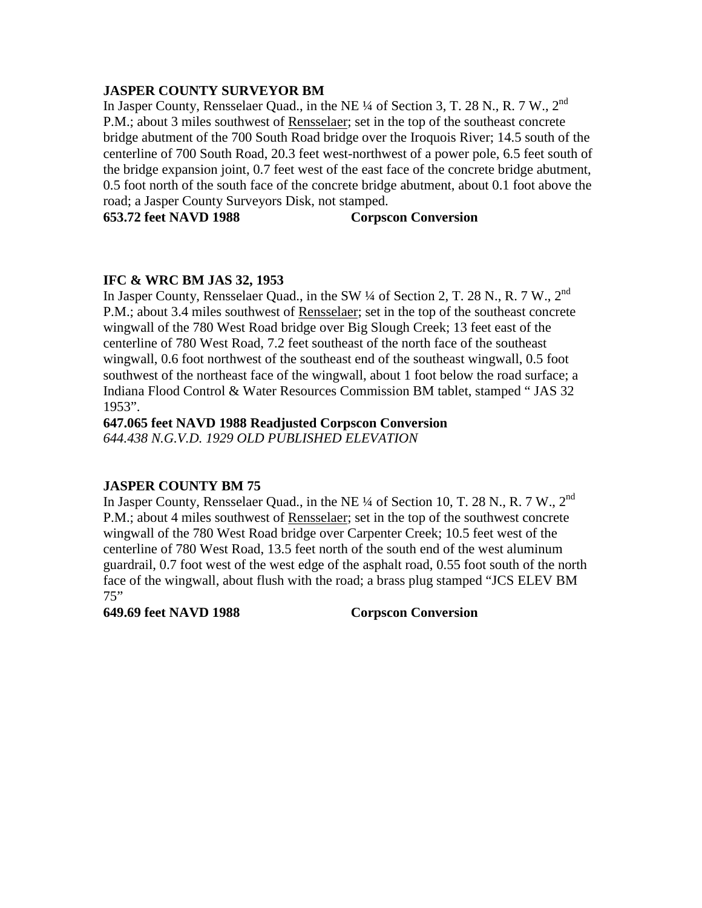**JASPER COUNTY SURVEYOR BM**

In Jasper County, Rensselaer Quad., in the NE ¼ of Section 3, T. 28 N., R. 7 W., 2nd P.M.; about 3 miles southwest of Rensselaer; set in the top of the southeast concrete bridge abutment of the 700 South Road bridge over the Iroquois River; 14.5 south of the centerline of 700 South Road, 20.3 feet west-northwest of a power pole, 6.5 feet south of the bridge expansion joint, 0.7 feet west of the east face of the concrete bridge abutment, 0.5 foot north of the south face of the concrete bridge abutment, about 0.1 foot above the road; a Jasper County Surveyors Disk, not stamped.

**653.72 feet NAVD 1988 Corpscon Conversion**

**IFC & WRC BM JAS 32, 1953**

In Jasper County, Rensselaer Quad., in the SW ¼ of Section 2, T. 28 N., R. 7 W., 2nd P.M.; about 3.4 miles southwest of Rensselaer; set in the top of the southeast concrete wingwall of the 780 West Road bridge over Big Slough Creek; 13 feet east of the centerline of 780 West Road, 7.2 feet southeast of the north face of the southeast wingwall, 0.6 foot northwest of the southeast end of the southeast wingwall, 0.5 foot southwest of the northeast face of the wingwall, about 1 foot below the road surface; a Indiana Flood Control & Water Resources Commission BM tablet, stamped " JAS 32 1953".

**647.065 feet NAVD 1988 Readjusted Corpscon Conversion**

*644.438 N.G.V.D. 1929 OLD PUBLISHED ELEVATION*

**JASPER COUNTY BM 75**

In Jasper County, Rensselaer Quad., in the NE ¼ of Section 10, T. 28 N., R. 7 W., 2nd P.M.; about 4 miles southwest of Rensselaer; set in the top of the southwest concrete wingwall of the 780 West Road bridge over Carpenter Creek; 10.5 feet west of the centerline of 780 West Road, 13.5 feet north of the south end of the west aluminum guardrail, 0.7 foot west of the west edge of the asphalt road, 0.55 foot south of the north face of the wingwall, about flush with the road; a brass plug stamped "JCS ELEV BM 75"

**649.69 feet NAVD 1988 Corpscon Conversion**